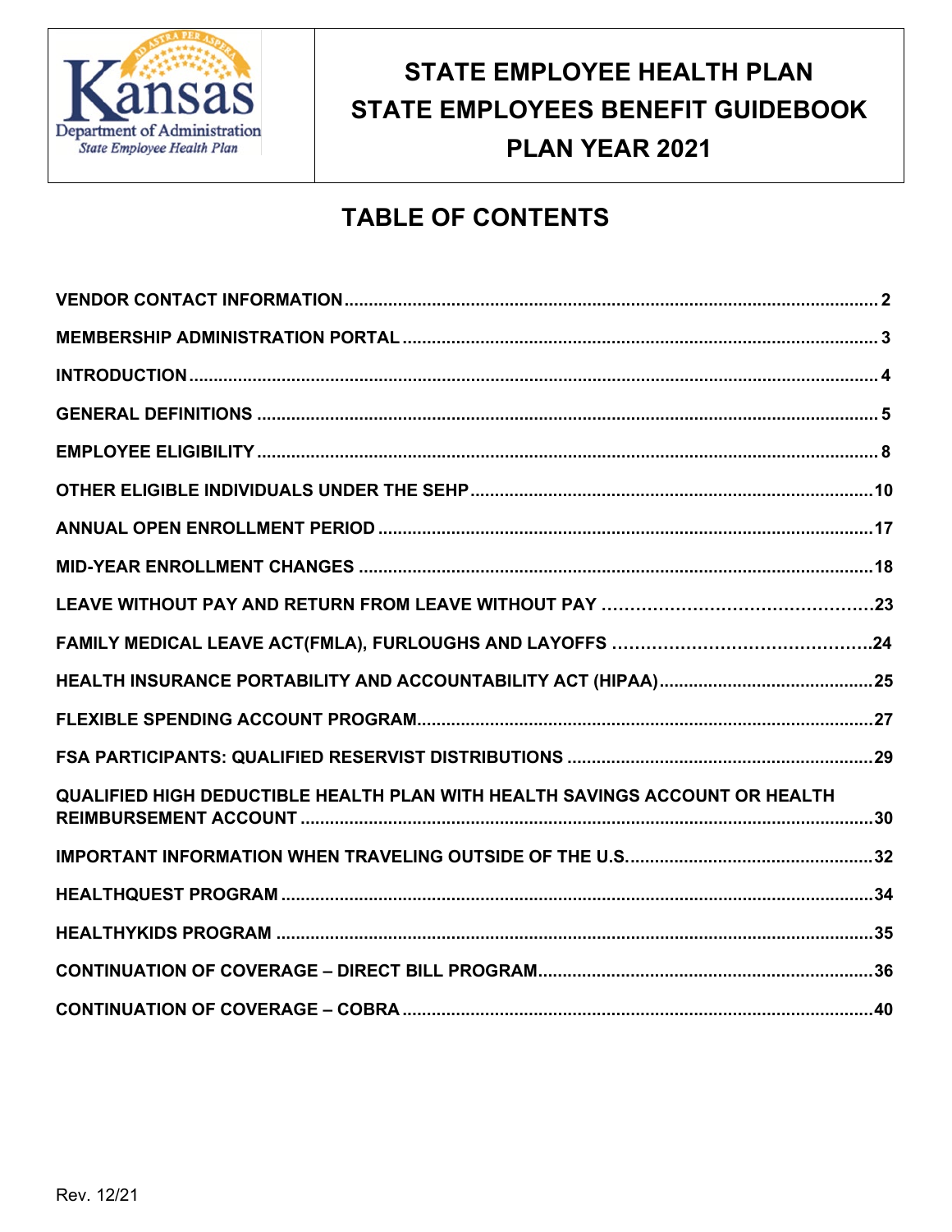# STATE EMPLOYEE HEALTH PLAN
# STATE EMPLOYEES BENEFIT GUIDEBOOK
# PLAN YEAR 2021

## TABLE OF CONTENTS

| | |
|---|---|
| VENDOR CONTACT INFORMATION | 2 |
| MEMBERSHIP ADMINISTRATION PORTAL | 3 |
| INTRODUCTION | 4 |
| GENERAL DEFINITIONS | 5 |
| EMPLOYEE ELIGIBILITY | 8 |
| OTHER ELIGIBLE INDIVIDUALS UNDER THE SEHP | 10 |
| ANNUAL OPEN ENROLLMENT PERIOD | 17 |
| MID-YEAR ENROLLMENT CHANGES | 18 |
| LEAVE WITHOUT PAY AND RETURN FROM LEAVE WITHOUT PAY | 23 |
| FAMILY MEDICAL LEAVE ACT(FMLA), FURLOUGHS AND LAYOFFS | 24 |
| HEALTH INSURANCE PORTABILITY AND ACCOUNTABILITY ACT (HIPAA) | 25 |
| FLEXIBLE SPENDING ACCOUNT PROGRAM | 27 |
| FSA PARTICIPANTS: QUALIFIED RESERVIST DISTRIBUTIONS | 29 |
| QUALIFIED HIGH DEDUCTIBLE HEALTH PLAN WITH HEALTH SAVINGS ACCOUNT OR HEALTH REIMBURSEMENT ACCOUNT | 30 |
| IMPORTANT INFORMATION WHEN TRAVELING OUTSIDE OF THE U.S. | 32 |
| HEALTHQUEST PROGRAM | 34 |
| HEALTHYKIDS PROGRAM | 35 |
| CONTINUATION OF COVERAGE – DIRECT BILL PROGRAM | 36 |
| CONTINUATION OF COVERAGE – COBRA | 40 |

Rev. 12/21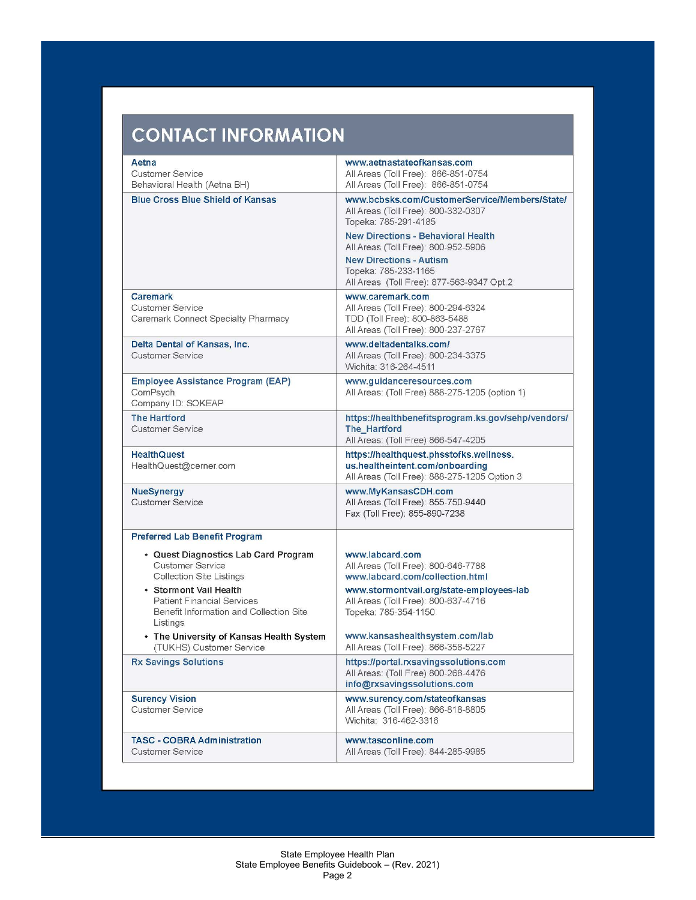# CONTACT INFORMATION

| | |
|---|---|
| **Aetna**<br>Customer Service<br>Behavioral Health (Aetna BH) | **www.aetnastateofkansas.com**<br>All Areas (Toll Free): 866-851-0754<br>All Areas (Toll Free): 866-851-0754 |
| **Blue Cross Blue Shield of Kansas** | **www.bcbsks.com/CustomerService/Members/State/**<br>All Areas (Toll Free): 800-332-0307<br>Topeka: 785-291-4185<br>**New Directions - Behavioral Health**<br>All Areas (Toll Free): 800-952-5906<br>**New Directions - Autism**<br>Topeka: 785-233-1165<br>All Areas (Toll Free): 877-563-9347 Opt.2 |
| **Caremark**<br>Customer Service<br>Caremark Connect Specialty Pharmacy | **www.caremark.com**<br>All Areas (Toll Free): 800-294-6324<br>TDD (Toll Free): 800-863-5488<br>All Areas (Toll Free): 800-237-2767 |
| **Delta Dental of Kansas, Inc.**<br>Customer Service | **www.deltadentalks.com/**<br>All Areas (Toll Free): 800-234-3375<br>Wichita: 316-264-4511 |
| **Employee Assistance Program (EAP)**<br>ComPsych<br>Company ID: SOKEAP | **www.guidanceresources.com**<br>All Areas: (Toll Free) 888-275-1205 (option 1) |
| **The Hartford**<br>Customer Service | **https://healthbenefitsprogram.ks.gov/sehp/vendors/The_Hartford**<br>All Areas: (Toll Free) 866-547-4205 |
| **HealthQuest**<br>HealthQuest@cerner.com | **https://healthquest.phsstofks.wellness.us.healtheintent.com/onboarding**<br>All Areas (Toll Free): 888-275-1205 Option 3 |
| **NueSynergy**<br>Customer Service | **www.MyKansasCDH.com**<br>All Areas (Toll Free): 855-750-9440<br>Fax (Toll Free): 855-890-7238 |
| **Preferred Lab Benefit Program** | |
| • **Quest Diagnostics Lab Card Program**<br>Customer Service<br>Collection Site Listings | **www.labcard.com**<br>All Areas (Toll Free): 800-646-7788<br>**www.labcard.com/collection.html** |
| • **Stormont Vail Health**<br>Patient Financial Services<br>Benefit Information and Collection Site Listings | **www.stormontvail.org/state-employees-lab**<br>All Areas (Toll Free): 800-637-4716<br>Topeka: 785-354-1150 |
| • **The University of Kansas Health System**<br>(TUKHS) Customer Service | **www.kansashealthsystem.com/lab**<br>All Areas (Toll Free): 866-358-5227 |
| **Rx Savings Solutions** | **https://portal.rxsavingssolutions.com**<br>All Areas: (Toll Free) 800-268-4476<br>**info@rxsavingssolutions.com** |
| **Surency Vision**<br>Customer Service | **www.surency.com/stateofkansas**<br>All Areas (Toll Free): 866-818-8805<br>Wichita: 316-462-3316 |
| **TASC - COBRA Administration**<br>Customer Service | **www.tasconline.com**<br>All Areas (Toll Free): 844-285-9985 |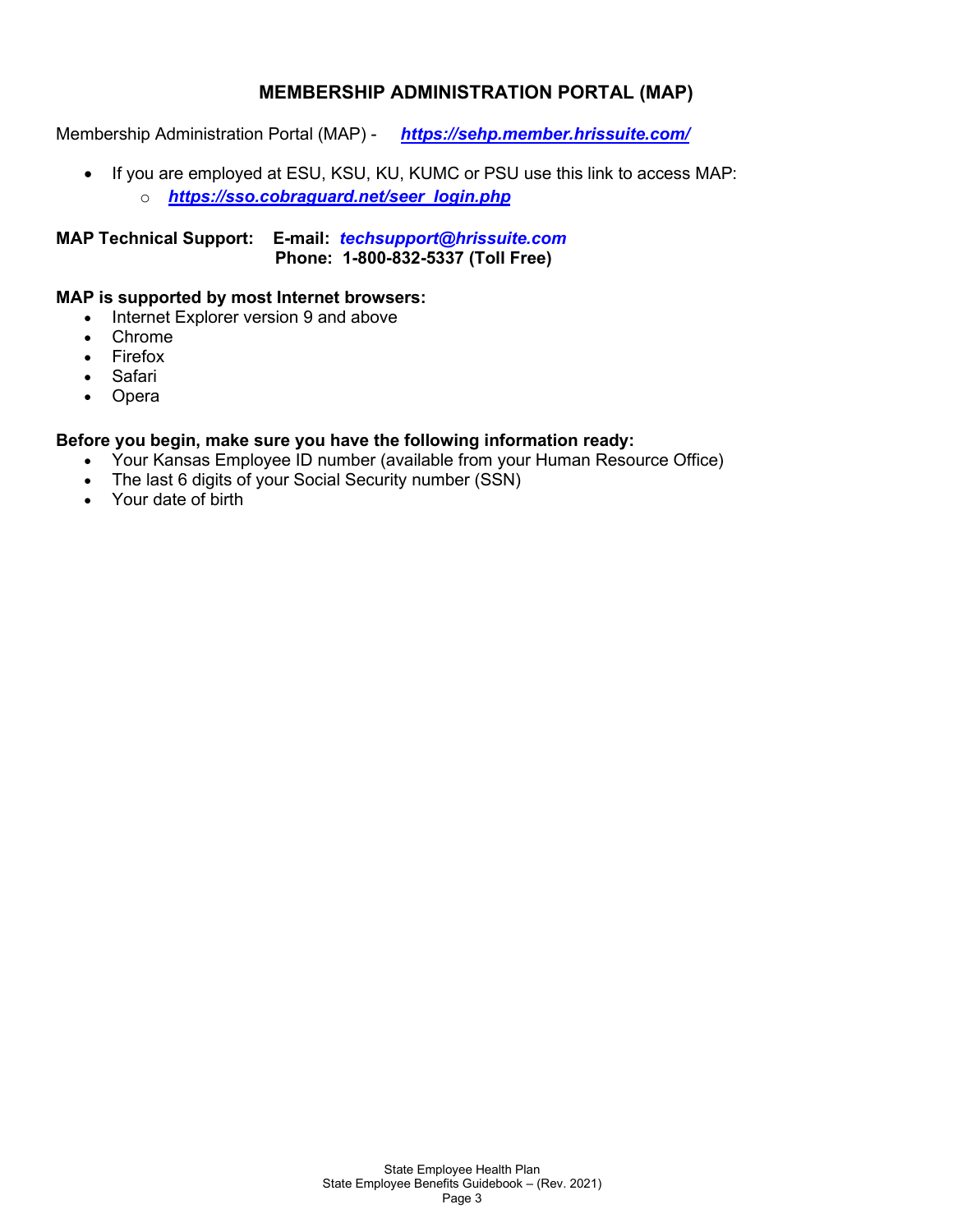# MEMBERSHIP ADMINISTRATION PORTAL (MAP)

Membership Administration Portal (MAP) - ***https://sehp.member.hrissuite.com/***

- If you are employed at ESU, KSU, KU, KUMC or PSU use this link to access MAP:
  - ***https://sso.cobraguard.net/seer_login.php***

**MAP Technical Support: E-mail:** ***techsupport@hrissuite.com***
**Phone: 1-800-832-5337 (Toll Free)**

**MAP is supported by most Internet browsers:**

- Internet Explorer version 9 and above
- Chrome
- Firefox
- Safari
- Opera

**Before you begin, make sure you have the following information ready:**

- Your Kansas Employee ID number (available from your Human Resource Office)
- The last 6 digits of your Social Security number (SSN)
- Your date of birth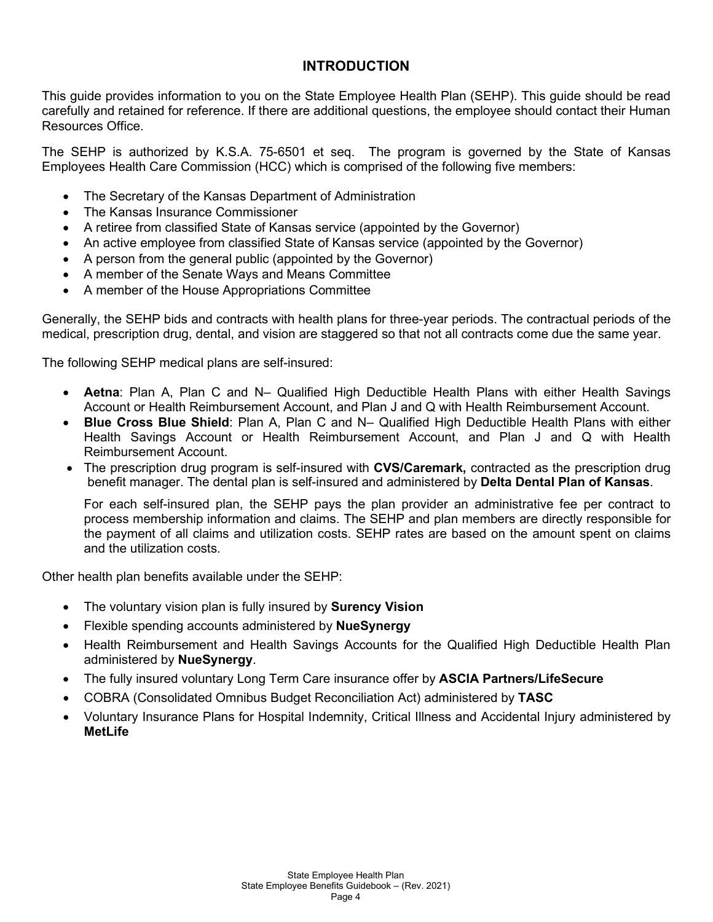# INTRODUCTION

This guide provides information to you on the State Employee Health Plan (SEHP). This guide should be read carefully and retained for reference. If there are additional questions, the employee should contact their Human Resources Office.

The SEHP is authorized by K.S.A. 75-6501 et seq. The program is governed by the State of Kansas Employees Health Care Commission (HCC) which is comprised of the following five members:

- The Secretary of the Kansas Department of Administration
- The Kansas Insurance Commissioner
- A retiree from classified State of Kansas service (appointed by the Governor)
- An active employee from classified State of Kansas service (appointed by the Governor)
- A person from the general public (appointed by the Governor)
- A member of the Senate Ways and Means Committee
- A member of the House Appropriations Committee

Generally, the SEHP bids and contracts with health plans for three-year periods. The contractual periods of the medical, prescription drug, dental, and vision are staggered so that not all contracts come due the same year.

The following SEHP medical plans are self-insured:

- **Aetna**: Plan A, Plan C and N– Qualified High Deductible Health Plans with either Health Savings Account or Health Reimbursement Account, and Plan J and Q with Health Reimbursement Account.
- **Blue Cross Blue Shield**: Plan A, Plan C and N– Qualified High Deductible Health Plans with either Health Savings Account or Health Reimbursement Account, and Plan J and Q with Health Reimbursement Account.
- The prescription drug program is self-insured with **CVS/Caremark,** contracted as the prescription drug benefit manager. The dental plan is self-insured and administered by **Delta Dental Plan of Kansas**.

  For each self-insured plan, the SEHP pays the plan provider an administrative fee per contract to process membership information and claims. The SEHP and plan members are directly responsible for the payment of all claims and utilization costs. SEHP rates are based on the amount spent on claims and the utilization costs.

Other health plan benefits available under the SEHP:

- The voluntary vision plan is fully insured by **Surency Vision**
- Flexible spending accounts administered by **NueSynergy**
- Health Reimbursement and Health Savings Accounts for the Qualified High Deductible Health Plan administered by **NueSynergy**.
- The fully insured voluntary Long Term Care insurance offer by **ASCIA Partners/LifeSecure**
- COBRA (Consolidated Omnibus Budget Reconciliation Act) administered by **TASC**
- Voluntary Insurance Plans for Hospital Indemnity, Critical Illness and Accidental Injury administered by **MetLife**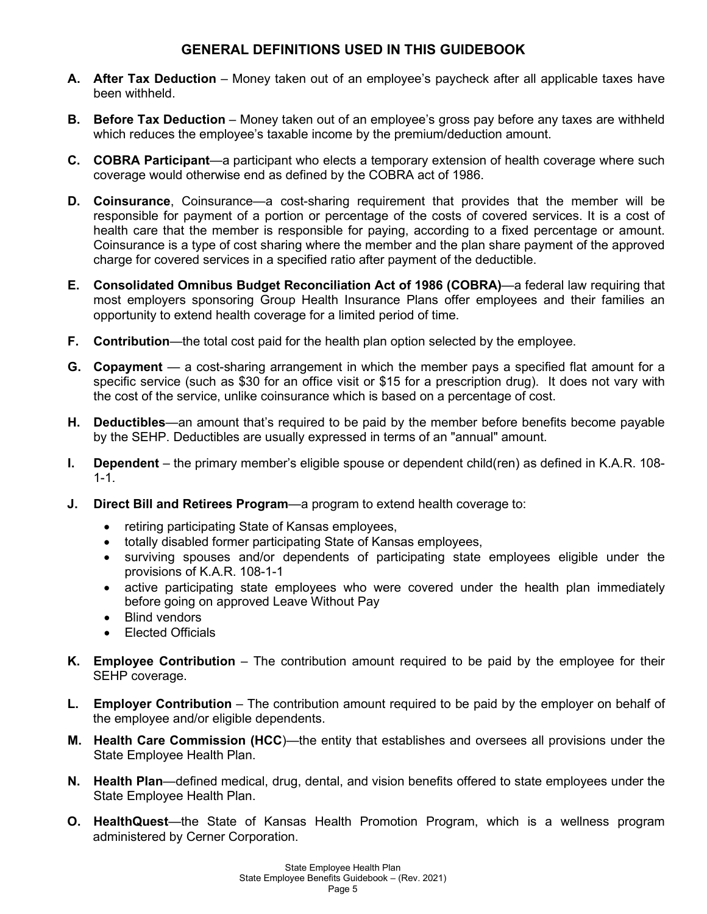## GENERAL DEFINITIONS USED IN THIS GUIDEBOOK

**A. After Tax Deduction** – Money taken out of an employee's paycheck after all applicable taxes have been withheld.

**B. Before Tax Deduction** – Money taken out of an employee's gross pay before any taxes are withheld which reduces the employee's taxable income by the premium/deduction amount.

**C. COBRA Participant**—a participant who elects a temporary extension of health coverage where such coverage would otherwise end as defined by the COBRA act of 1986.

**D. Coinsurance**, Coinsurance—a cost-sharing requirement that provides that the member will be responsible for payment of a portion or percentage of the costs of covered services. It is a cost of health care that the member is responsible for paying, according to a fixed percentage or amount. Coinsurance is a type of cost sharing where the member and the plan share payment of the approved charge for covered services in a specified ratio after payment of the deductible.

**E. Consolidated Omnibus Budget Reconciliation Act of 1986 (COBRA)**—a federal law requiring that most employers sponsoring Group Health Insurance Plans offer employees and their families an opportunity to extend health coverage for a limited period of time.

**F. Contribution**—the total cost paid for the health plan option selected by the employee.

**G. Copayment** — a cost-sharing arrangement in which the member pays a specified flat amount for a specific service (such as $30 for an office visit or $15 for a prescription drug). It does not vary with the cost of the service, unlike coinsurance which is based on a percentage of cost.

**H. Deductibles**—an amount that's required to be paid by the member before benefits become payable by the SEHP. Deductibles are usually expressed in terms of an "annual" amount.

**I. Dependent** – the primary member's eligible spouse or dependent child(ren) as defined in K.A.R. 108-1-1.

**J. Direct Bill and Retirees Program**—a program to extend health coverage to:

- retiring participating State of Kansas employees,
- totally disabled former participating State of Kansas employees,
- surviving spouses and/or dependents of participating state employees eligible under the provisions of K.A.R. 108-1-1
- active participating state employees who were covered under the health plan immediately before going on approved Leave Without Pay
- Blind vendors
- Elected Officials

**K. Employee Contribution** – The contribution amount required to be paid by the employee for their SEHP coverage.

**L. Employer Contribution** – The contribution amount required to be paid by the employer on behalf of the employee and/or eligible dependents.

**M. Health Care Commission (HCC)**—the entity that establishes and oversees all provisions under the State Employee Health Plan.

**N. Health Plan**—defined medical, drug, dental, and vision benefits offered to state employees under the State Employee Health Plan.

**O. HealthQuest**—the State of Kansas Health Promotion Program, which is a wellness program administered by Cerner Corporation.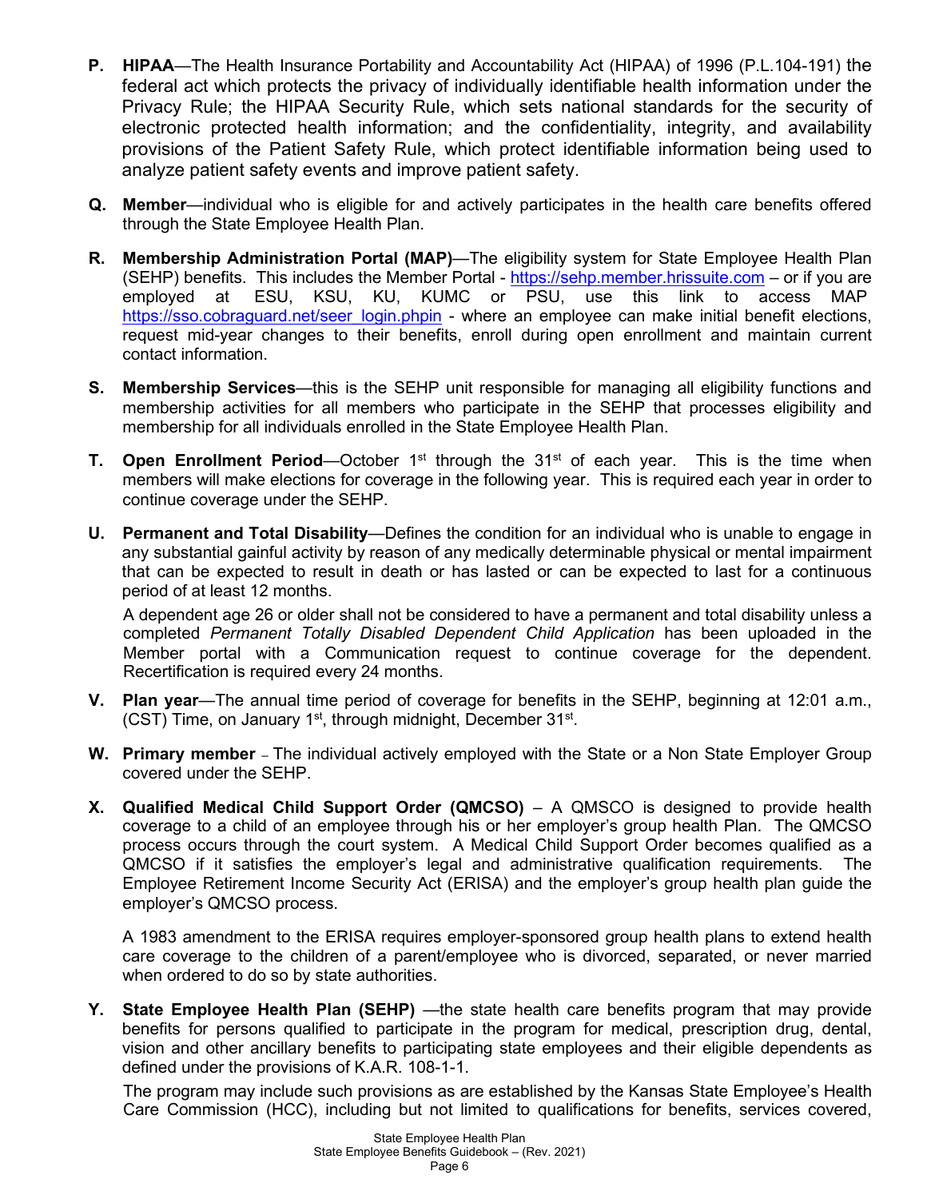**P. HIPAA**—The Health Insurance Portability and Accountability Act (HIPAA) of 1996 (P.L.104-191) the federal act which protects the privacy of individually identifiable health information under the Privacy Rule; the HIPAA Security Rule, which sets national standards for the security of electronic protected health information; and the confidentiality, integrity, and availability provisions of the Patient Safety Rule, which protect identifiable information being used to analyze patient safety events and improve patient safety.

**Q. Member**—individual who is eligible for and actively participates in the health care benefits offered through the State Employee Health Plan.

**R. Membership Administration Portal (MAP)**—The eligibility system for State Employee Health Plan (SEHP) benefits. This includes the Member Portal - https://sehp.member.hrissuite.com – or if you are employed at ESU, KSU, KU, KUMC or PSU, use this link to access MAP https://sso.cobraguard.net/seer_login.phpin - where an employee can make initial benefit elections, request mid-year changes to their benefits, enroll during open enrollment and maintain current contact information.

**S. Membership Services**—this is the SEHP unit responsible for managing all eligibility functions and membership activities for all members who participate in the SEHP that processes eligibility and membership for all individuals enrolled in the State Employee Health Plan.

**T. Open Enrollment Period**—October 1st through the 31st of each year. This is the time when members will make elections for coverage in the following year. This is required each year in order to continue coverage under the SEHP.

**U. Permanent and Total Disability**—Defines the condition for an individual who is unable to engage in any substantial gainful activity by reason of any medically determinable physical or mental impairment that can be expected to result in death or has lasted or can be expected to last for a continuous period of at least 12 months.

A dependent age 26 or older shall not be considered to have a permanent and total disability unless a completed *Permanent Totally Disabled Dependent Child Application* has been uploaded in the Member portal with a Communication request to continue coverage for the dependent. Recertification is required every 24 months.

**V. Plan year**—The annual time period of coverage for benefits in the SEHP, beginning at 12:01 a.m., (CST) Time, on January 1st, through midnight, December 31st.

**W. Primary member** – The individual actively employed with the State or a Non State Employer Group covered under the SEHP.

**X. Qualified Medical Child Support Order (QMCSO)** – A QMSCO is designed to provide health coverage to a child of an employee through his or her employer's group health Plan. The QMCSO process occurs through the court system. A Medical Child Support Order becomes qualified as a QMCSO if it satisfies the employer's legal and administrative qualification requirements. The Employee Retirement Income Security Act (ERISA) and the employer's group health plan guide the employer's QMCSO process.

A 1983 amendment to the ERISA requires employer-sponsored group health plans to extend health care coverage to the children of a parent/employee who is divorced, separated, or never married when ordered to do so by state authorities.

**Y. State Employee Health Plan (SEHP)** —the state health care benefits program that may provide benefits for persons qualified to participate in the program for medical, prescription drug, dental, vision and other ancillary benefits to participating state employees and their eligible dependents as defined under the provisions of K.A.R. 108-1-1.

The program may include such provisions as are established by the Kansas State Employee's Health Care Commission (HCC), including but not limited to qualifications for benefits, services covered,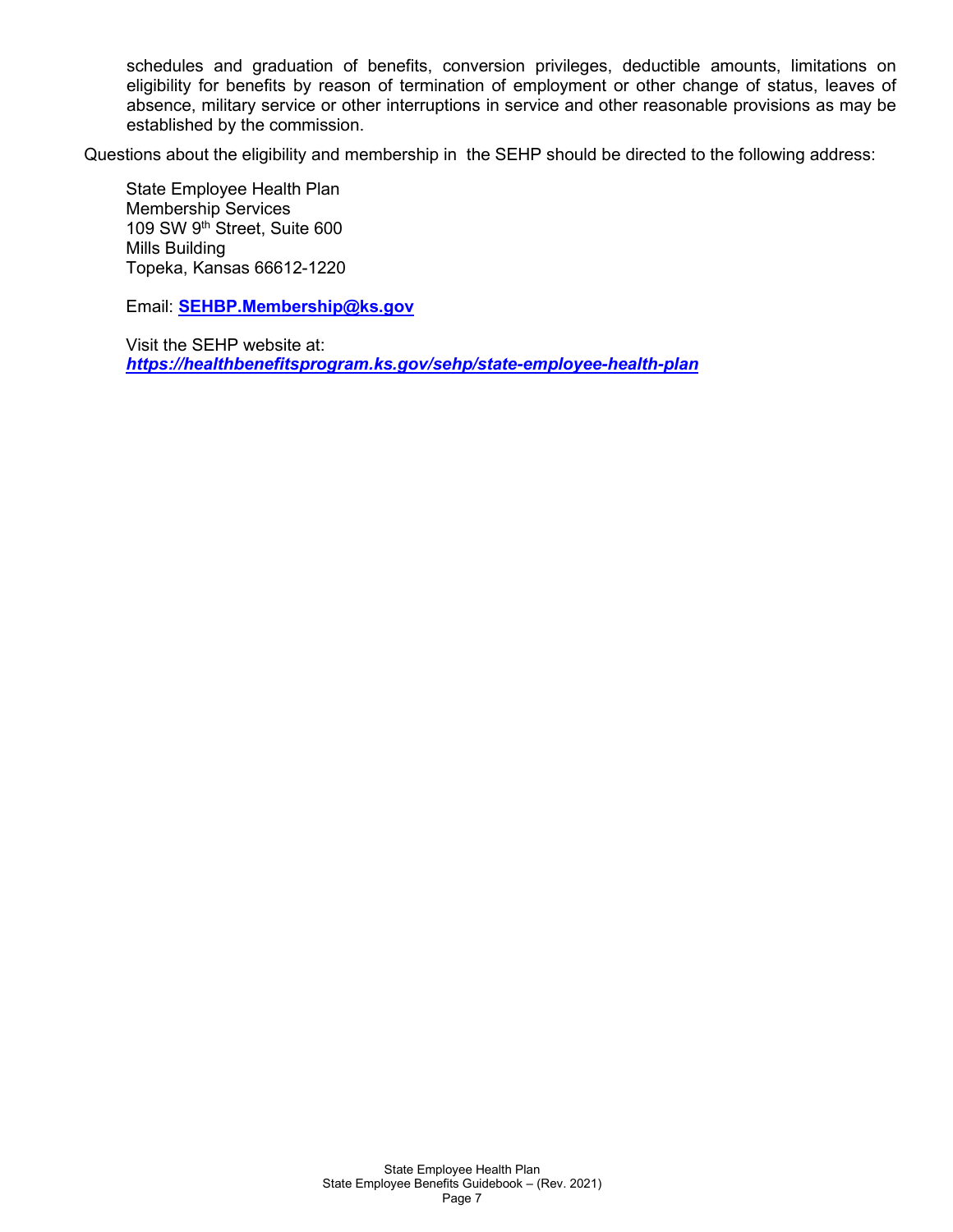schedules and graduation of benefits, conversion privileges, deductible amounts, limitations on eligibility for benefits by reason of termination of employment or other change of status, leaves of absence, military service or other interruptions in service and other reasonable provisions as may be established by the commission.

Questions about the eligibility and membership in the SEHP should be directed to the following address:

State Employee Health Plan
Membership Services
109 SW 9th Street, Suite 600
Mills Building
Topeka, Kansas 66612-1220

Email: **SEHBP.Membership@ks.gov**

Visit the SEHP website at:
***https://healthbenefitsprogram.ks.gov/sehp/state-employee-health-plan***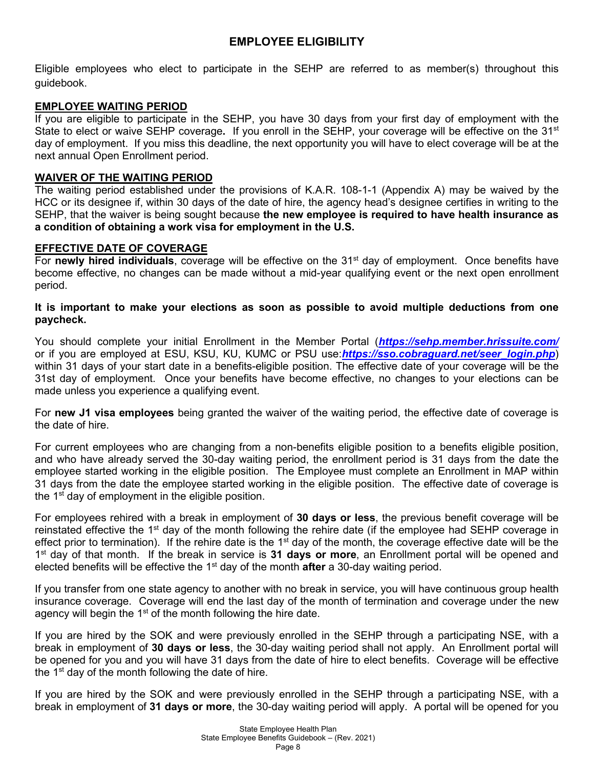## EMPLOYEE ELIGIBILITY

Eligible employees who elect to participate in the SEHP are referred to as member(s) throughout this guidebook.

### EMPLOYEE WAITING PERIOD

If you are eligible to participate in the SEHP, you have 30 days from your first day of employment with the State to elect or waive SEHP coverage**.** If you enroll in the SEHP, your coverage will be effective on the 31st day of employment. If you miss this deadline, the next opportunity you will have to elect coverage will be at the next annual Open Enrollment period.

### WAIVER OF THE WAITING PERIOD

The waiting period established under the provisions of K.A.R. 108-1-1 (Appendix A) may be waived by the HCC or its designee if, within 30 days of the date of hire, the agency head's designee certifies in writing to the SEHP, that the waiver is being sought because **the new employee is required to have health insurance as a condition of obtaining a work visa for employment in the U.S.**

### EFFECTIVE DATE OF COVERAGE

For **newly hired individuals**, coverage will be effective on the 31st day of employment. Once benefits have become effective, no changes can be made without a mid-year qualifying event or the next open enrollment period.

**It is important to make your elections as soon as possible to avoid multiple deductions from one paycheck.**

You should complete your initial Enrollment in the Member Portal (***https://sehp.member.hrissuite.com/*** or if you are employed at ESU, KSU, KU, KUMC or PSU use:***https://sso.cobraguard.net/seer_login.php***) within 31 days of your start date in a benefits-eligible position. The effective date of your coverage will be the 31st day of employment. Once your benefits have become effective, no changes to your elections can be made unless you experience a qualifying event.

For **new J1 visa employees** being granted the waiver of the waiting period, the effective date of coverage is the date of hire.

For current employees who are changing from a non-benefits eligible position to a benefits eligible position, and who have already served the 30-day waiting period, the enrollment period is 31 days from the date the employee started working in the eligible position. The Employee must complete an Enrollment in MAP within 31 days from the date the employee started working in the eligible position. The effective date of coverage is the 1st day of employment in the eligible position.

For employees rehired with a break in employment of **30 days or less**, the previous benefit coverage will be reinstated effective the 1st day of the month following the rehire date (if the employee had SEHP coverage in effect prior to termination). If the rehire date is the 1st day of the month, the coverage effective date will be the 1st day of that month. If the break in service is **31 days or more**, an Enrollment portal will be opened and elected benefits will be effective the 1st day of the month **after** a 30-day waiting period.

If you transfer from one state agency to another with no break in service, you will have continuous group health insurance coverage. Coverage will end the last day of the month of termination and coverage under the new agency will begin the 1st of the month following the hire date.

If you are hired by the SOK and were previously enrolled in the SEHP through a participating NSE, with a break in employment of **30 days or less**, the 30-day waiting period shall not apply. An Enrollment portal will be opened for you and you will have 31 days from the date of hire to elect benefits. Coverage will be effective the 1st day of the month following the date of hire.

If you are hired by the SOK and were previously enrolled in the SEHP through a participating NSE, with a break in employment of **31 days or more**, the 30-day waiting period will apply. A portal will be opened for you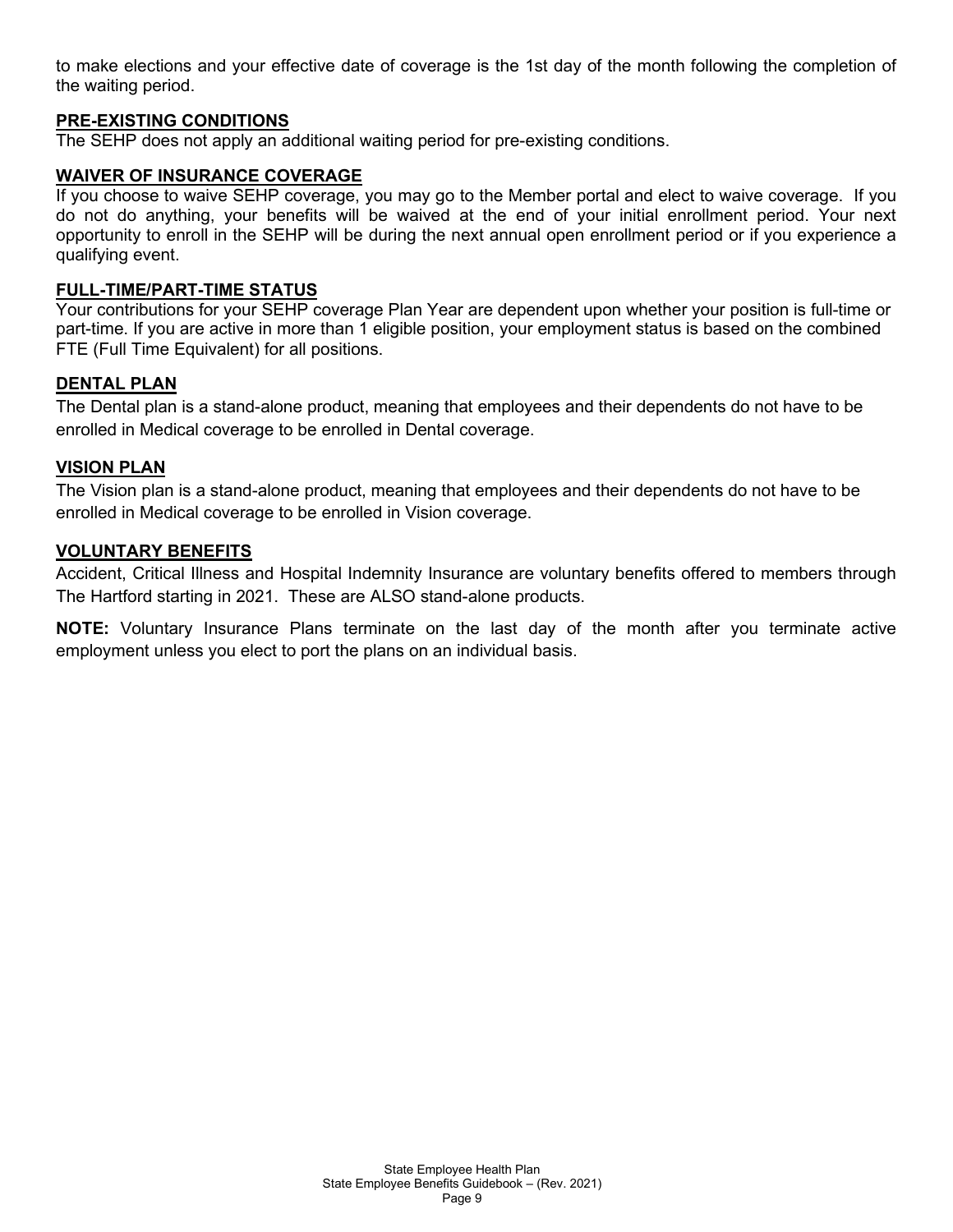to make elections and your effective date of coverage is the 1st day of the month following the completion of the waiting period.

## PRE-EXISTING CONDITIONS

The SEHP does not apply an additional waiting period for pre-existing conditions.

## WAIVER OF INSURANCE COVERAGE

If you choose to waive SEHP coverage, you may go to the Member portal and elect to waive coverage. If you do not do anything, your benefits will be waived at the end of your initial enrollment period. Your next opportunity to enroll in the SEHP will be during the next annual open enrollment period or if you experience a qualifying event.

## FULL-TIME/PART-TIME STATUS

Your contributions for your SEHP coverage Plan Year are dependent upon whether your position is full-time or part-time. If you are active in more than 1 eligible position, your employment status is based on the combined FTE (Full Time Equivalent) for all positions.

## DENTAL PLAN

The Dental plan is a stand-alone product, meaning that employees and their dependents do not have to be enrolled in Medical coverage to be enrolled in Dental coverage.

## VISION PLAN

The Vision plan is a stand-alone product, meaning that employees and their dependents do not have to be enrolled in Medical coverage to be enrolled in Vision coverage.

## VOLUNTARY BENEFITS

Accident, Critical Illness and Hospital Indemnity Insurance are voluntary benefits offered to members through The Hartford starting in 2021. These are ALSO stand-alone products.

**NOTE:** Voluntary Insurance Plans terminate on the last day of the month after you terminate active employment unless you elect to port the plans on an individual basis.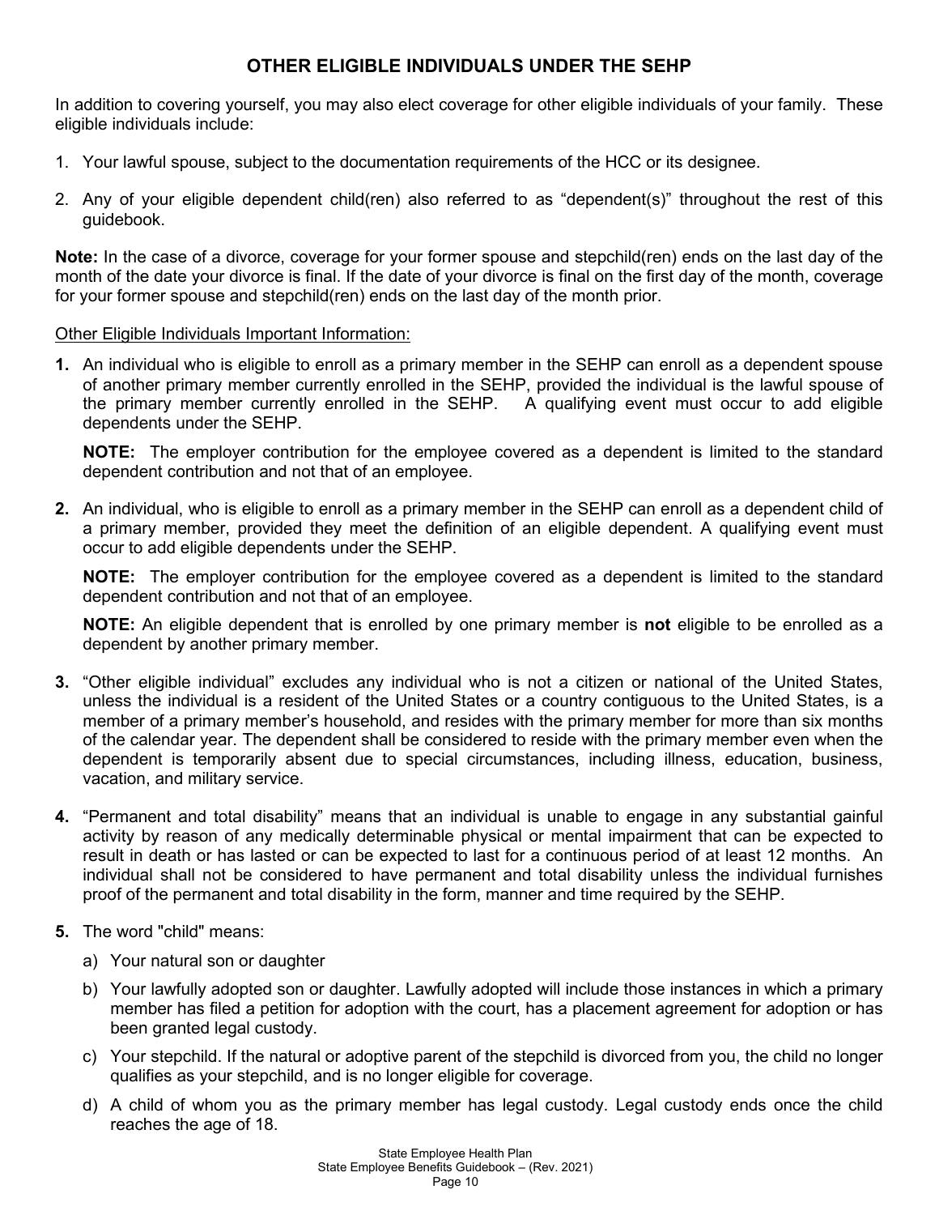## OTHER ELIGIBLE INDIVIDUALS UNDER THE SEHP

In addition to covering yourself, you may also elect coverage for other eligible individuals of your family. These eligible individuals include:

1. Your lawful spouse, subject to the documentation requirements of the HCC or its designee.
2. Any of your eligible dependent child(ren) also referred to as "dependent(s)" throughout the rest of this guidebook.

**Note:** In the case of a divorce, coverage for your former spouse and stepchild(ren) ends on the last day of the month of the date your divorce is final. If the date of your divorce is final on the first day of the month, coverage for your former spouse and stepchild(ren) ends on the last day of the month prior.

<u>Other Eligible Individuals Important Information:</u>

**1.** An individual who is eligible to enroll as a primary member in the SEHP can enroll as a dependent spouse of another primary member currently enrolled in the SEHP, provided the individual is the lawful spouse of the primary member currently enrolled in the SEHP. A qualifying event must occur to add eligible dependents under the SEHP.

   **NOTE:** The employer contribution for the employee covered as a dependent is limited to the standard dependent contribution and not that of an employee.

**2.** An individual, who is eligible to enroll as a primary member in the SEHP can enroll as a dependent child of a primary member, provided they meet the definition of an eligible dependent. A qualifying event must occur to add eligible dependents under the SEHP.

   **NOTE:** The employer contribution for the employee covered as a dependent is limited to the standard dependent contribution and not that of an employee.

   **NOTE:** An eligible dependent that is enrolled by one primary member is **not** eligible to be enrolled as a dependent by another primary member.

**3.** "Other eligible individual" excludes any individual who is not a citizen or national of the United States, unless the individual is a resident of the United States or a country contiguous to the United States, is a member of a primary member's household, and resides with the primary member for more than six months of the calendar year. The dependent shall be considered to reside with the primary member even when the dependent is temporarily absent due to special circumstances, including illness, education, business, vacation, and military service.

**4.** "Permanent and total disability" means that an individual is unable to engage in any substantial gainful activity by reason of any medically determinable physical or mental impairment that can be expected to result in death or has lasted or can be expected to last for a continuous period of at least 12 months. An individual shall not be considered to have permanent and total disability unless the individual furnishes proof of the permanent and total disability in the form, manner and time required by the SEHP.

**5.** The word "child" means:

   a) Your natural son or daughter
   b) Your lawfully adopted son or daughter. Lawfully adopted will include those instances in which a primary member has filed a petition for adoption with the court, has a placement agreement for adoption or has been granted legal custody.
   c) Your stepchild. If the natural or adoptive parent of the stepchild is divorced from you, the child no longer qualifies as your stepchild, and is no longer eligible for coverage.
   d) A child of whom you as the primary member has legal custody. Legal custody ends once the child reaches the age of 18.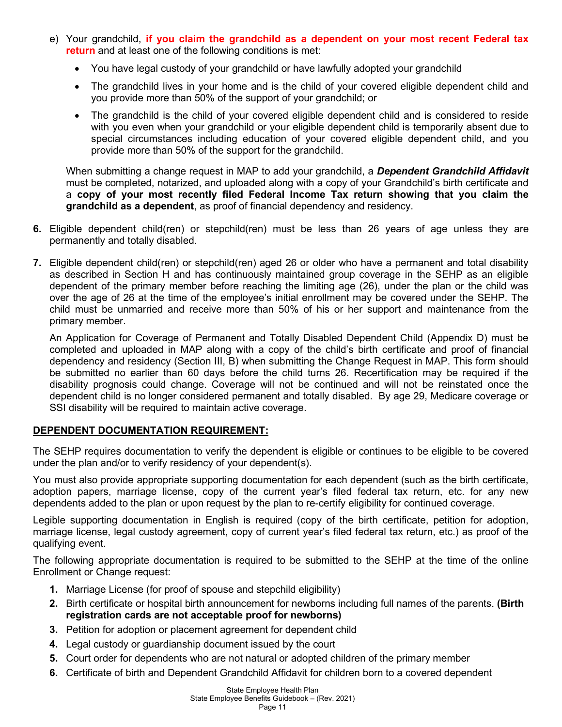e) Your grandchild, **if you claim the grandchild as a dependent on your most recent Federal tax return** and at least one of the following conditions is met:

- You have legal custody of your grandchild or have lawfully adopted your grandchild
- The grandchild lives in your home and is the child of your covered eligible dependent child and you provide more than 50% of the support of your grandchild; or
- The grandchild is the child of your covered eligible dependent child and is considered to reside with you even when your grandchild or your eligible dependent child is temporarily absent due to special circumstances including education of your covered eligible dependent child, and you provide more than 50% of the support for the grandchild.

When submitting a change request in MAP to add your grandchild, a ***Dependent Grandchild Affidavit*** must be completed, notarized, and uploaded along with a copy of your Grandchild's birth certificate and a **copy of your most recently filed Federal Income Tax return showing that you claim the grandchild as a dependent**, as proof of financial dependency and residency.

**6.** Eligible dependent child(ren) or stepchild(ren) must be less than 26 years of age unless they are permanently and totally disabled.

**7.** Eligible dependent child(ren) or stepchild(ren) aged 26 or older who have a permanent and total disability as described in Section H and has continuously maintained group coverage in the SEHP as an eligible dependent of the primary member before reaching the limiting age (26), under the plan or the child was over the age of 26 at the time of the employee's initial enrollment may be covered under the SEHP. The child must be unmarried and receive more than 50% of his or her support and maintenance from the primary member.

An Application for Coverage of Permanent and Totally Disabled Dependent Child (Appendix D) must be completed and uploaded in MAP along with a copy of the child's birth certificate and proof of financial dependency and residency (Section III, B) when submitting the Change Request in MAP. This form should be submitted no earlier than 60 days before the child turns 26. Recertification may be required if the disability prognosis could change. Coverage will not be continued and will not be reinstated once the dependent child is no longer considered permanent and totally disabled. By age 29, Medicare coverage or SSI disability will be required to maintain active coverage.

## DEPENDENT DOCUMENTATION REQUIREMENT:

The SEHP requires documentation to verify the dependent is eligible or continues to be eligible to be covered under the plan and/or to verify residency of your dependent(s).

You must also provide appropriate supporting documentation for each dependent (such as the birth certificate, adoption papers, marriage license, copy of the current year's filed federal tax return, etc. for any new dependents added to the plan or upon request by the plan to re-certify eligibility for continued coverage.

Legible supporting documentation in English is required (copy of the birth certificate, petition for adoption, marriage license, legal custody agreement, copy of current year's filed federal tax return, etc.) as proof of the qualifying event.

The following appropriate documentation is required to be submitted to the SEHP at the time of the online Enrollment or Change request:

1. Marriage License (for proof of spouse and stepchild eligibility)
2. Birth certificate or hospital birth announcement for newborns including full names of the parents. **(Birth registration cards are not acceptable proof for newborns)**
3. Petition for adoption or placement agreement for dependent child
4. Legal custody or guardianship document issued by the court
5. Court order for dependents who are not natural or adopted children of the primary member
6. Certificate of birth and Dependent Grandchild Affidavit for children born to a covered dependent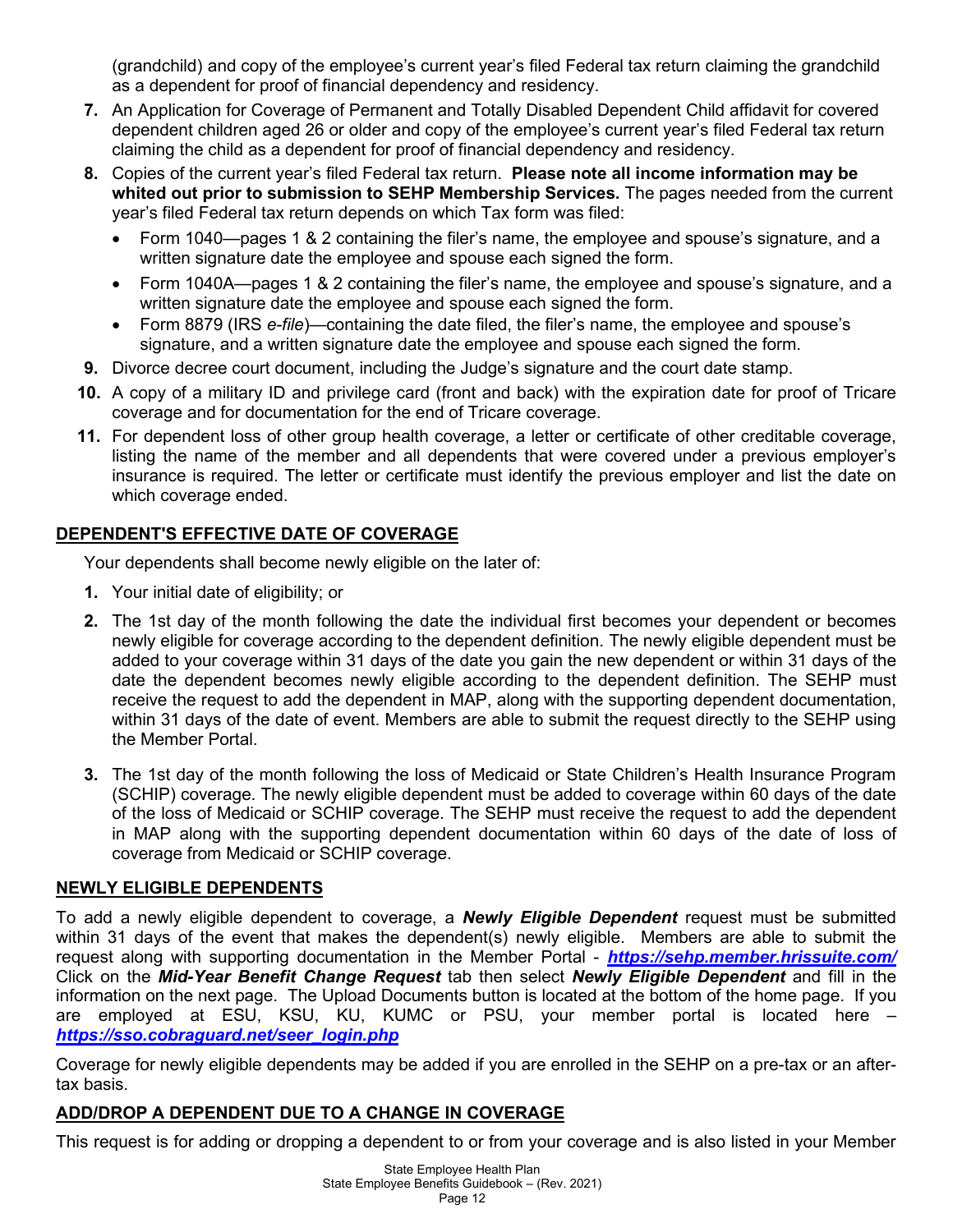(grandchild) and copy of the employee's current year's filed Federal tax return claiming the grandchild as a dependent for proof of financial dependency and residency.

7. An Application for Coverage of Permanent and Totally Disabled Dependent Child affidavit for covered dependent children aged 26 or older and copy of the employee's current year's filed Federal tax return claiming the child as a dependent for proof of financial dependency and residency.
8. Copies of the current year's filed Federal tax return. **Please note all income information may be whited out prior to submission to SEHP Membership Services.** The pages needed from the current year's filed Federal tax return depends on which Tax form was filed:
   - Form 1040—pages 1 & 2 containing the filer's name, the employee and spouse's signature, and a written signature date the employee and spouse each signed the form.
   - Form 1040A—pages 1 & 2 containing the filer's name, the employee and spouse's signature, and a written signature date the employee and spouse each signed the form.
   - Form 8879 (IRS *e-file*)—containing the date filed, the filer's name, the employee and spouse's signature, and a written signature date the employee and spouse each signed the form.
9. Divorce decree court document, including the Judge's signature and the court date stamp.
10. A copy of a military ID and privilege card (front and back) with the expiration date for proof of Tricare coverage and for documentation for the end of Tricare coverage.
11. For dependent loss of other group health coverage, a letter or certificate of other creditable coverage, listing the name of the member and all dependents that were covered under a previous employer's insurance is required. The letter or certificate must identify the previous employer and list the date on which coverage ended.

## DEPENDENT'S EFFECTIVE DATE OF COVERAGE

Your dependents shall become newly eligible on the later of:

1. Your initial date of eligibility; or
2. The 1st day of the month following the date the individual first becomes your dependent or becomes newly eligible for coverage according to the dependent definition. The newly eligible dependent must be added to your coverage within 31 days of the date you gain the new dependent or within 31 days of the date the dependent becomes newly eligible according to the dependent definition. The SEHP must receive the request to add the dependent in MAP, along with the supporting dependent documentation, within 31 days of the date of event. Members are able to submit the request directly to the SEHP using the Member Portal.
3. The 1st day of the month following the loss of Medicaid or State Children's Health Insurance Program (SCHIP) coverage. The newly eligible dependent must be added to coverage within 60 days of the date of the loss of Medicaid or SCHIP coverage. The SEHP must receive the request to add the dependent in MAP along with the supporting dependent documentation within 60 days of the date of loss of coverage from Medicaid or SCHIP coverage.

## NEWLY ELIGIBLE DEPENDENTS

To add a newly eligible dependent to coverage, a ***Newly Eligible Dependent*** request must be submitted within 31 days of the event that makes the dependent(s) newly eligible. Members are able to submit the request along with supporting documentation in the Member Portal - ***https://sehp.member.hrissuite.com/*** Click on the ***Mid-Year Benefit Change Request*** tab then select ***Newly Eligible Dependent*** and fill in the information on the next page. The Upload Documents button is located at the bottom of the home page. If you are employed at ESU, KSU, KU, KUMC or PSU, your member portal is located here – ***https://sso.cobraguard.net/seer_login.php***

Coverage for newly eligible dependents may be added if you are enrolled in the SEHP on a pre-tax or an after-tax basis.

## ADD/DROP A DEPENDENT DUE TO A CHANGE IN COVERAGE

This request is for adding or dropping a dependent to or from your coverage and is also listed in your Member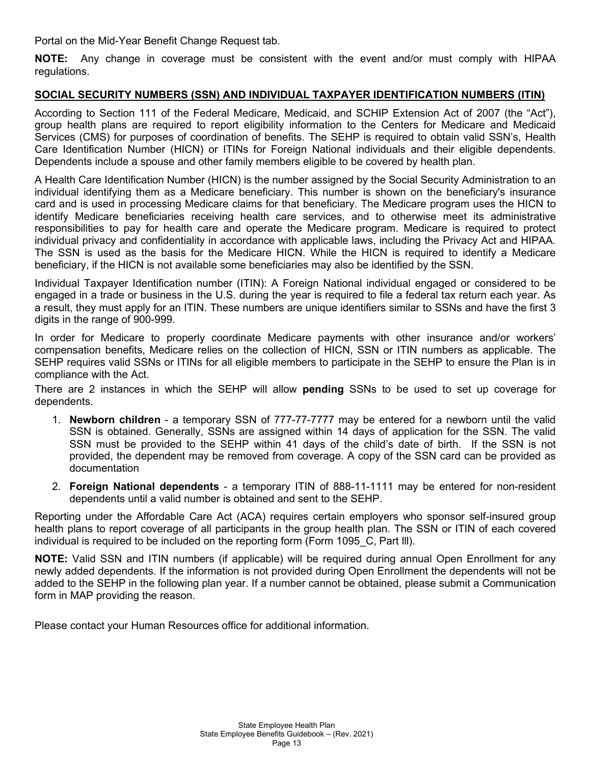Portal on the Mid-Year Benefit Change Request tab.

**NOTE:** Any change in coverage must be consistent with the event and/or must comply with HIPAA regulations.

## SOCIAL SECURITY NUMBERS (SSN) AND INDIVIDUAL TAXPAYER IDENTIFICATION NUMBERS (ITIN)

According to Section 111 of the Federal Medicare, Medicaid, and SCHIP Extension Act of 2007 (the "Act"), group health plans are required to report eligibility information to the Centers for Medicare and Medicaid Services (CMS) for purposes of coordination of benefits. The SEHP is required to obtain valid SSN's, Health Care Identification Number (HICN) or ITINs for Foreign National individuals and their eligible dependents. Dependents include a spouse and other family members eligible to be covered by health plan.

A Health Care Identification Number (HICN) is the number assigned by the Social Security Administration to an individual identifying them as a Medicare beneficiary. This number is shown on the beneficiary's insurance card and is used in processing Medicare claims for that beneficiary. The Medicare program uses the HICN to identify Medicare beneficiaries receiving health care services, and to otherwise meet its administrative responsibilities to pay for health care and operate the Medicare program. Medicare is required to protect individual privacy and confidentiality in accordance with applicable laws, including the Privacy Act and HIPAA. The SSN is used as the basis for the Medicare HICN. While the HICN is required to identify a Medicare beneficiary, if the HICN is not available some beneficiaries may also be identified by the SSN.

Individual Taxpayer Identification number (ITIN): A Foreign National individual engaged or considered to be engaged in a trade or business in the U.S. during the year is required to file a federal tax return each year. As a result, they must apply for an ITIN. These numbers are unique identifiers similar to SSNs and have the first 3 digits in the range of 900-999.

In order for Medicare to properly coordinate Medicare payments with other insurance and/or workers' compensation benefits, Medicare relies on the collection of HICN, SSN or ITIN numbers as applicable. The SEHP requires valid SSNs or ITINs for all eligible members to participate in the SEHP to ensure the Plan is in compliance with the Act.

There are 2 instances in which the SEHP will allow **pending** SSNs to be used to set up coverage for dependents.

1. **Newborn children** - a temporary SSN of 777-77-7777 may be entered for a newborn until the valid SSN is obtained. Generally, SSNs are assigned within 14 days of application for the SSN. The valid SSN must be provided to the SEHP within 41 days of the child's date of birth. If the SSN is not provided, the dependent may be removed from coverage. A copy of the SSN card can be provided as documentation
2. **Foreign National dependents** - a temporary ITIN of 888-11-1111 may be entered for non-resident dependents until a valid number is obtained and sent to the SEHP.

Reporting under the Affordable Care Act (ACA) requires certain employers who sponsor self-insured group health plans to report coverage of all participants in the group health plan. The SSN or ITIN of each covered individual is required to be included on the reporting form (Form 1095_C, Part lll).

**NOTE:** Valid SSN and ITIN numbers (if applicable) will be required during annual Open Enrollment for any newly added dependents. If the information is not provided during Open Enrollment the dependents will not be added to the SEHP in the following plan year. If a number cannot be obtained, please submit a Communication form in MAP providing the reason.

Please contact your Human Resources office for additional information.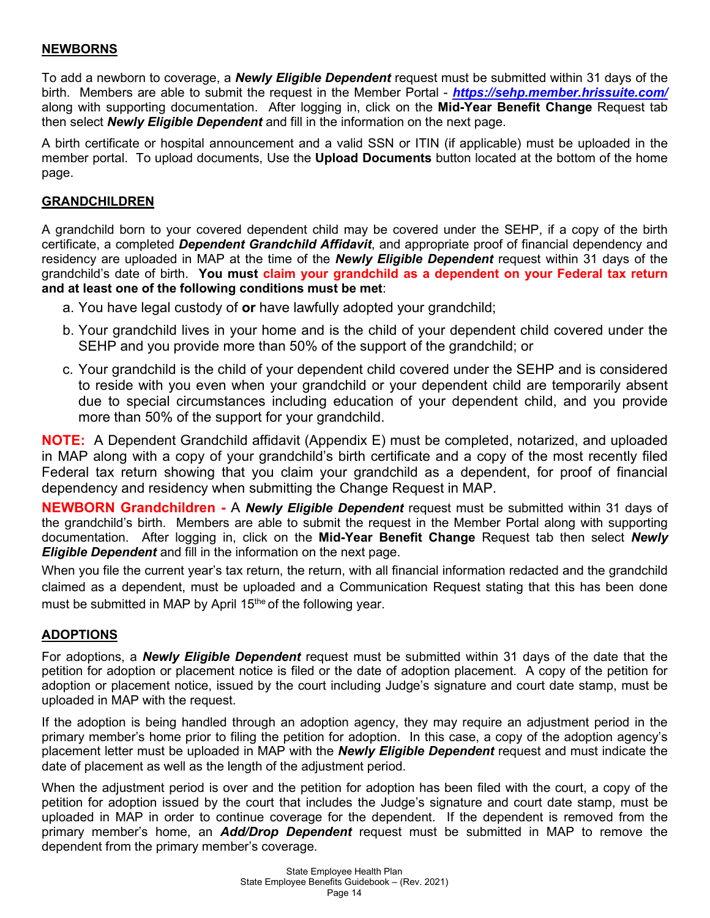## NEWBORNS

To add a newborn to coverage, a ***Newly Eligible Dependent*** request must be submitted within 31 days of the birth. Members are able to submit the request in the Member Portal - ***https://sehp.member.hrissuite.com/*** along with supporting documentation. After logging in, click on the **Mid-Year Benefit Change** Request tab then select ***Newly Eligible Dependent*** and fill in the information on the next page.

A birth certificate or hospital announcement and a valid SSN or ITIN (if applicable) must be uploaded in the member portal. To upload documents, Use the **Upload Documents** button located at the bottom of the home page.

## GRANDCHILDREN

A grandchild born to your covered dependent child may be covered under the SEHP, if a copy of the birth certificate, a completed ***Dependent Grandchild Affidavit***, and appropriate proof of financial dependency and residency are uploaded in MAP at the time of the ***Newly Eligible Dependent*** request within 31 days of the grandchild's date of birth. **You must claim your grandchild as a dependent on your Federal tax return and at least one of the following conditions must be met**:

a. You have legal custody of **or** have lawfully adopted your grandchild;

b. Your grandchild lives in your home and is the child of your dependent child covered under the SEHP and you provide more than 50% of the support of the grandchild; or

c. Your grandchild is the child of your dependent child covered under the SEHP and is considered to reside with you even when your grandchild or your dependent child are temporarily absent due to special circumstances including education of your dependent child, and you provide more than 50% of the support for your grandchild.

**NOTE:** A Dependent Grandchild affidavit (Appendix E) must be completed, notarized, and uploaded in MAP along with a copy of your grandchild's birth certificate and a copy of the most recently filed Federal tax return showing that you claim your grandchild as a dependent, for proof of financial dependency and residency when submitting the Change Request in MAP.

**NEWBORN Grandchildren -** A ***Newly Eligible Dependent*** request must be submitted within 31 days of the grandchild's birth. Members are able to submit the request in the Member Portal along with supporting documentation. After logging in, click on the **Mid-Year Benefit Change** Request tab then select ***Newly Eligible Dependent*** and fill in the information on the next page.

When you file the current year's tax return, the return, with all financial information redacted and the grandchild claimed as a dependent, must be uploaded and a Communication Request stating that this has been done must be submitted in MAP by April 15the of the following year.

## ADOPTIONS

For adoptions, a ***Newly Eligible Dependent*** request must be submitted within 31 days of the date that the petition for adoption or placement notice is filed or the date of adoption placement. A copy of the petition for adoption or placement notice, issued by the court including Judge's signature and court date stamp, must be uploaded in MAP with the request.

If the adoption is being handled through an adoption agency, they may require an adjustment period in the primary member's home prior to filing the petition for adoption. In this case, a copy of the adoption agency's placement letter must be uploaded in MAP with the ***Newly Eligible Dependent*** request and must indicate the date of placement as well as the length of the adjustment period.

When the adjustment period is over and the petition for adoption has been filed with the court, a copy of the petition for adoption issued by the court that includes the Judge's signature and court date stamp, must be uploaded in MAP in order to continue coverage for the dependent. If the dependent is removed from the primary member's home, an ***Add/Drop Dependent*** request must be submitted in MAP to remove the dependent from the primary member's coverage.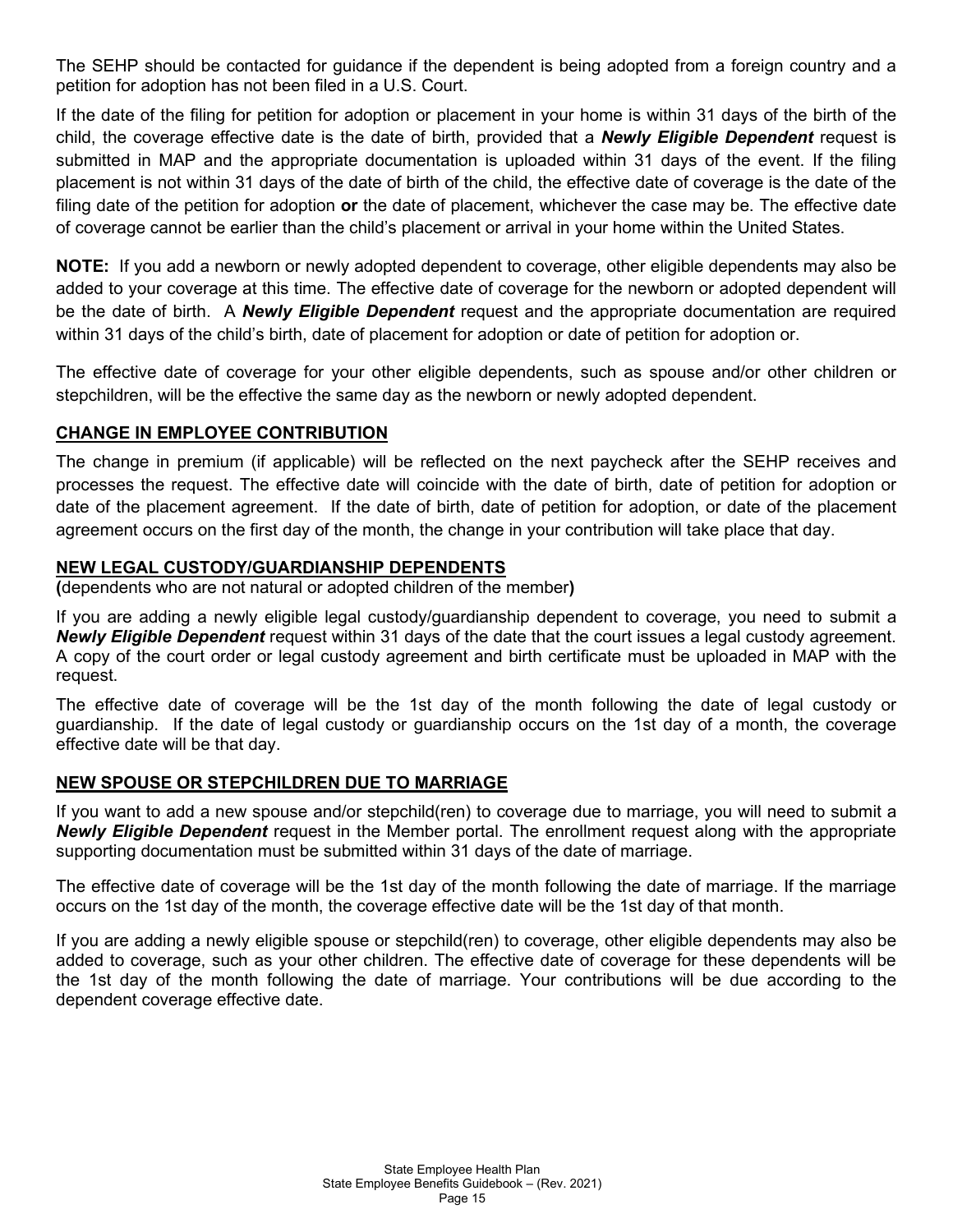The SEHP should be contacted for guidance if the dependent is being adopted from a foreign country and a petition for adoption has not been filed in a U.S. Court.

If the date of the filing for petition for adoption or placement in your home is within 31 days of the birth of the child, the coverage effective date is the date of birth, provided that a ***Newly Eligible Dependent*** request is submitted in MAP and the appropriate documentation is uploaded within 31 days of the event. If the filing placement is not within 31 days of the date of birth of the child, the effective date of coverage is the date of the filing date of the petition for adoption **or** the date of placement, whichever the case may be. The effective date of coverage cannot be earlier than the child's placement or arrival in your home within the United States.

**NOTE:** If you add a newborn or newly adopted dependent to coverage, other eligible dependents may also be added to your coverage at this time. The effective date of coverage for the newborn or adopted dependent will be the date of birth. A ***Newly Eligible Dependent*** request and the appropriate documentation are required within 31 days of the child's birth, date of placement for adoption or date of petition for adoption or.

The effective date of coverage for your other eligible dependents, such as spouse and/or other children or stepchildren, will be the effective the same day as the newborn or newly adopted dependent.

## CHANGE IN EMPLOYEE CONTRIBUTION

The change in premium (if applicable) will be reflected on the next paycheck after the SEHP receives and processes the request. The effective date will coincide with the date of birth, date of petition for adoption or date of the placement agreement. If the date of birth, date of petition for adoption, or date of the placement agreement occurs on the first day of the month, the change in your contribution will take place that day.

## NEW LEGAL CUSTODY/GUARDIANSHIP DEPENDENTS

**(**dependents who are not natural or adopted children of the member**)**

If you are adding a newly eligible legal custody/guardianship dependent to coverage, you need to submit a ***Newly Eligible Dependent*** request within 31 days of the date that the court issues a legal custody agreement. A copy of the court order or legal custody agreement and birth certificate must be uploaded in MAP with the request.

The effective date of coverage will be the 1st day of the month following the date of legal custody or guardianship. If the date of legal custody or guardianship occurs on the 1st day of a month, the coverage effective date will be that day.

## NEW SPOUSE OR STEPCHILDREN DUE TO MARRIAGE

If you want to add a new spouse and/or stepchild(ren) to coverage due to marriage, you will need to submit a ***Newly Eligible Dependent*** request in the Member portal. The enrollment request along with the appropriate supporting documentation must be submitted within 31 days of the date of marriage.

The effective date of coverage will be the 1st day of the month following the date of marriage. If the marriage occurs on the 1st day of the month, the coverage effective date will be the 1st day of that month.

If you are adding a newly eligible spouse or stepchild(ren) to coverage, other eligible dependents may also be added to coverage, such as your other children. The effective date of coverage for these dependents will be the 1st day of the month following the date of marriage. Your contributions will be due according to the dependent coverage effective date.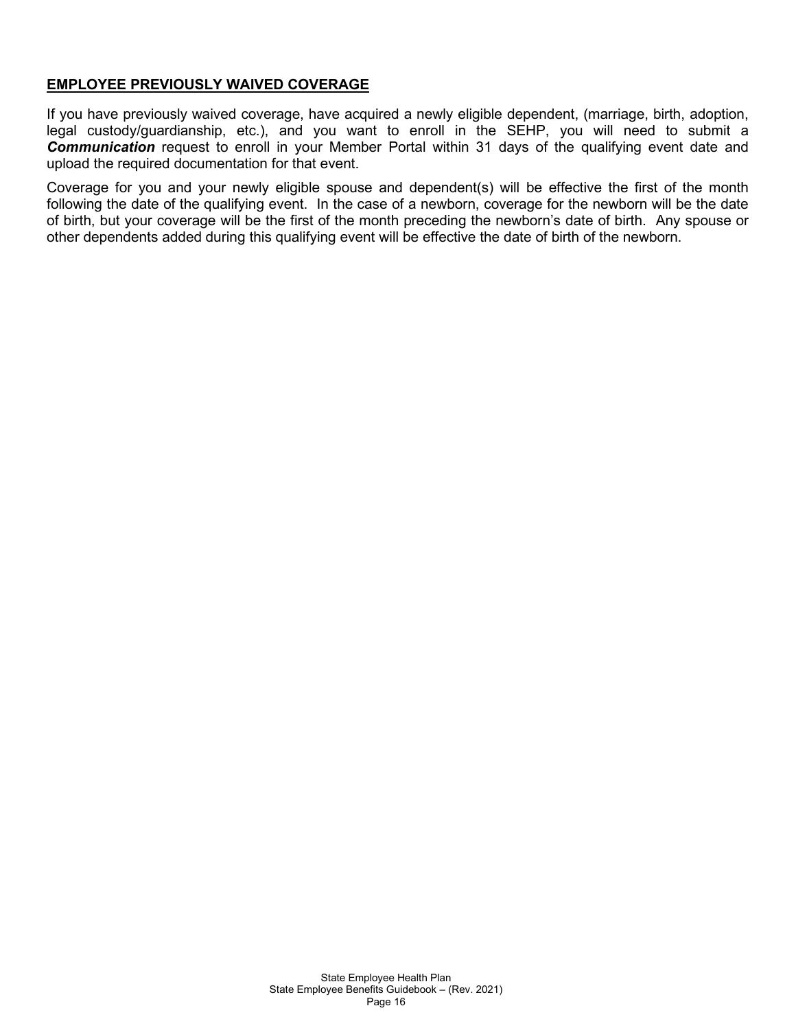## EMPLOYEE PREVIOUSLY WAIVED COVERAGE

If you have previously waived coverage, have acquired a newly eligible dependent, (marriage, birth, adoption, legal custody/guardianship, etc.), and you want to enroll in the SEHP, you will need to submit a ***Communication*** request to enroll in your Member Portal within 31 days of the qualifying event date and upload the required documentation for that event.

Coverage for you and your newly eligible spouse and dependent(s) will be effective the first of the month following the date of the qualifying event. In the case of a newborn, coverage for the newborn will be the date of birth, but your coverage will be the first of the month preceding the newborn's date of birth. Any spouse or other dependents added during this qualifying event will be effective the date of birth of the newborn.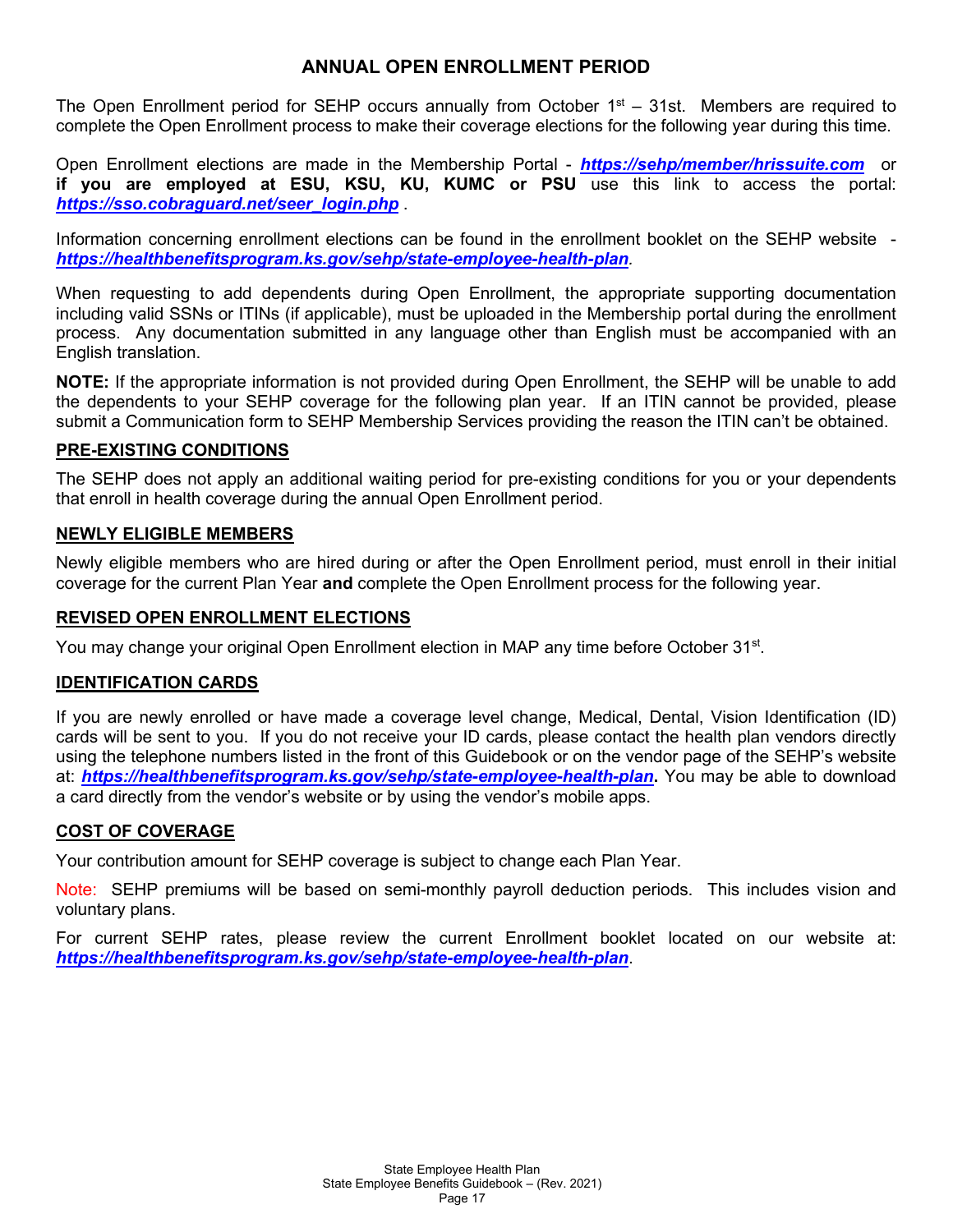# ANNUAL OPEN ENROLLMENT PERIOD

The Open Enrollment period for SEHP occurs annually from October 1st – 31st. Members are required to complete the Open Enrollment process to make their coverage elections for the following year during this time.

Open Enrollment elections are made in the Membership Portal - ***https://sehp/member/hrissuite.com*** or **if you are employed at ESU, KSU, KU, KUMC or PSU** use this link to access the portal: ***https://sso.cobraguard.net/seer_login.php*** .

Information concerning enrollment elections can be found in the enrollment booklet on the SEHP website - ***https://healthbenefitsprogram.ks.gov/sehp/state-employee-health-plan***.

When requesting to add dependents during Open Enrollment, the appropriate supporting documentation including valid SSNs or ITINs (if applicable), must be uploaded in the Membership portal during the enrollment process. Any documentation submitted in any language other than English must be accompanied with an English translation.

**NOTE:** If the appropriate information is not provided during Open Enrollment, the SEHP will be unable to add the dependents to your SEHP coverage for the following plan year. If an ITIN cannot be provided, please submit a Communication form to SEHP Membership Services providing the reason the ITIN can't be obtained.

## PRE-EXISTING CONDITIONS

The SEHP does not apply an additional waiting period for pre-existing conditions for you or your dependents that enroll in health coverage during the annual Open Enrollment period.

## NEWLY ELIGIBLE MEMBERS

Newly eligible members who are hired during or after the Open Enrollment period, must enroll in their initial coverage for the current Plan Year **and** complete the Open Enrollment process for the following year.

## REVISED OPEN ENROLLMENT ELECTIONS

You may change your original Open Enrollment election in MAP any time before October 31st.

## IDENTIFICATION CARDS

If you are newly enrolled or have made a coverage level change, Medical, Dental, Vision Identification (ID) cards will be sent to you. If you do not receive your ID cards, please contact the health plan vendors directly using the telephone numbers listed in the front of this Guidebook or on the vendor page of the SEHP's website at: ***https://healthbenefitsprogram.ks.gov/sehp/state-employee-health-plan*****.** You may be able to download a card directly from the vendor's website or by using the vendor's mobile apps.

## COST OF COVERAGE

Your contribution amount for SEHP coverage is subject to change each Plan Year.

Note: SEHP premiums will be based on semi-monthly payroll deduction periods. This includes vision and voluntary plans.

For current SEHP rates, please review the current Enrollment booklet located on our website at: ***https://healthbenefitsprogram.ks.gov/sehp/state-employee-health-plan***.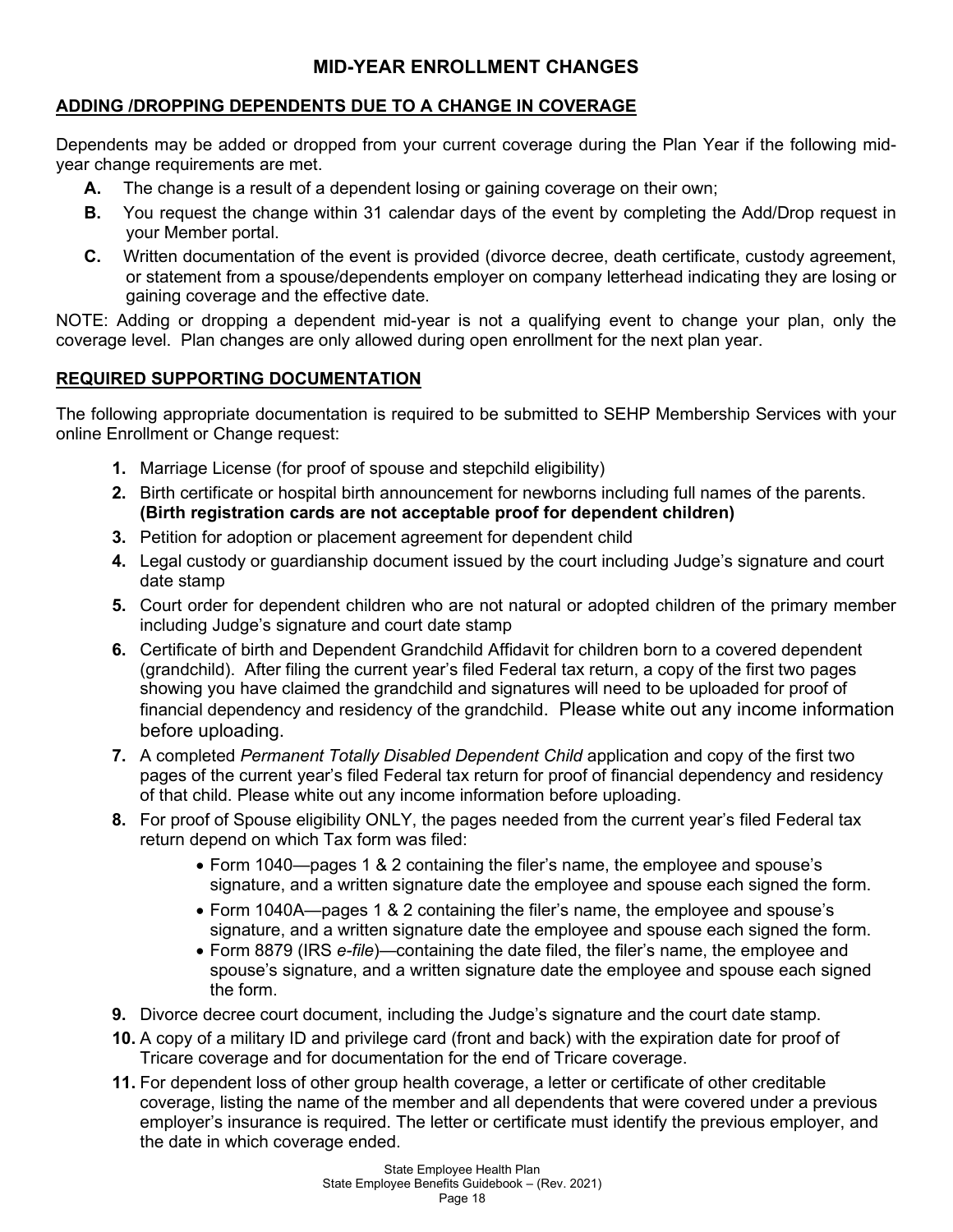# MID-YEAR ENROLLMENT CHANGES

## ADDING /DROPPING DEPENDENTS DUE TO A CHANGE IN COVERAGE

Dependents may be added or dropped from your current coverage during the Plan Year if the following mid-year change requirements are met.

- **A.** The change is a result of a dependent losing or gaining coverage on their own;
- **B.** You request the change within 31 calendar days of the event by completing the Add/Drop request in your Member portal.
- **C.** Written documentation of the event is provided (divorce decree, death certificate, custody agreement, or statement from a spouse/dependents employer on company letterhead indicating they are losing or gaining coverage and the effective date.

NOTE: Adding or dropping a dependent mid-year is not a qualifying event to change your plan, only the coverage level. Plan changes are only allowed during open enrollment for the next plan year.

## REQUIRED SUPPORTING DOCUMENTATION

The following appropriate documentation is required to be submitted to SEHP Membership Services with your online Enrollment or Change request:

1. Marriage License (for proof of spouse and stepchild eligibility)
2. Birth certificate or hospital birth announcement for newborns including full names of the parents. **(Birth registration cards are not acceptable proof for dependent children)**
3. Petition for adoption or placement agreement for dependent child
4. Legal custody or guardianship document issued by the court including Judge's signature and court date stamp
5. Court order for dependent children who are not natural or adopted children of the primary member including Judge's signature and court date stamp
6. Certificate of birth and Dependent Grandchild Affidavit for children born to a covered dependent (grandchild). After filing the current year's filed Federal tax return, a copy of the first two pages showing you have claimed the grandchild and signatures will need to be uploaded for proof of financial dependency and residency of the grandchild. Please white out any income information before uploading.
7. A completed *Permanent Totally Disabled Dependent Child* application and copy of the first two pages of the current year's filed Federal tax return for proof of financial dependency and residency of that child. Please white out any income information before uploading.
8. For proof of Spouse eligibility ONLY, the pages needed from the current year's filed Federal tax return depend on which Tax form was filed:
   - Form 1040—pages 1 & 2 containing the filer's name, the employee and spouse's signature, and a written signature date the employee and spouse each signed the form.
   - Form 1040A—pages 1 & 2 containing the filer's name, the employee and spouse's signature, and a written signature date the employee and spouse each signed the form.
   - Form 8879 (IRS *e-file*)—containing the date filed, the filer's name, the employee and spouse's signature, and a written signature date the employee and spouse each signed the form.
9. Divorce decree court document, including the Judge's signature and the court date stamp.
10. A copy of a military ID and privilege card (front and back) with the expiration date for proof of Tricare coverage and for documentation for the end of Tricare coverage.
11. For dependent loss of other group health coverage, a letter or certificate of other creditable coverage, listing the name of the member and all dependents that were covered under a previous employer's insurance is required. The letter or certificate must identify the previous employer, and the date in which coverage ended.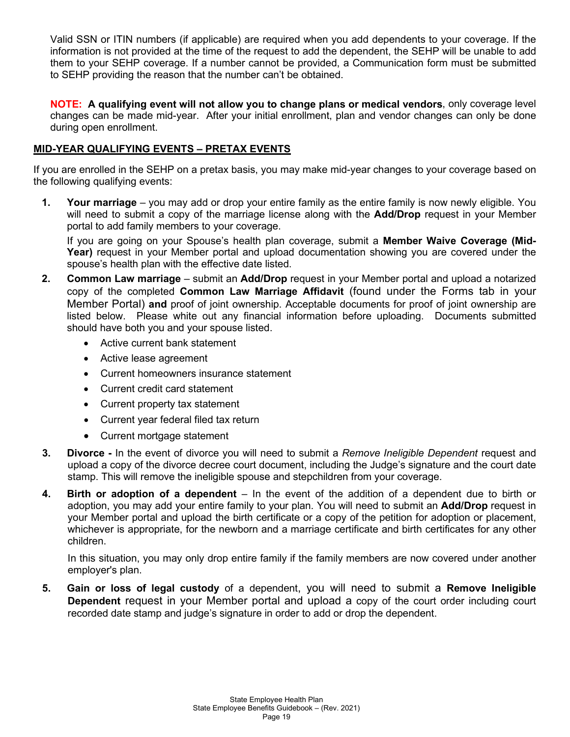Valid SSN or ITIN numbers (if applicable) are required when you add dependents to your coverage. If the information is not provided at the time of the request to add the dependent, the SEHP will be unable to add them to your SEHP coverage. If a number cannot be provided, a Communication form must be submitted to SEHP providing the reason that the number can't be obtained.

**NOTE: A qualifying event will not allow you to change plans or medical vendors**, only coverage level changes can be made mid-year. After your initial enrollment, plan and vendor changes can only be done during open enrollment.

## MID-YEAR QUALIFYING EVENTS – PRETAX EVENTS

If you are enrolled in the SEHP on a pretax basis, you may make mid-year changes to your coverage based on the following qualifying events:

1. **Your marriage** – you may add or drop your entire family as the entire family is now newly eligible. You will need to submit a copy of the marriage license along with the **Add/Drop** request in your Member portal to add family members to your coverage.

   If you are going on your Spouse's health plan coverage, submit a **Member Waive Coverage (Mid-Year)** request in your Member portal and upload documentation showing you are covered under the spouse's health plan with the effective date listed.

2. **Common Law marriage** – submit an **Add/Drop** request in your Member portal and upload a notarized copy of the completed **Common Law Marriage Affidavit** (found under the Forms tab in your Member Portal) **and** proof of joint ownership. Acceptable documents for proof of joint ownership are listed below. Please white out any financial information before uploading. Documents submitted should have both you and your spouse listed.
   - Active current bank statement
   - Active lease agreement
   - Current homeowners insurance statement
   - Current credit card statement
   - Current property tax statement
   - Current year federal filed tax return
   - Current mortgage statement

3. **Divorce -** In the event of divorce you will need to submit a *Remove Ineligible Dependent* request and upload a copy of the divorce decree court document, including the Judge's signature and the court date stamp. This will remove the ineligible spouse and stepchildren from your coverage.

4. **Birth or adoption of a dependent** – In the event of the addition of a dependent due to birth or adoption, you may add your entire family to your plan. You will need to submit an **Add/Drop** request in your Member portal and upload the birth certificate or a copy of the petition for adoption or placement, whichever is appropriate, for the newborn and a marriage certificate and birth certificates for any other children.

   In this situation, you may only drop entire family if the family members are now covered under another employer's plan.

5. **Gain or loss of legal custody** of a dependent, you will need to submit a **Remove Ineligible Dependent** request in your Member portal and upload a copy of the court order including court recorded date stamp and judge's signature in order to add or drop the dependent.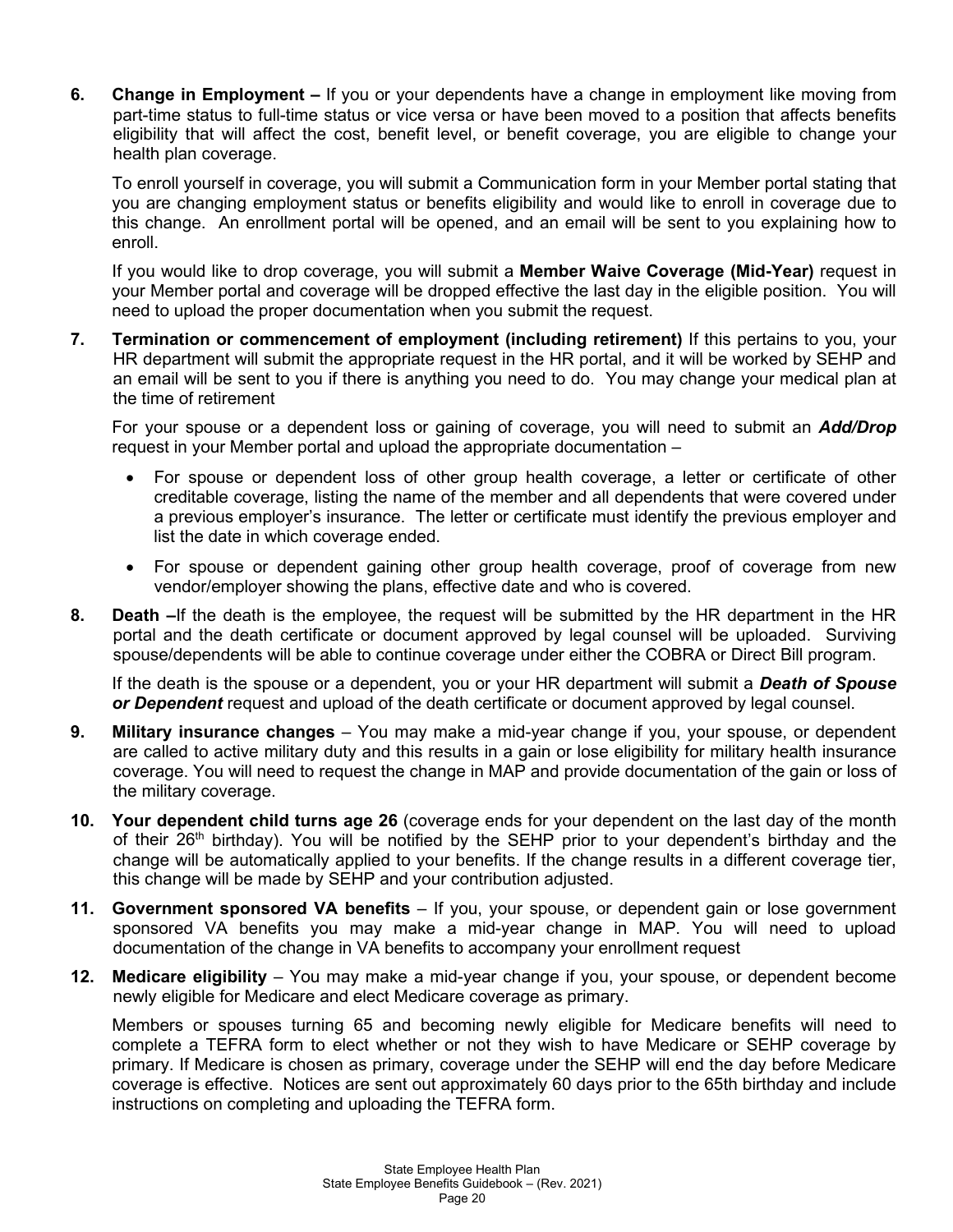6. **Change in Employment –** If you or your dependents have a change in employment like moving from part-time status to full-time status or vice versa or have been moved to a position that affects benefits eligibility that will affect the cost, benefit level, or benefit coverage, you are eligible to change your health plan coverage.

   To enroll yourself in coverage, you will submit a Communication form in your Member portal stating that you are changing employment status or benefits eligibility and would like to enroll in coverage due to this change. An enrollment portal will be opened, and an email will be sent to you explaining how to enroll.

   If you would like to drop coverage, you will submit a **Member Waive Coverage (Mid-Year)** request in your Member portal and coverage will be dropped effective the last day in the eligible position. You will need to upload the proper documentation when you submit the request.

7. **Termination or commencement of employment (including retirement)** If this pertains to you, your HR department will submit the appropriate request in the HR portal, and it will be worked by SEHP and an email will be sent to you if there is anything you need to do. You may change your medical plan at the time of retirement

   For your spouse or a dependent loss or gaining of coverage, you will need to submit an ***Add/Drop*** request in your Member portal and upload the appropriate documentation –

   - For spouse or dependent loss of other group health coverage, a letter or certificate of other creditable coverage, listing the name of the member and all dependents that were covered under a previous employer's insurance. The letter or certificate must identify the previous employer and list the date in which coverage ended.
   - For spouse or dependent gaining other group health coverage, proof of coverage from new vendor/employer showing the plans, effective date and who is covered.

8. **Death –**If the death is the employee, the request will be submitted by the HR department in the HR portal and the death certificate or document approved by legal counsel will be uploaded. Surviving spouse/dependents will be able to continue coverage under either the COBRA or Direct Bill program.

   If the death is the spouse or a dependent, you or your HR department will submit a ***Death of Spouse or Dependent*** request and upload of the death certificate or document approved by legal counsel.

9. **Military insurance changes** – You may make a mid-year change if you, your spouse, or dependent are called to active military duty and this results in a gain or lose eligibility for military health insurance coverage. You will need to request the change in MAP and provide documentation of the gain or loss of the military coverage.

10. **Your dependent child turns age 26** (coverage ends for your dependent on the last day of the month of their 26th birthday). You will be notified by the SEHP prior to your dependent's birthday and the change will be automatically applied to your benefits. If the change results in a different coverage tier, this change will be made by SEHP and your contribution adjusted.

11. **Government sponsored VA benefits** – If you, your spouse, or dependent gain or lose government sponsored VA benefits you may make a mid-year change in MAP. You will need to upload documentation of the change in VA benefits to accompany your enrollment request

12. **Medicare eligibility** – You may make a mid-year change if you, your spouse, or dependent become newly eligible for Medicare and elect Medicare coverage as primary.

    Members or spouses turning 65 and becoming newly eligible for Medicare benefits will need to complete a TEFRA form to elect whether or not they wish to have Medicare or SEHP coverage by primary. If Medicare is chosen as primary, coverage under the SEHP will end the day before Medicare coverage is effective. Notices are sent out approximately 60 days prior to the 65th birthday and include instructions on completing and uploading the TEFRA form.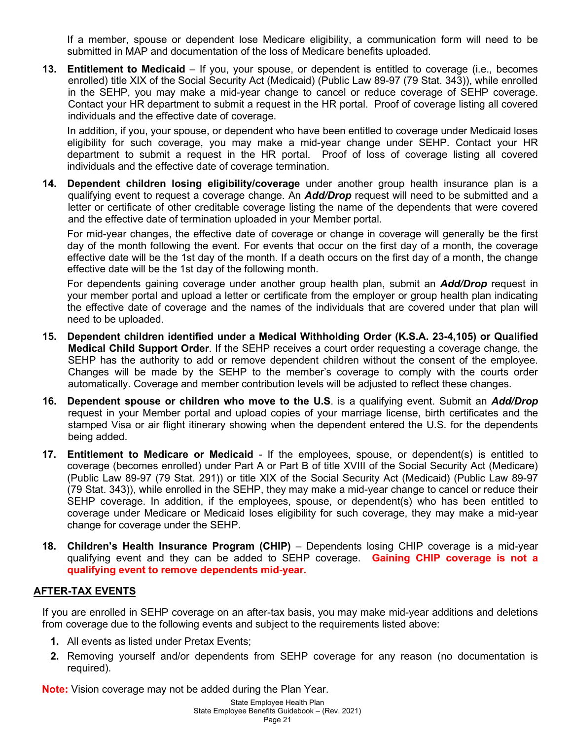If a member, spouse or dependent lose Medicare eligibility, a communication form will need to be submitted in MAP and documentation of the loss of Medicare benefits uploaded.

13. **Entitlement to Medicaid** – If you, your spouse, or dependent is entitled to coverage (i.e., becomes enrolled) title XIX of the Social Security Act (Medicaid) (Public Law 89-97 (79 Stat. 343)), while enrolled in the SEHP, you may make a mid-year change to cancel or reduce coverage of SEHP coverage. Contact your HR department to submit a request in the HR portal. Proof of coverage listing all covered individuals and the effective date of coverage.

    In addition, if you, your spouse, or dependent who have been entitled to coverage under Medicaid loses eligibility for such coverage, you may make a mid-year change under SEHP. Contact your HR department to submit a request in the HR portal. Proof of loss of coverage listing all covered individuals and the effective date of coverage termination.

14. **Dependent children losing eligibility/coverage** under another group health insurance plan is a qualifying event to request a coverage change. An ***Add/Drop*** request will need to be submitted and a letter or certificate of other creditable coverage listing the name of the dependents that were covered and the effective date of termination uploaded in your Member portal.

    For mid-year changes, the effective date of coverage or change in coverage will generally be the first day of the month following the event. For events that occur on the first day of a month, the coverage effective date will be the 1st day of the month. If a death occurs on the first day of a month, the change effective date will be the 1st day of the following month.

    For dependents gaining coverage under another group health plan, submit an ***Add/Drop*** request in your member portal and upload a letter or certificate from the employer or group health plan indicating the effective date of coverage and the names of the individuals that are covered under that plan will need to be uploaded.

15. **Dependent children identified under a Medical Withholding Order (K.S.A. 23-4,105) or Qualified Medical Child Support Order**. If the SEHP receives a court order requesting a coverage change, the SEHP has the authority to add or remove dependent children without the consent of the employee. Changes will be made by the SEHP to the member's coverage to comply with the courts order automatically. Coverage and member contribution levels will be adjusted to reflect these changes.

16. **Dependent spouse or children who move to the U.S**. is a qualifying event. Submit an ***Add/Drop*** request in your Member portal and upload copies of your marriage license, birth certificates and the stamped Visa or air flight itinerary showing when the dependent entered the U.S. for the dependents being added.

17. **Entitlement to Medicare or Medicaid** - If the employees, spouse, or dependent(s) is entitled to coverage (becomes enrolled) under Part A or Part B of title XVIII of the Social Security Act (Medicare) (Public Law 89-97 (79 Stat. 291)) or title XIX of the Social Security Act (Medicaid) (Public Law 89-97 (79 Stat. 343)), while enrolled in the SEHP, they may make a mid-year change to cancel or reduce their SEHP coverage. In addition, if the employees, spouse, or dependent(s) who has been entitled to coverage under Medicare or Medicaid loses eligibility for such coverage, they may make a mid-year change for coverage under the SEHP.

18. **Children's Health Insurance Program (CHIP)** – Dependents losing CHIP coverage is a mid-year qualifying event and they can be added to SEHP coverage. **Gaining CHIP coverage is not a qualifying event to remove dependents mid-year.**

## AFTER-TAX EVENTS

If you are enrolled in SEHP coverage on an after-tax basis, you may make mid-year additions and deletions from coverage due to the following events and subject to the requirements listed above:

1. All events as listed under Pretax Events;
2. Removing yourself and/or dependents from SEHP coverage for any reason (no documentation is required).

**Note:** Vision coverage may not be added during the Plan Year.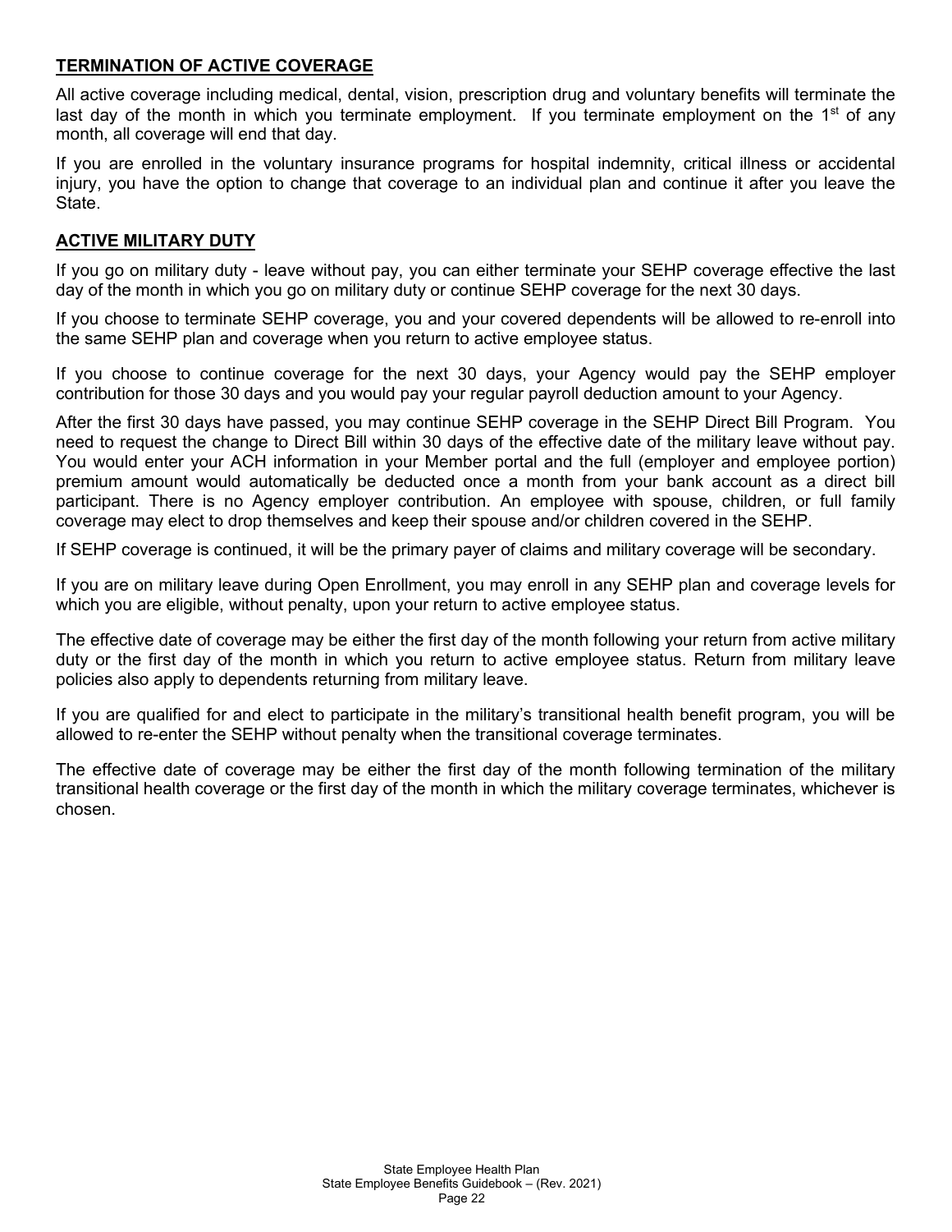## TERMINATION OF ACTIVE COVERAGE

All active coverage including medical, dental, vision, prescription drug and voluntary benefits will terminate the last day of the month in which you terminate employment. If you terminate employment on the 1st of any month, all coverage will end that day.

If you are enrolled in the voluntary insurance programs for hospital indemnity, critical illness or accidental injury, you have the option to change that coverage to an individual plan and continue it after you leave the State.

## ACTIVE MILITARY DUTY

If you go on military duty - leave without pay, you can either terminate your SEHP coverage effective the last day of the month in which you go on military duty or continue SEHP coverage for the next 30 days.

If you choose to terminate SEHP coverage, you and your covered dependents will be allowed to re-enroll into the same SEHP plan and coverage when you return to active employee status.

If you choose to continue coverage for the next 30 days, your Agency would pay the SEHP employer contribution for those 30 days and you would pay your regular payroll deduction amount to your Agency.

After the first 30 days have passed, you may continue SEHP coverage in the SEHP Direct Bill Program. You need to request the change to Direct Bill within 30 days of the effective date of the military leave without pay. You would enter your ACH information in your Member portal and the full (employer and employee portion) premium amount would automatically be deducted once a month from your bank account as a direct bill participant. There is no Agency employer contribution. An employee with spouse, children, or full family coverage may elect to drop themselves and keep their spouse and/or children covered in the SEHP.

If SEHP coverage is continued, it will be the primary payer of claims and military coverage will be secondary.

If you are on military leave during Open Enrollment, you may enroll in any SEHP plan and coverage levels for which you are eligible, without penalty, upon your return to active employee status.

The effective date of coverage may be either the first day of the month following your return from active military duty or the first day of the month in which you return to active employee status. Return from military leave policies also apply to dependents returning from military leave.

If you are qualified for and elect to participate in the military's transitional health benefit program, you will be allowed to re-enter the SEHP without penalty when the transitional coverage terminates.

The effective date of coverage may be either the first day of the month following termination of the military transitional health coverage or the first day of the month in which the military coverage terminates, whichever is chosen.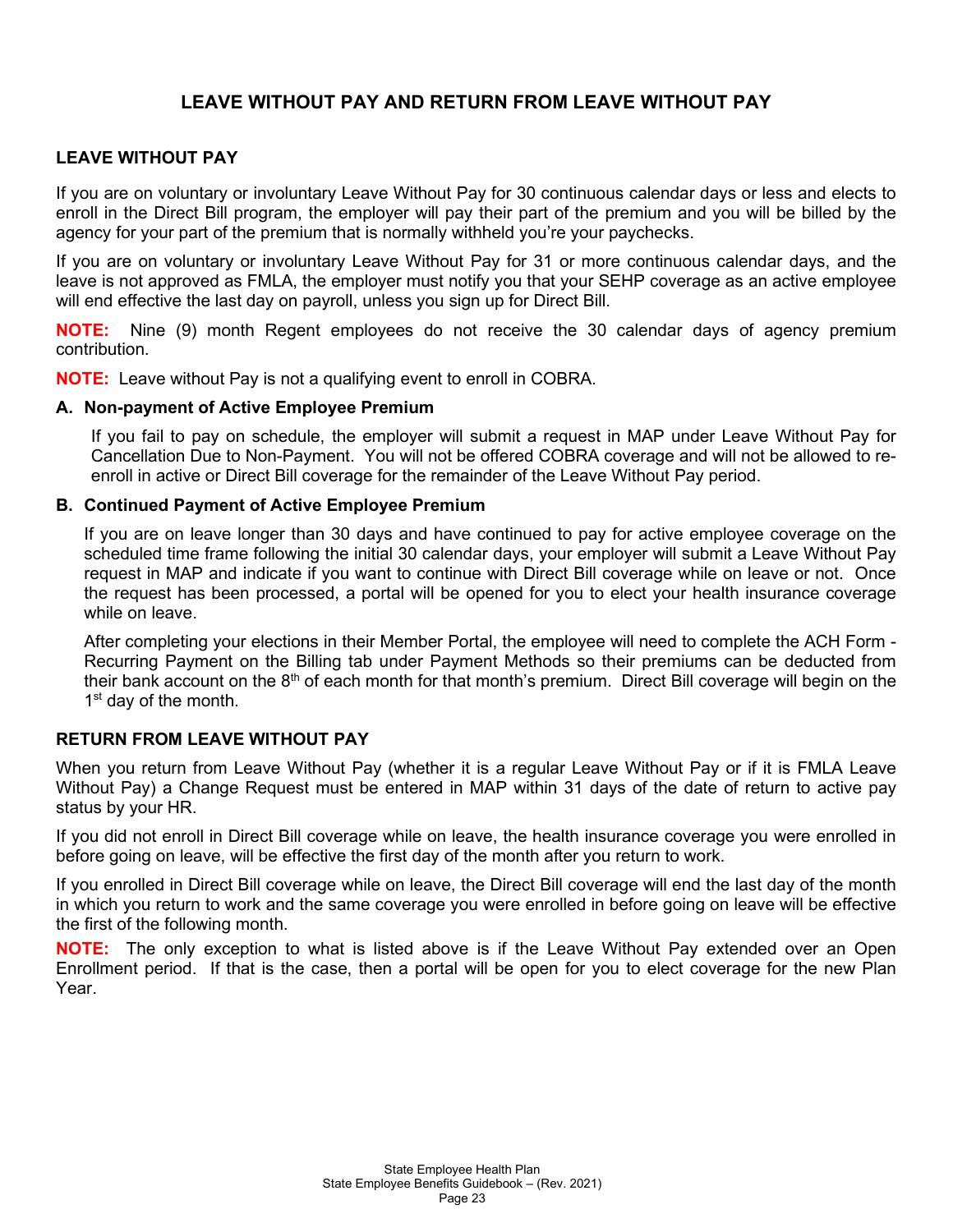# LEAVE WITHOUT PAY AND RETURN FROM LEAVE WITHOUT PAY

## LEAVE WITHOUT PAY

If you are on voluntary or involuntary Leave Without Pay for 30 continuous calendar days or less and elects to enroll in the Direct Bill program, the employer will pay their part of the premium and you will be billed by the agency for your part of the premium that is normally withheld you're your paychecks.

If you are on voluntary or involuntary Leave Without Pay for 31 or more continuous calendar days, and the leave is not approved as FMLA, the employer must notify you that your SEHP coverage as an active employee will end effective the last day on payroll, unless you sign up for Direct Bill.

**NOTE:** Nine (9) month Regent employees do not receive the 30 calendar days of agency premium contribution.

**NOTE:** Leave without Pay is not a qualifying event to enroll in COBRA.

### A. Non-payment of Active Employee Premium

If you fail to pay on schedule, the employer will submit a request in MAP under Leave Without Pay for Cancellation Due to Non-Payment. You will not be offered COBRA coverage and will not be allowed to re-enroll in active or Direct Bill coverage for the remainder of the Leave Without Pay period.

### B. Continued Payment of Active Employee Premium

If you are on leave longer than 30 days and have continued to pay for active employee coverage on the scheduled time frame following the initial 30 calendar days, your employer will submit a Leave Without Pay request in MAP and indicate if you want to continue with Direct Bill coverage while on leave or not. Once the request has been processed, a portal will be opened for you to elect your health insurance coverage while on leave.

After completing your elections in their Member Portal, the employee will need to complete the ACH Form - Recurring Payment on the Billing tab under Payment Methods so their premiums can be deducted from their bank account on the 8th of each month for that month's premium. Direct Bill coverage will begin on the 1st day of the month.

## RETURN FROM LEAVE WITHOUT PAY

When you return from Leave Without Pay (whether it is a regular Leave Without Pay or if it is FMLA Leave Without Pay) a Change Request must be entered in MAP within 31 days of the date of return to active pay status by your HR.

If you did not enroll in Direct Bill coverage while on leave, the health insurance coverage you were enrolled in before going on leave, will be effective the first day of the month after you return to work.

If you enrolled in Direct Bill coverage while on leave, the Direct Bill coverage will end the last day of the month in which you return to work and the same coverage you were enrolled in before going on leave will be effective the first of the following month.

**NOTE:** The only exception to what is listed above is if the Leave Without Pay extended over an Open Enrollment period. If that is the case, then a portal will be open for you to elect coverage for the new Plan Year.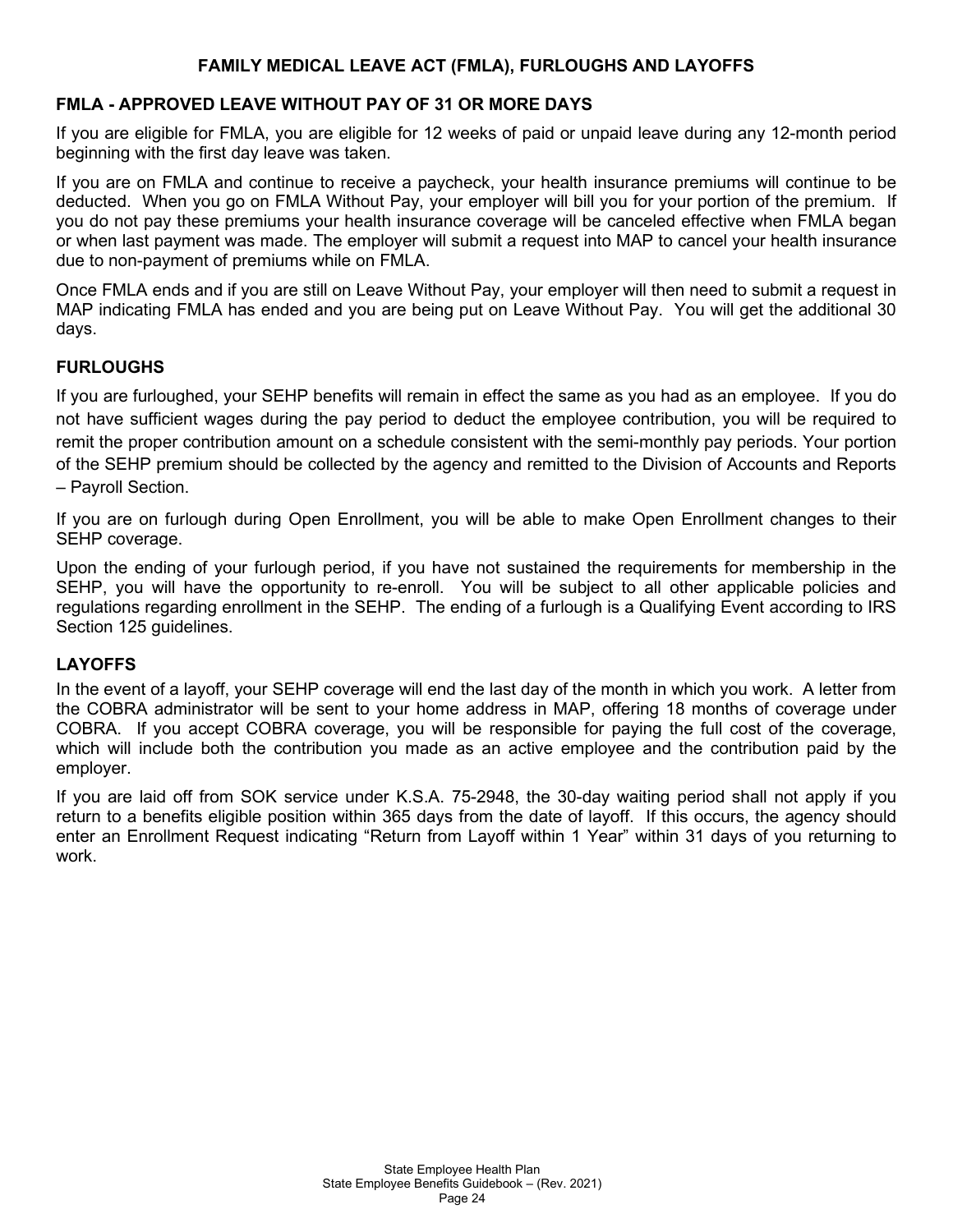# FAMILY MEDICAL LEAVE ACT (FMLA), FURLOUGHS AND LAYOFFS

## FMLA - APPROVED LEAVE WITHOUT PAY OF 31 OR MORE DAYS

If you are eligible for FMLA, you are eligible for 12 weeks of paid or unpaid leave during any 12-month period beginning with the first day leave was taken.

If you are on FMLA and continue to receive a paycheck, your health insurance premiums will continue to be deducted. When you go on FMLA Without Pay, your employer will bill you for your portion of the premium. If you do not pay these premiums your health insurance coverage will be canceled effective when FMLA began or when last payment was made. The employer will submit a request into MAP to cancel your health insurance due to non-payment of premiums while on FMLA.

Once FMLA ends and if you are still on Leave Without Pay, your employer will then need to submit a request in MAP indicating FMLA has ended and you are being put on Leave Without Pay. You will get the additional 30 days.

## FURLOUGHS

If you are furloughed, your SEHP benefits will remain in effect the same as you had as an employee. If you do not have sufficient wages during the pay period to deduct the employee contribution, you will be required to remit the proper contribution amount on a schedule consistent with the semi-monthly pay periods. Your portion of the SEHP premium should be collected by the agency and remitted to the Division of Accounts and Reports – Payroll Section.

If you are on furlough during Open Enrollment, you will be able to make Open Enrollment changes to their SEHP coverage.

Upon the ending of your furlough period, if you have not sustained the requirements for membership in the SEHP, you will have the opportunity to re-enroll. You will be subject to all other applicable policies and regulations regarding enrollment in the SEHP. The ending of a furlough is a Qualifying Event according to IRS Section 125 guidelines.

## LAYOFFS

In the event of a layoff, your SEHP coverage will end the last day of the month in which you work. A letter from the COBRA administrator will be sent to your home address in MAP, offering 18 months of coverage under COBRA. If you accept COBRA coverage, you will be responsible for paying the full cost of the coverage, which will include both the contribution you made as an active employee and the contribution paid by the employer.

If you are laid off from SOK service under K.S.A. 75-2948, the 30-day waiting period shall not apply if you return to a benefits eligible position within 365 days from the date of layoff. If this occurs, the agency should enter an Enrollment Request indicating "Return from Layoff within 1 Year" within 31 days of you returning to work.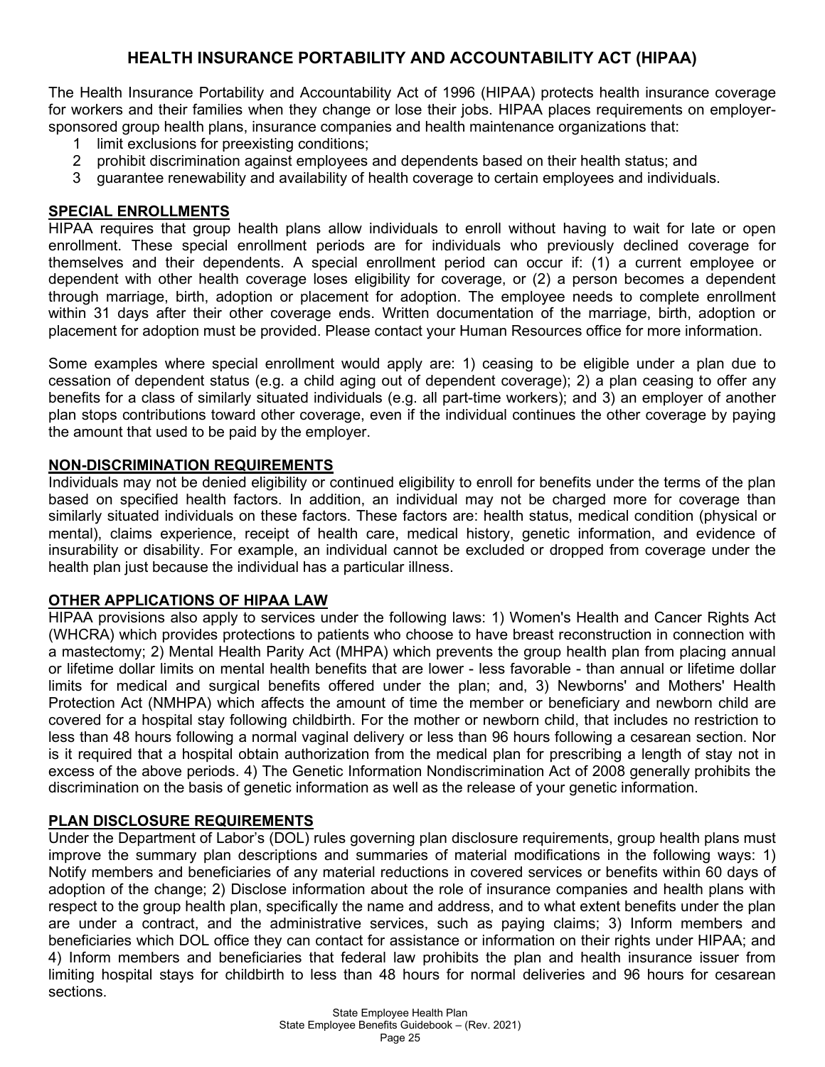# HEALTH INSURANCE PORTABILITY AND ACCOUNTABILITY ACT (HIPAA)

The Health Insurance Portability and Accountability Act of 1996 (HIPAA) protects health insurance coverage for workers and their families when they change or lose their jobs. HIPAA places requirements on employer-sponsored group health plans, insurance companies and health maintenance organizations that:

1. limit exclusions for preexisting conditions;
2. prohibit discrimination against employees and dependents based on their health status; and
3. guarantee renewability and availability of health coverage to certain employees and individuals.

## SPECIAL ENROLLMENTS

HIPAA requires that group health plans allow individuals to enroll without having to wait for late or open enrollment. These special enrollment periods are for individuals who previously declined coverage for themselves and their dependents. A special enrollment period can occur if: (1) a current employee or dependent with other health coverage loses eligibility for coverage, or (2) a person becomes a dependent through marriage, birth, adoption or placement for adoption. The employee needs to complete enrollment within 31 days after their other coverage ends. Written documentation of the marriage, birth, adoption or placement for adoption must be provided. Please contact your Human Resources office for more information.

Some examples where special enrollment would apply are: 1) ceasing to be eligible under a plan due to cessation of dependent status (e.g. a child aging out of dependent coverage); 2) a plan ceasing to offer any benefits for a class of similarly situated individuals (e.g. all part-time workers); and 3) an employer of another plan stops contributions toward other coverage, even if the individual continues the other coverage by paying the amount that used to be paid by the employer.

## NON-DISCRIMINATION REQUIREMENTS

Individuals may not be denied eligibility or continued eligibility to enroll for benefits under the terms of the plan based on specified health factors. In addition, an individual may not be charged more for coverage than similarly situated individuals on these factors. These factors are: health status, medical condition (physical or mental), claims experience, receipt of health care, medical history, genetic information, and evidence of insurability or disability. For example, an individual cannot be excluded or dropped from coverage under the health plan just because the individual has a particular illness.

## OTHER APPLICATIONS OF HIPAA LAW

HIPAA provisions also apply to services under the following laws: 1) Women's Health and Cancer Rights Act (WHCRA) which provides protections to patients who choose to have breast reconstruction in connection with a mastectomy; 2) Mental Health Parity Act (MHPA) which prevents the group health plan from placing annual or lifetime dollar limits on mental health benefits that are lower - less favorable - than annual or lifetime dollar limits for medical and surgical benefits offered under the plan; and, 3) Newborns' and Mothers' Health Protection Act (NMHPA) which affects the amount of time the member or beneficiary and newborn child are covered for a hospital stay following childbirth. For the mother or newborn child, that includes no restriction to less than 48 hours following a normal vaginal delivery or less than 96 hours following a cesarean section. Nor is it required that a hospital obtain authorization from the medical plan for prescribing a length of stay not in excess of the above periods. 4) The Genetic Information Nondiscrimination Act of 2008 generally prohibits the discrimination on the basis of genetic information as well as the release of your genetic information.

## PLAN DISCLOSURE REQUIREMENTS

Under the Department of Labor's (DOL) rules governing plan disclosure requirements, group health plans must improve the summary plan descriptions and summaries of material modifications in the following ways: 1) Notify members and beneficiaries of any material reductions in covered services or benefits within 60 days of adoption of the change; 2) Disclose information about the role of insurance companies and health plans with respect to the group health plan, specifically the name and address, and to what extent benefits under the plan are under a contract, and the administrative services, such as paying claims; 3) Inform members and beneficiaries which DOL office they can contact for assistance or information on their rights under HIPAA; and 4) Inform members and beneficiaries that federal law prohibits the plan and health insurance issuer from limiting hospital stays for childbirth to less than 48 hours for normal deliveries and 96 hours for cesarean sections.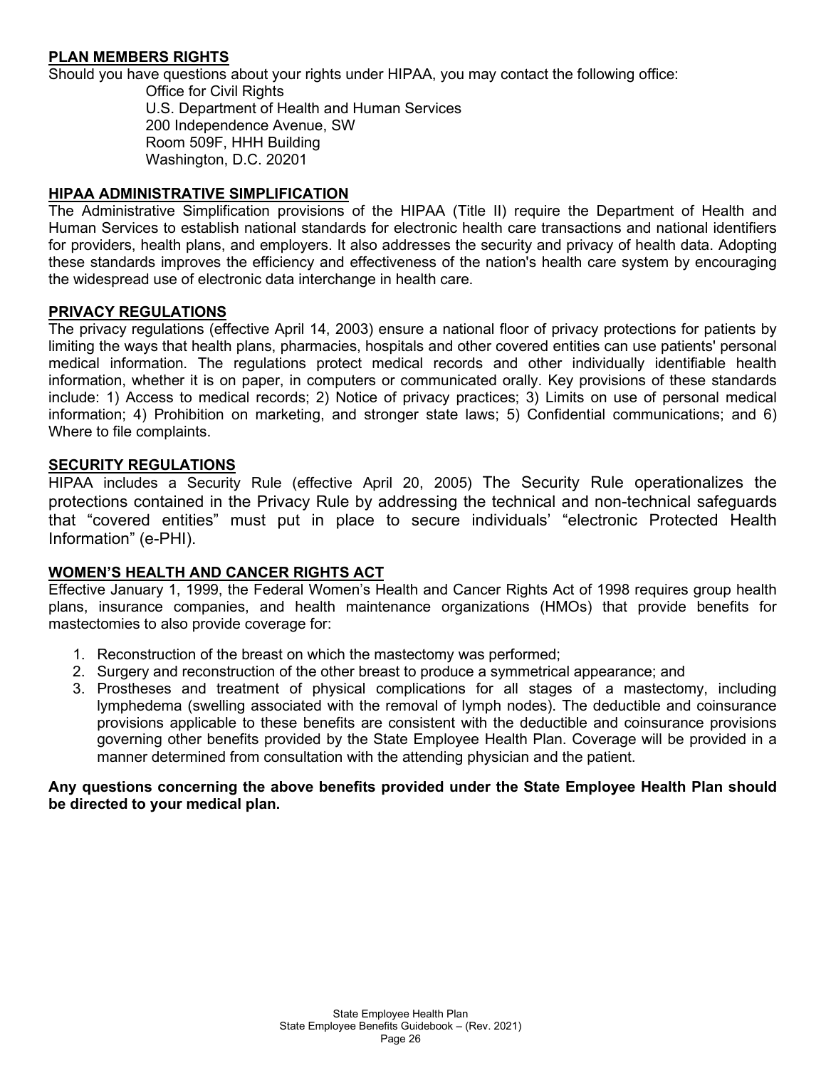## PLAN MEMBERS RIGHTS

Should you have questions about your rights under HIPAA, you may contact the following office:

Office for Civil Rights
U.S. Department of Health and Human Services
200 Independence Avenue, SW
Room 509F, HHH Building
Washington, D.C. 20201

## HIPAA ADMINISTRATIVE SIMPLIFICATION

The Administrative Simplification provisions of the HIPAA (Title II) require the Department of Health and Human Services to establish national standards for electronic health care transactions and national identifiers for providers, health plans, and employers. It also addresses the security and privacy of health data. Adopting these standards improves the efficiency and effectiveness of the nation's health care system by encouraging the widespread use of electronic data interchange in health care.

## PRIVACY REGULATIONS

The privacy regulations (effective April 14, 2003) ensure a national floor of privacy protections for patients by limiting the ways that health plans, pharmacies, hospitals and other covered entities can use patients' personal medical information. The regulations protect medical records and other individually identifiable health information, whether it is on paper, in computers or communicated orally. Key provisions of these standards include: 1) Access to medical records; 2) Notice of privacy practices; 3) Limits on use of personal medical information; 4) Prohibition on marketing, and stronger state laws; 5) Confidential communications; and 6) Where to file complaints.

## SECURITY REGULATIONS

HIPAA includes a Security Rule (effective April 20, 2005) The Security Rule operationalizes the protections contained in the Privacy Rule by addressing the technical and non-technical safeguards that "covered entities" must put in place to secure individuals' "electronic Protected Health Information" (e-PHI).

## WOMEN'S HEALTH AND CANCER RIGHTS ACT

Effective January 1, 1999, the Federal Women's Health and Cancer Rights Act of 1998 requires group health plans, insurance companies, and health maintenance organizations (HMOs) that provide benefits for mastectomies to also provide coverage for:

1. Reconstruction of the breast on which the mastectomy was performed;
2. Surgery and reconstruction of the other breast to produce a symmetrical appearance; and
3. Prostheses and treatment of physical complications for all stages of a mastectomy, including lymphedema (swelling associated with the removal of lymph nodes). The deductible and coinsurance provisions applicable to these benefits are consistent with the deductible and coinsurance provisions governing other benefits provided by the State Employee Health Plan. Coverage will be provided in a manner determined from consultation with the attending physician and the patient.

**Any questions concerning the above benefits provided under the State Employee Health Plan should be directed to your medical plan.**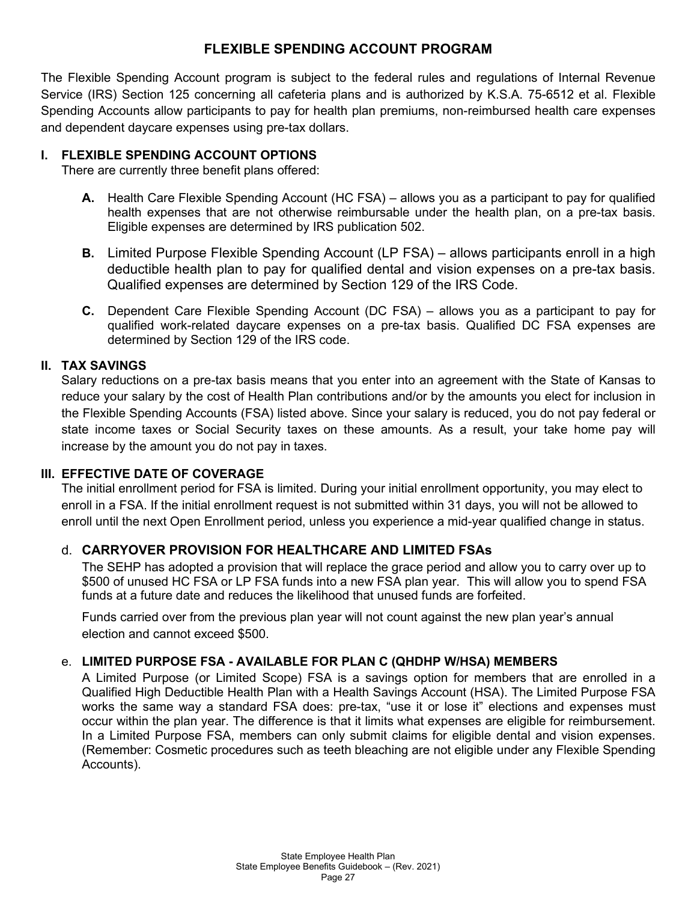# FLEXIBLE SPENDING ACCOUNT PROGRAM

The Flexible Spending Account program is subject to the federal rules and regulations of Internal Revenue Service (IRS) Section 125 concerning all cafeteria plans and is authorized by K.S.A. 75-6512 et al. Flexible Spending Accounts allow participants to pay for health plan premiums, non-reimbursed health care expenses and dependent daycare expenses using pre-tax dollars.

## I. FLEXIBLE SPENDING ACCOUNT OPTIONS

There are currently three benefit plans offered:

**A.** Health Care Flexible Spending Account (HC FSA) – allows you as a participant to pay for qualified health expenses that are not otherwise reimbursable under the health plan, on a pre-tax basis. Eligible expenses are determined by IRS publication 502.

**B.** Limited Purpose Flexible Spending Account (LP FSA) – allows participants enroll in a high deductible health plan to pay for qualified dental and vision expenses on a pre-tax basis. Qualified expenses are determined by Section 129 of the IRS Code.

**C.** Dependent Care Flexible Spending Account (DC FSA) – allows you as a participant to pay for qualified work-related daycare expenses on a pre-tax basis. Qualified DC FSA expenses are determined by Section 129 of the IRS code.

## II. TAX SAVINGS

Salary reductions on a pre-tax basis means that you enter into an agreement with the State of Kansas to reduce your salary by the cost of Health Plan contributions and/or by the amounts you elect for inclusion in the Flexible Spending Accounts (FSA) listed above. Since your salary is reduced, you do not pay federal or state income taxes or Social Security taxes on these amounts. As a result, your take home pay will increase by the amount you do not pay in taxes.

## III. EFFECTIVE DATE OF COVERAGE

The initial enrollment period for FSA is limited. During your initial enrollment opportunity, you may elect to enroll in a FSA. If the initial enrollment request is not submitted within 31 days, you will not be allowed to enroll until the next Open Enrollment period, unless you experience a mid-year qualified change in status.

### d. CARRYOVER PROVISION FOR HEALTHCARE AND LIMITED FSAs

The SEHP has adopted a provision that will replace the grace period and allow you to carry over up to $500 of unused HC FSA or LP FSA funds into a new FSA plan year. This will allow you to spend FSA funds at a future date and reduces the likelihood that unused funds are forfeited.

Funds carried over from the previous plan year will not count against the new plan year's annual election and cannot exceed $500.

### e. LIMITED PURPOSE FSA - AVAILABLE FOR PLAN C (QHDHP W/HSA) MEMBERS

A Limited Purpose (or Limited Scope) FSA is a savings option for members that are enrolled in a Qualified High Deductible Health Plan with a Health Savings Account (HSA). The Limited Purpose FSA works the same way a standard FSA does: pre-tax, "use it or lose it" elections and expenses must occur within the plan year. The difference is that it limits what expenses are eligible for reimbursement. In a Limited Purpose FSA, members can only submit claims for eligible dental and vision expenses. (Remember: Cosmetic procedures such as teeth bleaching are not eligible under any Flexible Spending Accounts).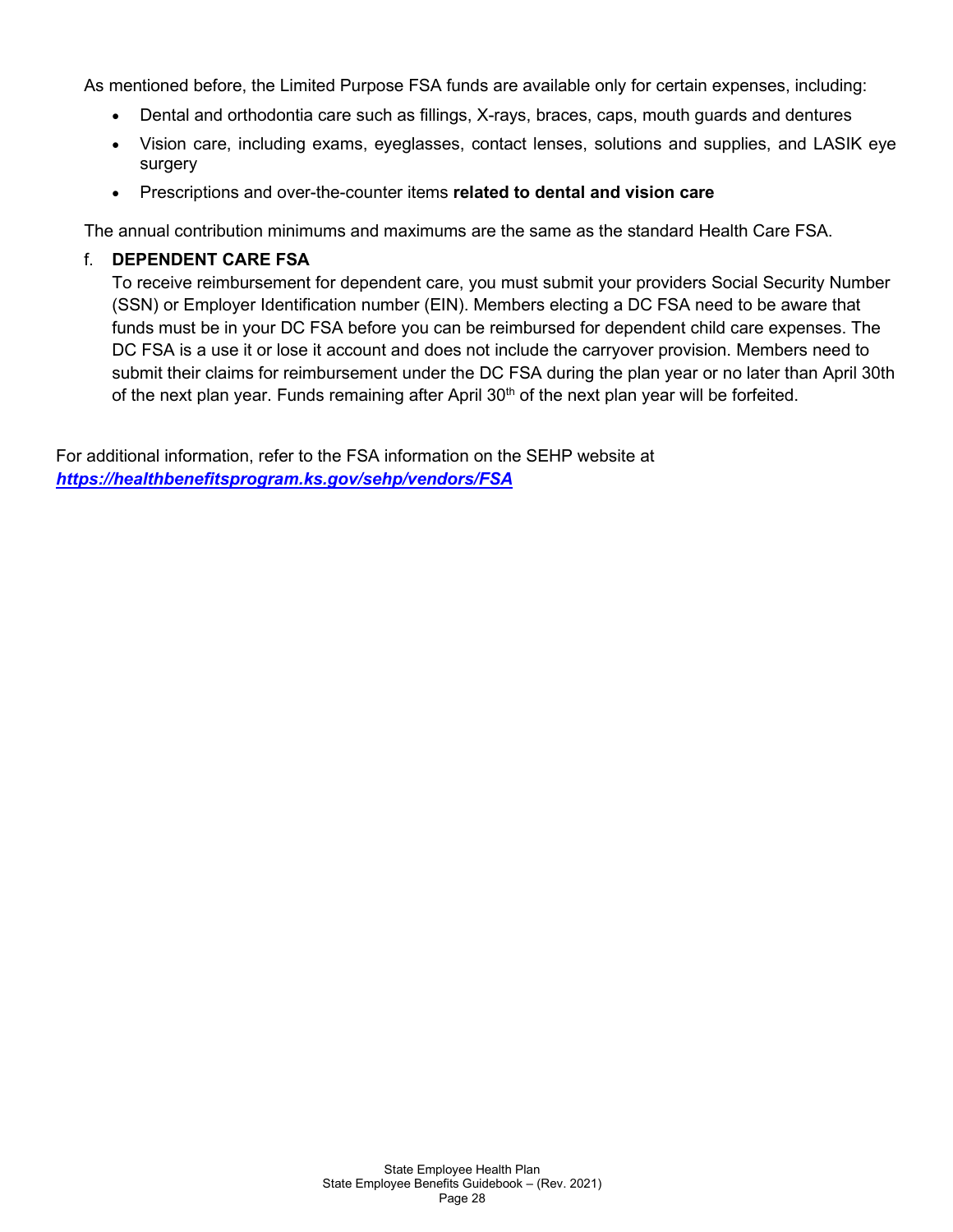As mentioned before, the Limited Purpose FSA funds are available only for certain expenses, including:

- Dental and orthodontia care such as fillings, X-rays, braces, caps, mouth guards and dentures
- Vision care, including exams, eyeglasses, contact lenses, solutions and supplies, and LASIK eye surgery
- Prescriptions and over-the-counter items **related to dental and vision care**

The annual contribution minimums and maximums are the same as the standard Health Care FSA.

f. **DEPENDENT CARE FSA**

To receive reimbursement for dependent care, you must submit your providers Social Security Number (SSN) or Employer Identification number (EIN). Members electing a DC FSA need to be aware that funds must be in your DC FSA before you can be reimbursed for dependent child care expenses. The DC FSA is a use it or lose it account and does not include the carryover provision. Members need to submit their claims for reimbursement under the DC FSA during the plan year or no later than April 30th of the next plan year. Funds remaining after April 30th of the next plan year will be forfeited.

For additional information, refer to the FSA information on the SEHP website at ***https://healthbenefitsprogram.ks.gov/sehp/vendors/FSA***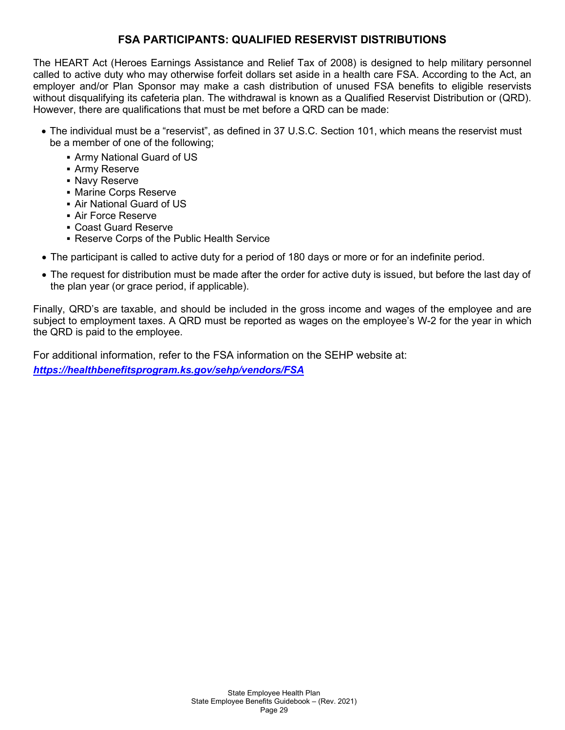## FSA PARTICIPANTS: QUALIFIED RESERVIST DISTRIBUTIONS

The HEART Act (Heroes Earnings Assistance and Relief Tax of 2008) is designed to help military personnel called to active duty who may otherwise forfeit dollars set aside in a health care FSA. According to the Act, an employer and/or Plan Sponsor may make a cash distribution of unused FSA benefits to eligible reservists without disqualifying its cafeteria plan. The withdrawal is known as a Qualified Reservist Distribution or (QRD). However, there are qualifications that must be met before a QRD can be made:

- The individual must be a "reservist", as defined in 37 U.S.C. Section 101, which means the reservist must be a member of one of the following;
  - Army National Guard of US
  - Army Reserve
  - Navy Reserve
  - Marine Corps Reserve
  - Air National Guard of US
  - Air Force Reserve
  - Coast Guard Reserve
  - Reserve Corps of the Public Health Service
- The participant is called to active duty for a period of 180 days or more or for an indefinite period.
- The request for distribution must be made after the order for active duty is issued, but before the last day of the plan year (or grace period, if applicable).

Finally, QRD's are taxable, and should be included in the gross income and wages of the employee and are subject to employment taxes. A QRD must be reported as wages on the employee's W-2 for the year in which the QRD is paid to the employee.

For additional information, refer to the FSA information on the SEHP website at:
***https://healthbenefitsprogram.ks.gov/sehp/vendors/FSA***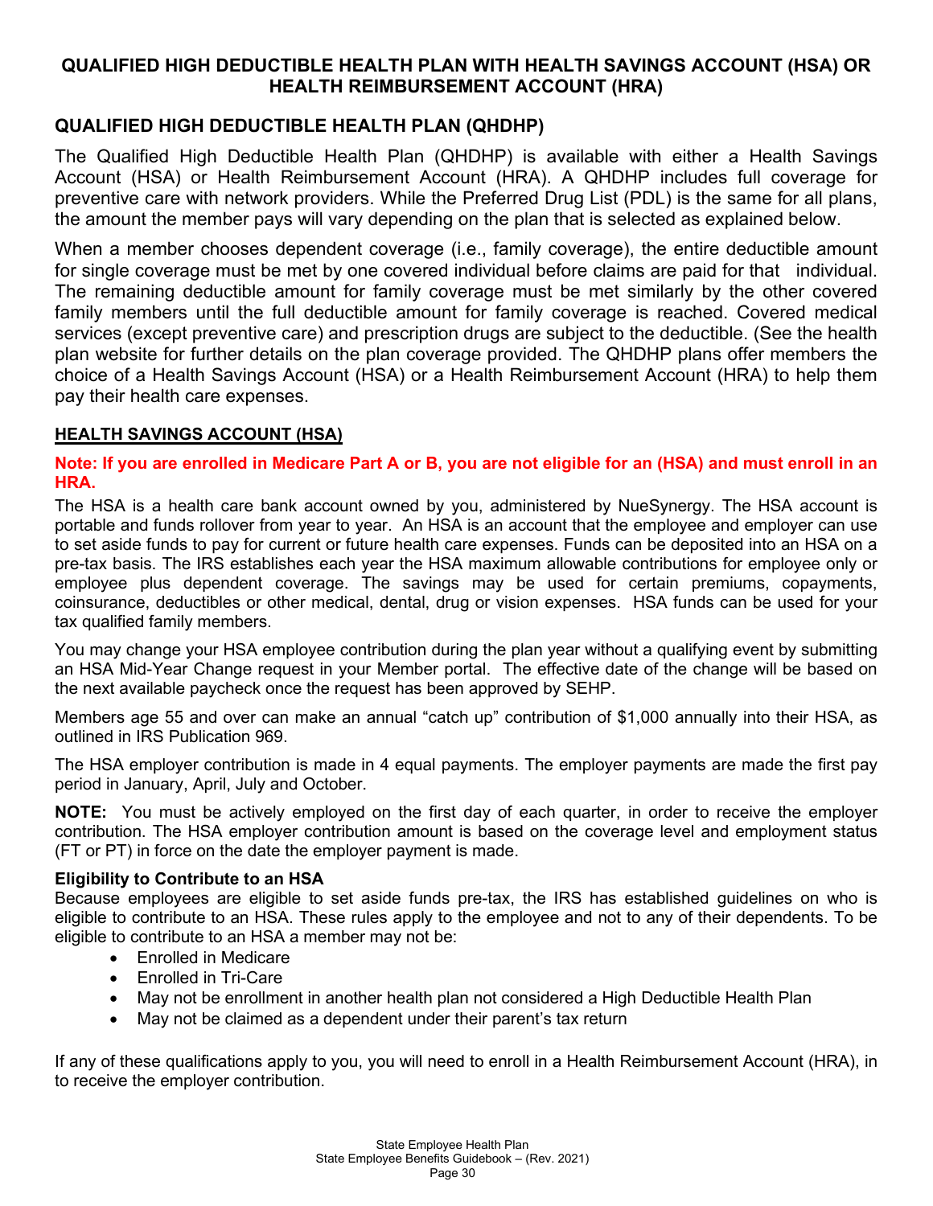# QUALIFIED HIGH DEDUCTIBLE HEALTH PLAN WITH HEALTH SAVINGS ACCOUNT (HSA) OR HEALTH REIMBURSEMENT ACCOUNT (HRA)

## QUALIFIED HIGH DEDUCTIBLE HEALTH PLAN (QHDHP)

The Qualified High Deductible Health Plan (QHDHP) is available with either a Health Savings Account (HSA) or Health Reimbursement Account (HRA). A QHDHP includes full coverage for preventive care with network providers. While the Preferred Drug List (PDL) is the same for all plans, the amount the member pays will vary depending on the plan that is selected as explained below.

When a member chooses dependent coverage (i.e., family coverage), the entire deductible amount for single coverage must be met by one covered individual before claims are paid for that individual. The remaining deductible amount for family coverage must be met similarly by the other covered family members until the full deductible amount for family coverage is reached. Covered medical services (except preventive care) and prescription drugs are subject to the deductible. (See the health plan website for further details on the plan coverage provided. The QHDHP plans offer members the choice of a Health Savings Account (HSA) or a Health Reimbursement Account (HRA) to help them pay their health care expenses.

### HEALTH SAVINGS ACCOUNT (HSA)

**Note: If you are enrolled in Medicare Part A or B, you are not eligible for an (HSA) and must enroll in an HRA.**

The HSA is a health care bank account owned by you, administered by NueSynergy. The HSA account is portable and funds rollover from year to year. An HSA is an account that the employee and employer can use to set aside funds to pay for current or future health care expenses. Funds can be deposited into an HSA on a pre-tax basis. The IRS establishes each year the HSA maximum allowable contributions for employee only or employee plus dependent coverage. The savings may be used for certain premiums, copayments, coinsurance, deductibles or other medical, dental, drug or vision expenses. HSA funds can be used for your tax qualified family members.

You may change your HSA employee contribution during the plan year without a qualifying event by submitting an HSA Mid-Year Change request in your Member portal. The effective date of the change will be based on the next available paycheck once the request has been approved by SEHP.

Members age 55 and over can make an annual "catch up" contribution of $1,000 annually into their HSA, as outlined in IRS Publication 969.

The HSA employer contribution is made in 4 equal payments. The employer payments are made the first pay period in January, April, July and October.

**NOTE:** You must be actively employed on the first day of each quarter, in order to receive the employer contribution. The HSA employer contribution amount is based on the coverage level and employment status (FT or PT) in force on the date the employer payment is made.

**Eligibility to Contribute to an HSA**

Because employees are eligible to set aside funds pre-tax, the IRS has established guidelines on who is eligible to contribute to an HSA. These rules apply to the employee and not to any of their dependents. To be eligible to contribute to an HSA a member may not be:

- Enrolled in Medicare
- Enrolled in Tri-Care
- May not be enrollment in another health plan not considered a High Deductible Health Plan
- May not be claimed as a dependent under their parent's tax return

If any of these qualifications apply to you, you will need to enroll in a Health Reimbursement Account (HRA), in to receive the employer contribution.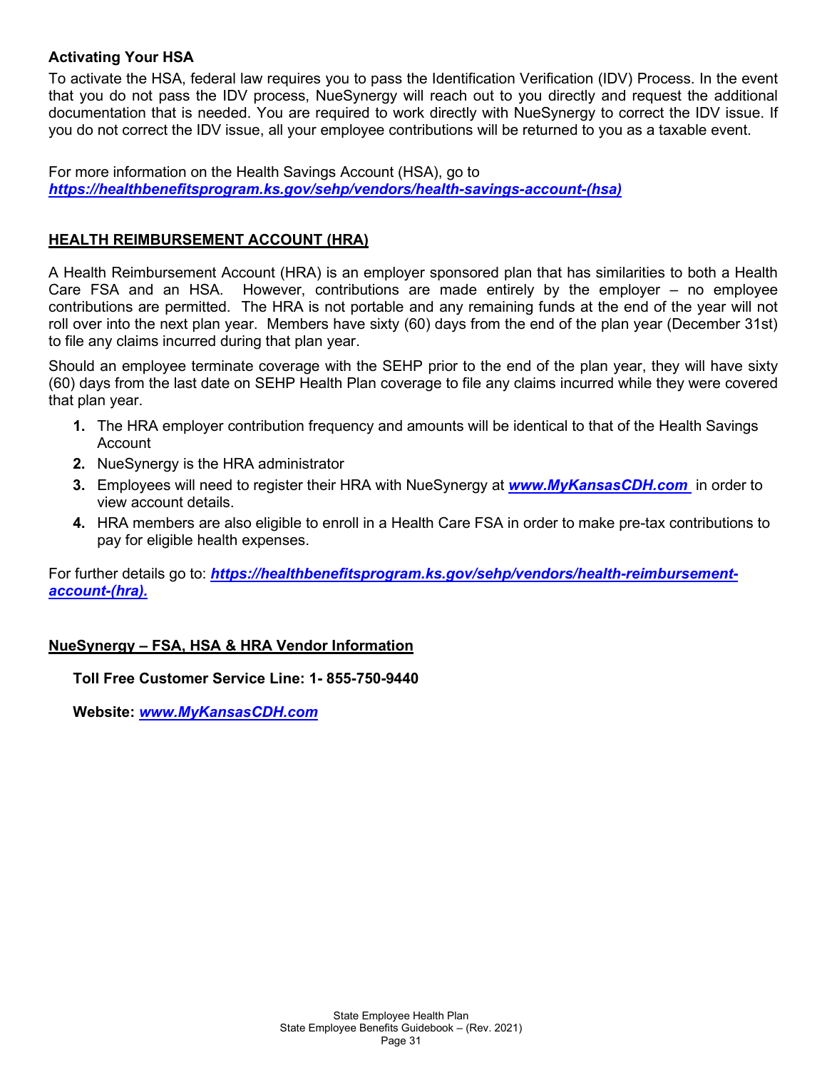### Activating Your HSA

To activate the HSA, federal law requires you to pass the Identification Verification (IDV) Process. In the event that you do not pass the IDV process, NueSynergy will reach out to you directly and request the additional documentation that is needed. You are required to work directly with NueSynergy to correct the IDV issue. If you do not correct the IDV issue, all your employee contributions will be returned to you as a taxable event.

For more information on the Health Savings Account (HSA), go to ***https://healthbenefitsprogram.ks.gov/sehp/vendors/health-savings-account-(hsa)***

## HEALTH REIMBURSEMENT ACCOUNT (HRA)

A Health Reimbursement Account (HRA) is an employer sponsored plan that has similarities to both a Health Care FSA and an HSA. However, contributions are made entirely by the employer – no employee contributions are permitted. The HRA is not portable and any remaining funds at the end of the year will not roll over into the next plan year. Members have sixty (60) days from the end of the plan year (December 31st) to file any claims incurred during that plan year.

Should an employee terminate coverage with the SEHP prior to the end of the plan year, they will have sixty (60) days from the last date on SEHP Health Plan coverage to file any claims incurred while they were covered that plan year.

1. The HRA employer contribution frequency and amounts will be identical to that of the Health Savings Account
2. NueSynergy is the HRA administrator
3. Employees will need to register their HRA with NueSynergy at ***www.MyKansasCDH.com*** in order to view account details.
4. HRA members are also eligible to enroll in a Health Care FSA in order to make pre-tax contributions to pay for eligible health expenses.

For further details go to: ***https://healthbenefitsprogram.ks.gov/sehp/vendors/health-reimbursement-account-(hra).***

## NueSynergy – FSA, HSA & HRA Vendor Information

**Toll Free Customer Service Line: 1- 855-750-9440**

**Website: *www.MyKansasCDH.com***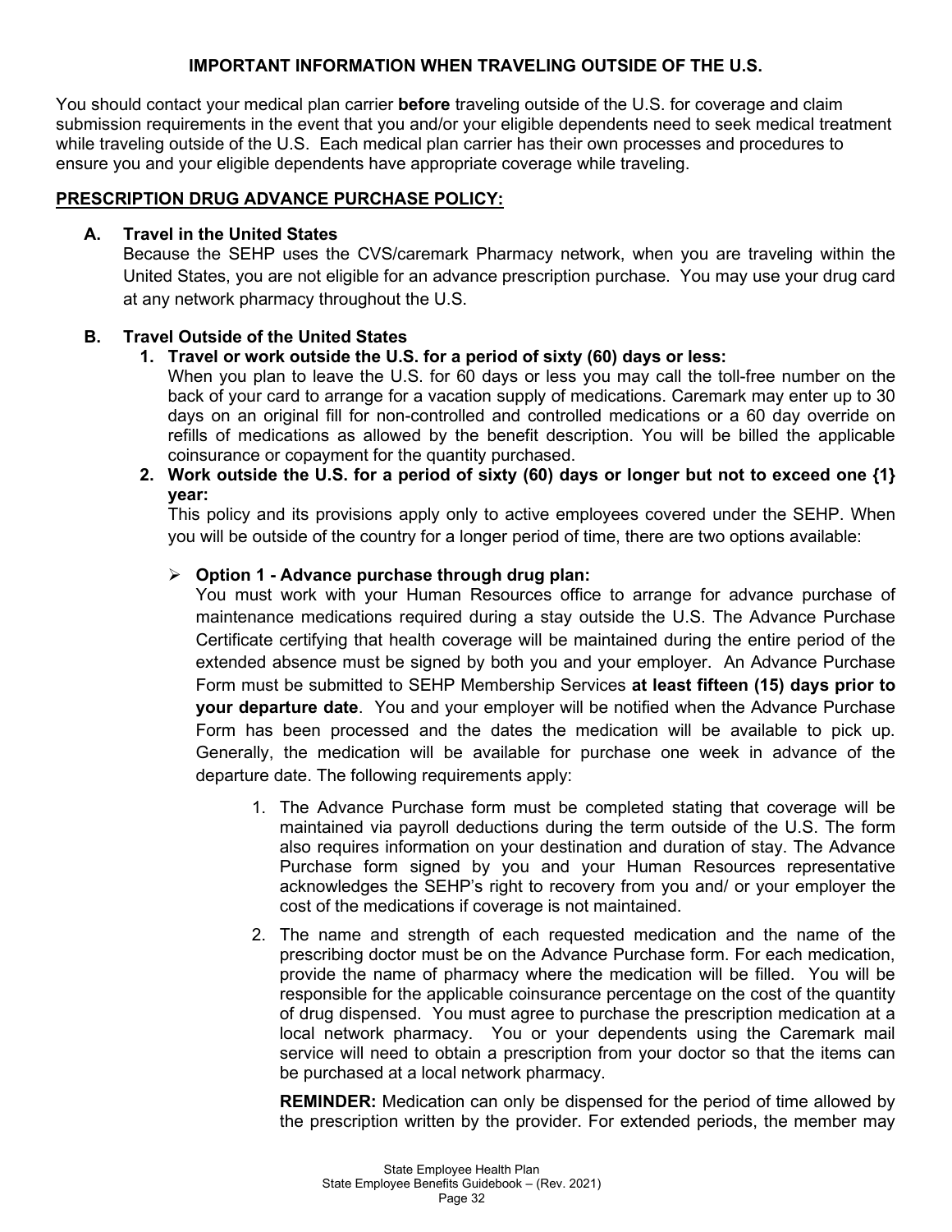## IMPORTANT INFORMATION WHEN TRAVELING OUTSIDE OF THE U.S.

You should contact your medical plan carrier **before** traveling outside of the U.S. for coverage and claim submission requirements in the event that you and/or your eligible dependents need to seek medical treatment while traveling outside of the U.S. Each medical plan carrier has their own processes and procedures to ensure you and your eligible dependents have appropriate coverage while traveling.

### PRESCRIPTION DRUG ADVANCE PURCHASE POLICY:

**A. Travel in the United States**

Because the SEHP uses the CVS/caremark Pharmacy network, when you are traveling within the United States, you are not eligible for an advance prescription purchase. You may use your drug card at any network pharmacy throughout the U.S.

**B. Travel Outside of the United States**

1. **Travel or work outside the U.S. for a period of sixty (60) days or less:**
   When you plan to leave the U.S. for 60 days or less you may call the toll-free number on the back of your card to arrange for a vacation supply of medications. Caremark may enter up to 30 days on an original fill for non-controlled and controlled medications or a 60 day override on refills of medications as allowed by the benefit description. You will be billed the applicable coinsurance or copayment for the quantity purchased.
2. **Work outside the U.S. for a period of sixty (60) days or longer but not to exceed one {1} year:**
   This policy and its provisions apply only to active employees covered under the SEHP. When you will be outside of the country for a longer period of time, there are two options available:

   - **Option 1 - Advance purchase through drug plan:**
     You must work with your Human Resources office to arrange for advance purchase of maintenance medications required during a stay outside the U.S. The Advance Purchase Certificate certifying that health coverage will be maintained during the entire period of the extended absence must be signed by both you and your employer. An Advance Purchase Form must be submitted to SEHP Membership Services **at least fifteen (15) days prior to your departure date**. You and your employer will be notified when the Advance Purchase Form has been processed and the dates the medication will be available to pick up. Generally, the medication will be available for purchase one week in advance of the departure date. The following requirements apply:

     1. The Advance Purchase form must be completed stating that coverage will be maintained via payroll deductions during the term outside of the U.S. The form also requires information on your destination and duration of stay. The Advance Purchase form signed by you and your Human Resources representative acknowledges the SEHP's right to recovery from you and/ or your employer the cost of the medications if coverage is not maintained.
     2. The name and strength of each requested medication and the name of the prescribing doctor must be on the Advance Purchase form. For each medication, provide the name of pharmacy where the medication will be filled. You will be responsible for the applicable coinsurance percentage on the cost of the quantity of drug dispensed. You must agree to purchase the prescription medication at a local network pharmacy. You or your dependents using the Caremark mail service will need to obtain a prescription from your doctor so that the items can be purchased at a local network pharmacy.

        **REMINDER:** Medication can only be dispensed for the period of time allowed by the prescription written by the provider. For extended periods, the member may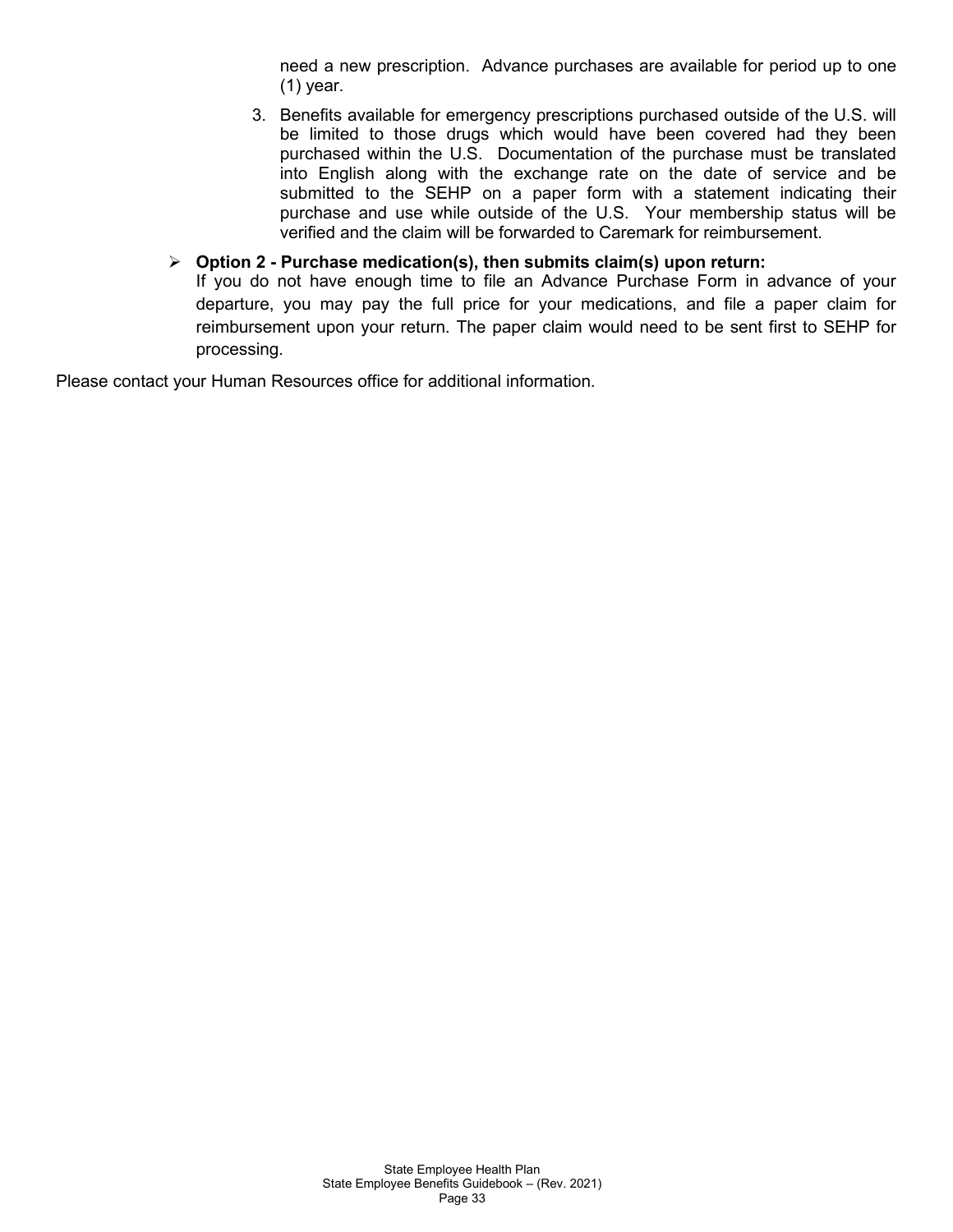need a new prescription. Advance purchases are available for period up to one (1) year.

3. Benefits available for emergency prescriptions purchased outside of the U.S. will be limited to those drugs which would have been covered had they been purchased within the U.S. Documentation of the purchase must be translated into English along with the exchange rate on the date of service and be submitted to the SEHP on a paper form with a statement indicating their purchase and use while outside of the U.S. Your membership status will be verified and the claim will be forwarded to Caremark for reimbursement.

- **Option 2 - Purchase medication(s), then submits claim(s) upon return:**
  If you do not have enough time to file an Advance Purchase Form in advance of your departure, you may pay the full price for your medications, and file a paper claim for reimbursement upon your return. The paper claim would need to be sent first to SEHP for processing.

Please contact your Human Resources office for additional information.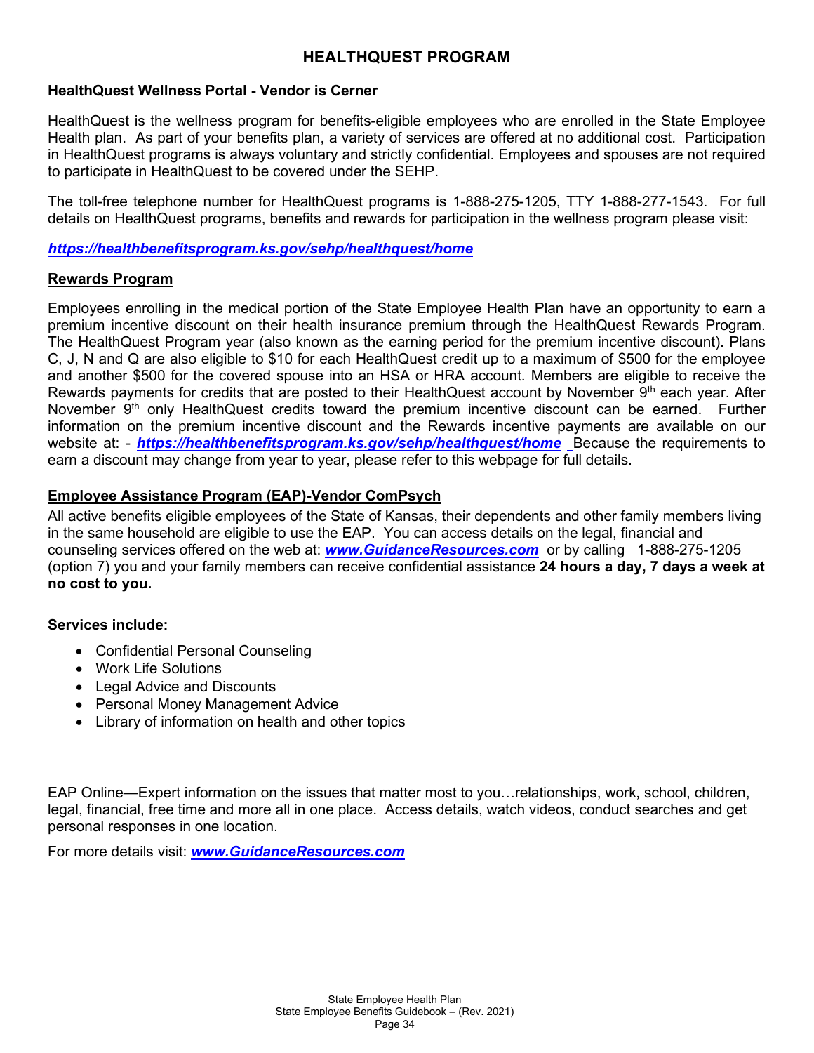# HEALTHQUEST PROGRAM

**HealthQuest Wellness Portal - Vendor is Cerner**

HealthQuest is the wellness program for benefits-eligible employees who are enrolled in the State Employee Health plan. As part of your benefits plan, a variety of services are offered at no additional cost. Participation in HealthQuest programs is always voluntary and strictly confidential. Employees and spouses are not required to participate in HealthQuest to be covered under the SEHP.

The toll-free telephone number for HealthQuest programs is 1-888-275-1205, TTY 1-888-277-1543. For full details on HealthQuest programs, benefits and rewards for participation in the wellness program please visit:

***https://healthbenefitsprogram.ks.gov/sehp/healthquest/home***

## Rewards Program

Employees enrolling in the medical portion of the State Employee Health Plan have an opportunity to earn a premium incentive discount on their health insurance premium through the HealthQuest Rewards Program. The HealthQuest Program year (also known as the earning period for the premium incentive discount). Plans C, J, N and Q are also eligible to $10 for each HealthQuest credit up to a maximum of $500 for the employee and another $500 for the covered spouse into an HSA or HRA account. Members are eligible to receive the Rewards payments for credits that are posted to their HealthQuest account by November 9th each year. After November 9th only HealthQuest credits toward the premium incentive discount can be earned. Further information on the premium incentive discount and the Rewards incentive payments are available on our website at: - ***https://healthbenefitsprogram.ks.gov/sehp/healthquest/home*** Because the requirements to earn a discount may change from year to year, please refer to this webpage for full details.

## Employee Assistance Program (EAP)-Vendor ComPsych

All active benefits eligible employees of the State of Kansas, their dependents and other family members living in the same household are eligible to use the EAP. You can access details on the legal, financial and counseling services offered on the web at: ***www.GuidanceResources.com*** or by calling 1-888-275-1205 (option 7) you and your family members can receive confidential assistance **24 hours a day, 7 days a week at no cost to you.**

**Services include:**

- Confidential Personal Counseling
- Work Life Solutions
- Legal Advice and Discounts
- Personal Money Management Advice
- Library of information on health and other topics

EAP Online—Expert information on the issues that matter most to you…relationships, work, school, children, legal, financial, free time and more all in one place. Access details, watch videos, conduct searches and get personal responses in one location.

For more details visit: ***www.GuidanceResources.com***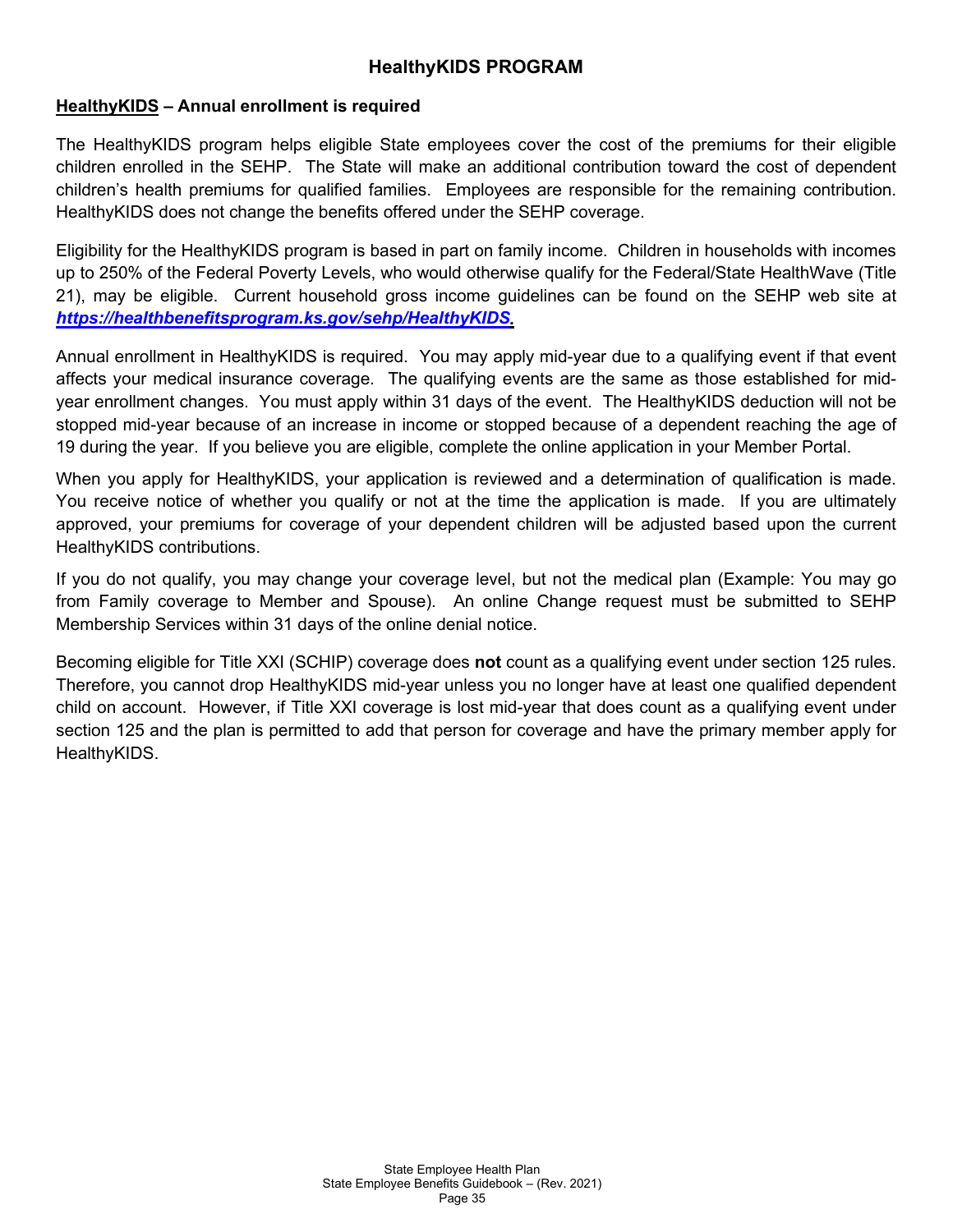# HealthyKIDS PROGRAM

**<u>HealthyKIDS</u> – Annual enrollment is required**

The HealthyKIDS program helps eligible State employees cover the cost of the premiums for their eligible children enrolled in the SEHP. The State will make an additional contribution toward the cost of dependent children's health premiums for qualified families. Employees are responsible for the remaining contribution. HealthyKIDS does not change the benefits offered under the SEHP coverage.

Eligibility for the HealthyKIDS program is based in part on family income. Children in households with incomes up to 250% of the Federal Poverty Levels, who would otherwise qualify for the Federal/State HealthWave (Title 21), may be eligible. Current household gross income guidelines can be found on the SEHP web site at ***https://healthbenefitsprogram.ks.gov/sehp/HealthyKIDS.***

Annual enrollment in HealthyKIDS is required. You may apply mid-year due to a qualifying event if that event affects your medical insurance coverage. The qualifying events are the same as those established for mid-year enrollment changes. You must apply within 31 days of the event. The HealthyKIDS deduction will not be stopped mid-year because of an increase in income or stopped because of a dependent reaching the age of 19 during the year. If you believe you are eligible, complete the online application in your Member Portal.

When you apply for HealthyKIDS, your application is reviewed and a determination of qualification is made. You receive notice of whether you qualify or not at the time the application is made. If you are ultimately approved, your premiums for coverage of your dependent children will be adjusted based upon the current HealthyKIDS contributions.

If you do not qualify, you may change your coverage level, but not the medical plan (Example: You may go from Family coverage to Member and Spouse). An online Change request must be submitted to SEHP Membership Services within 31 days of the online denial notice.

Becoming eligible for Title XXI (SCHIP) coverage does **not** count as a qualifying event under section 125 rules. Therefore, you cannot drop HealthyKIDS mid-year unless you no longer have at least one qualified dependent child on account. However, if Title XXI coverage is lost mid-year that does count as a qualifying event under section 125 and the plan is permitted to add that person for coverage and have the primary member apply for HealthyKIDS.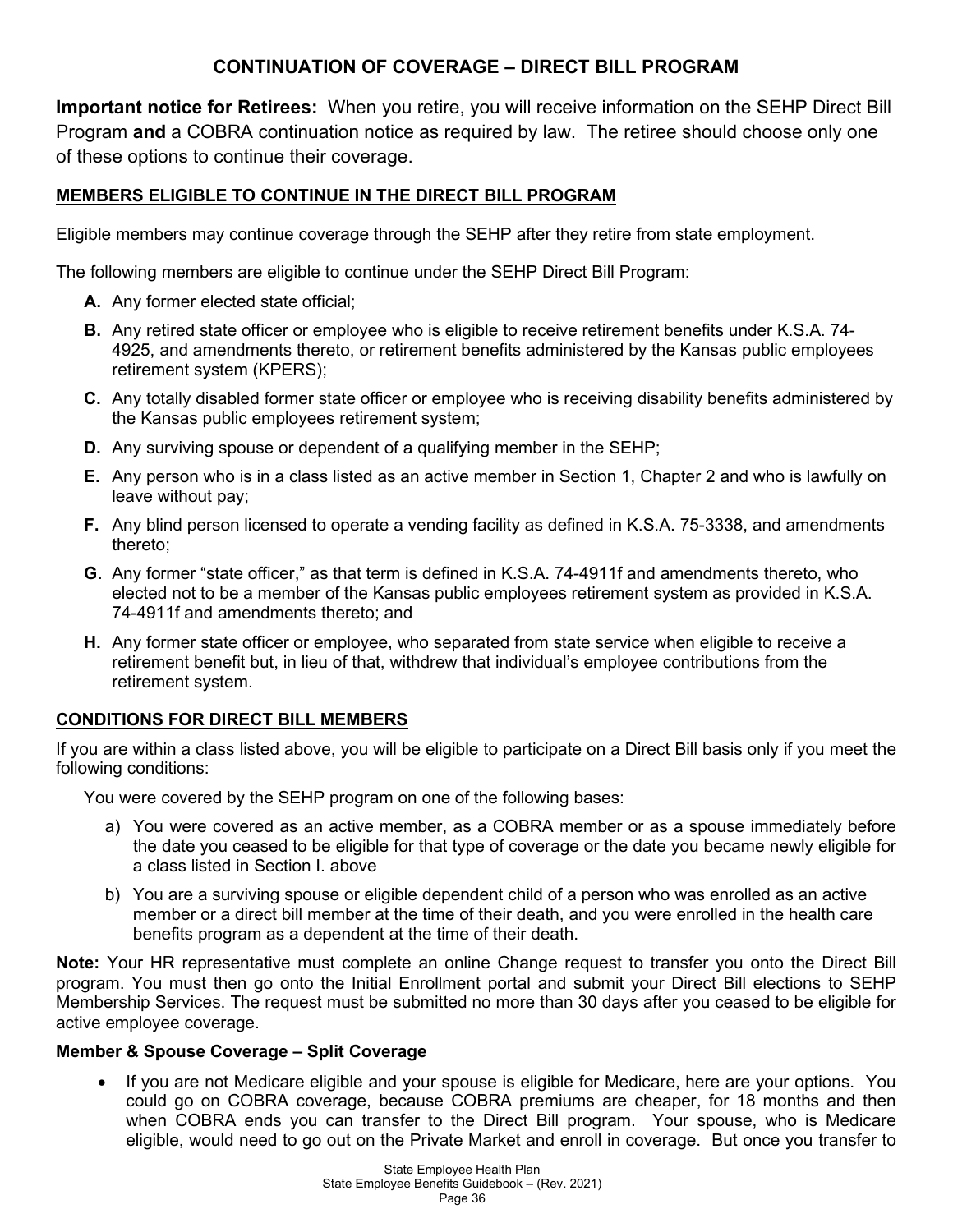## CONTINUATION OF COVERAGE – DIRECT BILL PROGRAM

**Important notice for Retirees:** When you retire, you will receive information on the SEHP Direct Bill Program **and** a COBRA continuation notice as required by law. The retiree should choose only one of these options to continue their coverage.

### MEMBERS ELIGIBLE TO CONTINUE IN THE DIRECT BILL PROGRAM

Eligible members may continue coverage through the SEHP after they retire from state employment.

The following members are eligible to continue under the SEHP Direct Bill Program:

- **A.** Any former elected state official;
- **B.** Any retired state officer or employee who is eligible to receive retirement benefits under K.S.A. 74-4925, and amendments thereto, or retirement benefits administered by the Kansas public employees retirement system (KPERS);
- **C.** Any totally disabled former state officer or employee who is receiving disability benefits administered by the Kansas public employees retirement system;
- **D.** Any surviving spouse or dependent of a qualifying member in the SEHP;
- **E.** Any person who is in a class listed as an active member in Section 1, Chapter 2 and who is lawfully on leave without pay;
- **F.** Any blind person licensed to operate a vending facility as defined in K.S.A. 75-3338, and amendments thereto;
- **G.** Any former "state officer," as that term is defined in K.S.A. 74-4911f and amendments thereto, who elected not to be a member of the Kansas public employees retirement system as provided in K.S.A. 74-4911f and amendments thereto; and
- **H.** Any former state officer or employee, who separated from state service when eligible to receive a retirement benefit but, in lieu of that, withdrew that individual's employee contributions from the retirement system.

### CONDITIONS FOR DIRECT BILL MEMBERS

If you are within a class listed above, you will be eligible to participate on a Direct Bill basis only if you meet the following conditions:

You were covered by the SEHP program on one of the following bases:

a) You were covered as an active member, as a COBRA member or as a spouse immediately before the date you ceased to be eligible for that type of coverage or the date you became newly eligible for a class listed in Section I. above

b) You are a surviving spouse or eligible dependent child of a person who was enrolled as an active member or a direct bill member at the time of their death, and you were enrolled in the health care benefits program as a dependent at the time of their death.

**Note:** Your HR representative must complete an online Change request to transfer you onto the Direct Bill program. You must then go onto the Initial Enrollment portal and submit your Direct Bill elections to SEHP Membership Services. The request must be submitted no more than 30 days after you ceased to be eligible for active employee coverage.

**Member & Spouse Coverage – Split Coverage**

- If you are not Medicare eligible and your spouse is eligible for Medicare, here are your options. You could go on COBRA coverage, because COBRA premiums are cheaper, for 18 months and then when COBRA ends you can transfer to the Direct Bill program. Your spouse, who is Medicare eligible, would need to go out on the Private Market and enroll in coverage. But once you transfer to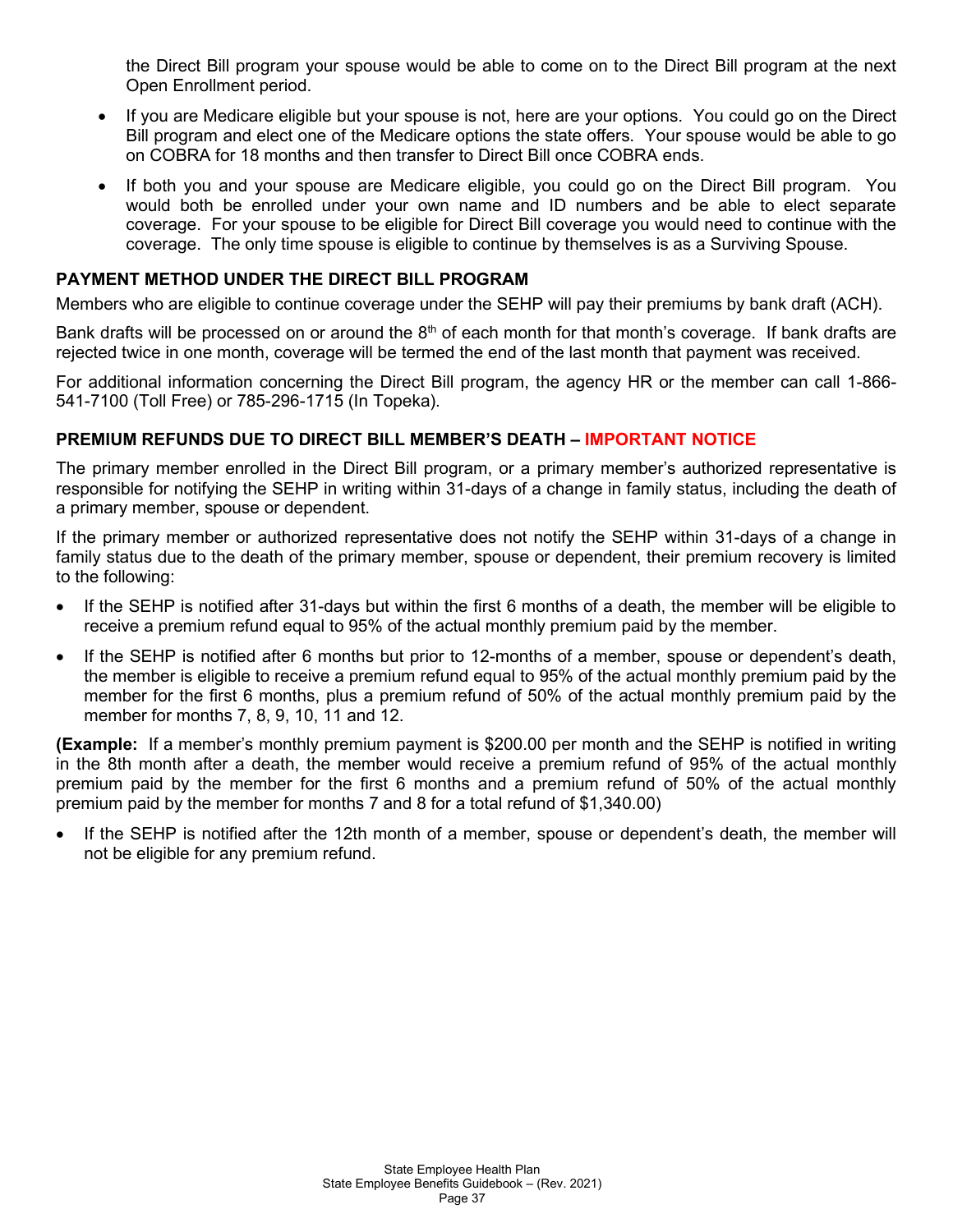the Direct Bill program your spouse would be able to come on to the Direct Bill program at the next Open Enrollment period.

- If you are Medicare eligible but your spouse is not, here are your options. You could go on the Direct Bill program and elect one of the Medicare options the state offers. Your spouse would be able to go on COBRA for 18 months and then transfer to Direct Bill once COBRA ends.
- If both you and your spouse are Medicare eligible, you could go on the Direct Bill program. You would both be enrolled under your own name and ID numbers and be able to elect separate coverage. For your spouse to be eligible for Direct Bill coverage you would need to continue with the coverage. The only time spouse is eligible to continue by themselves is as a Surviving Spouse.

**PAYMENT METHOD UNDER THE DIRECT BILL PROGRAM**

Members who are eligible to continue coverage under the SEHP will pay their premiums by bank draft (ACH).

Bank drafts will be processed on or around the 8th of each month for that month's coverage. If bank drafts are rejected twice in one month, coverage will be termed the end of the last month that payment was received.

For additional information concerning the Direct Bill program, the agency HR or the member can call 1-866-541-7100 (Toll Free) or 785-296-1715 (In Topeka).

**PREMIUM REFUNDS DUE TO DIRECT BILL MEMBER'S DEATH – IMPORTANT NOTICE**

The primary member enrolled in the Direct Bill program, or a primary member's authorized representative is responsible for notifying the SEHP in writing within 31-days of a change in family status, including the death of a primary member, spouse or dependent.

If the primary member or authorized representative does not notify the SEHP within 31-days of a change in family status due to the death of the primary member, spouse or dependent, their premium recovery is limited to the following:

- If the SEHP is notified after 31-days but within the first 6 months of a death, the member will be eligible to receive a premium refund equal to 95% of the actual monthly premium paid by the member.
- If the SEHP is notified after 6 months but prior to 12-months of a member, spouse or dependent's death, the member is eligible to receive a premium refund equal to 95% of the actual monthly premium paid by the member for the first 6 months, plus a premium refund of 50% of the actual monthly premium paid by the member for months 7, 8, 9, 10, 11 and 12.

**(Example:** If a member's monthly premium payment is $200.00 per month and the SEHP is notified in writing in the 8th month after a death, the member would receive a premium refund of 95% of the actual monthly premium paid by the member for the first 6 months and a premium refund of 50% of the actual monthly premium paid by the member for months 7 and 8 for a total refund of $1,340.00)

- If the SEHP is notified after the 12th month of a member, spouse or dependent's death, the member will not be eligible for any premium refund.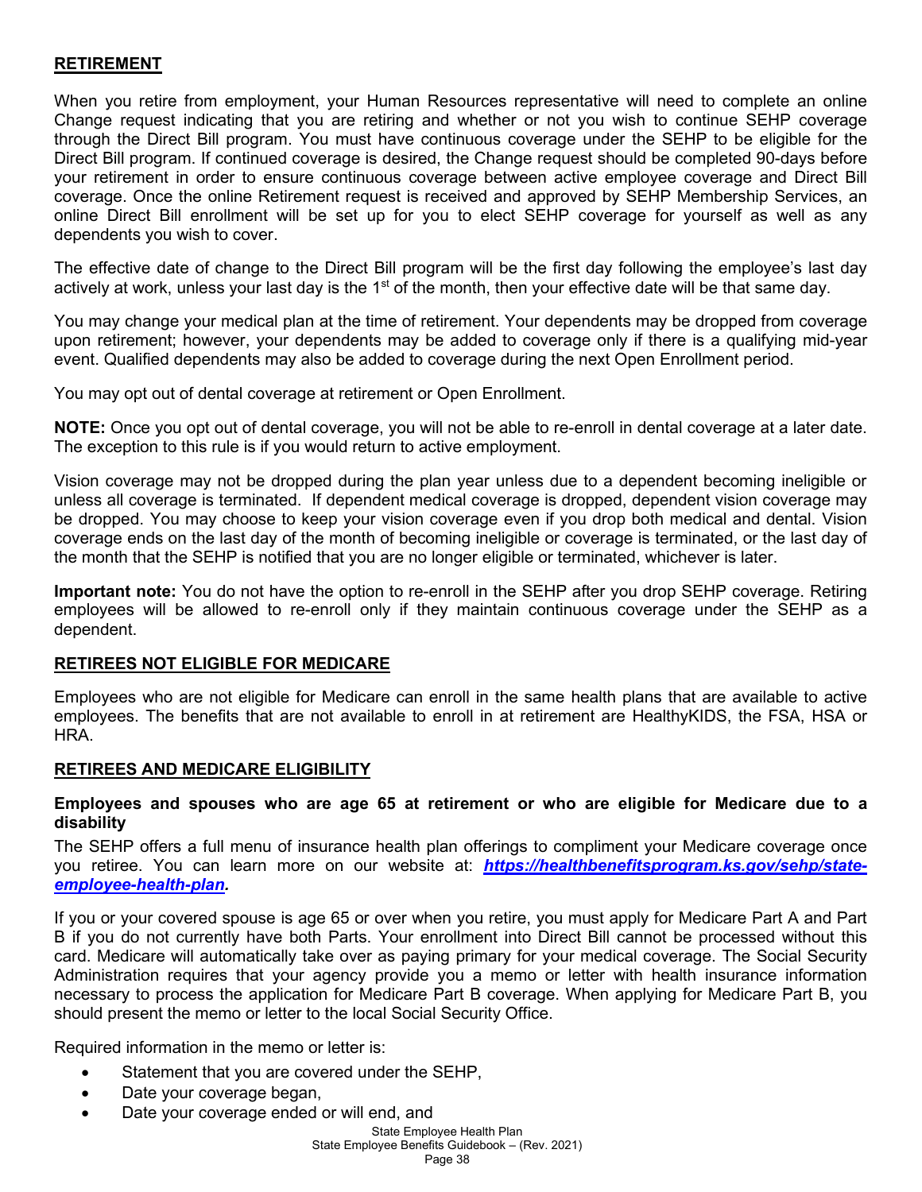## RETIREMENT

When you retire from employment, your Human Resources representative will need to complete an online Change request indicating that you are retiring and whether or not you wish to continue SEHP coverage through the Direct Bill program. You must have continuous coverage under the SEHP to be eligible for the Direct Bill program. If continued coverage is desired, the Change request should be completed 90-days before your retirement in order to ensure continuous coverage between active employee coverage and Direct Bill coverage. Once the online Retirement request is received and approved by SEHP Membership Services, an online Direct Bill enrollment will be set up for you to elect SEHP coverage for yourself as well as any dependents you wish to cover.

The effective date of change to the Direct Bill program will be the first day following the employee's last day actively at work, unless your last day is the 1st of the month, then your effective date will be that same day.

You may change your medical plan at the time of retirement. Your dependents may be dropped from coverage upon retirement; however, your dependents may be added to coverage only if there is a qualifying mid-year event. Qualified dependents may also be added to coverage during the next Open Enrollment period.

You may opt out of dental coverage at retirement or Open Enrollment.

**NOTE:** Once you opt out of dental coverage, you will not be able to re-enroll in dental coverage at a later date. The exception to this rule is if you would return to active employment.

Vision coverage may not be dropped during the plan year unless due to a dependent becoming ineligible or unless all coverage is terminated. If dependent medical coverage is dropped, dependent vision coverage may be dropped. You may choose to keep your vision coverage even if you drop both medical and dental. Vision coverage ends on the last day of the month of becoming ineligible or coverage is terminated, or the last day of the month that the SEHP is notified that you are no longer eligible or terminated, whichever is later.

**Important note:** You do not have the option to re-enroll in the SEHP after you drop SEHP coverage. Retiring employees will be allowed to re-enroll only if they maintain continuous coverage under the SEHP as a dependent.

## RETIREES NOT ELIGIBLE FOR MEDICARE

Employees who are not eligible for Medicare can enroll in the same health plans that are available to active employees. The benefits that are not available to enroll in at retirement are HealthyKIDS, the FSA, HSA or HRA.

## RETIREES AND MEDICARE ELIGIBILITY

**Employees and spouses who are age 65 at retirement or who are eligible for Medicare due to a disability**

The SEHP offers a full menu of insurance health plan offerings to compliment your Medicare coverage once you retiree. You can learn more on our website at: ***https://healthbenefitsprogram.ks.gov/sehp/state-employee-health-plan***.

If you or your covered spouse is age 65 or over when you retire, you must apply for Medicare Part A and Part B if you do not currently have both Parts. Your enrollment into Direct Bill cannot be processed without this card. Medicare will automatically take over as paying primary for your medical coverage. The Social Security Administration requires that your agency provide you a memo or letter with health insurance information necessary to process the application for Medicare Part B coverage. When applying for Medicare Part B, you should present the memo or letter to the local Social Security Office.

Required information in the memo or letter is:

- Statement that you are covered under the SEHP,
- Date your coverage began,
- Date your coverage ended or will end, and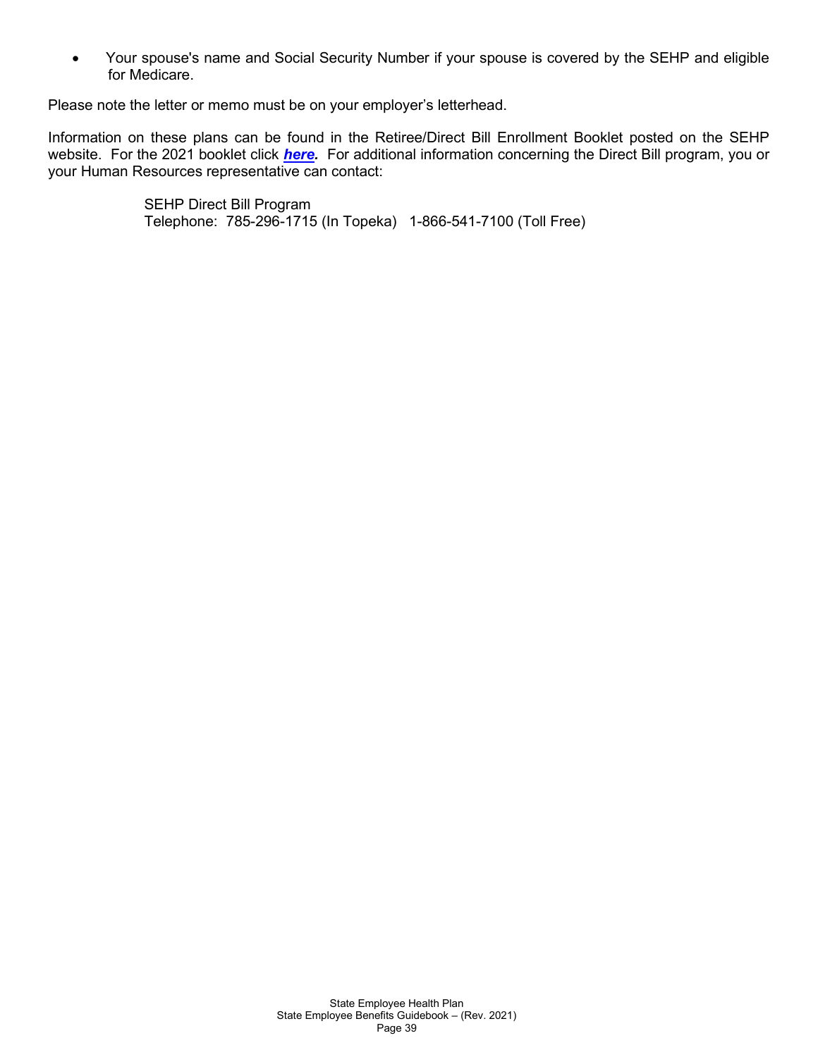- Your spouse's name and Social Security Number if your spouse is covered by the SEHP and eligible for Medicare.

Please note the letter or memo must be on your employer's letterhead.

Information on these plans can be found in the Retiree/Direct Bill Enrollment Booklet posted on the SEHP website. For the 2021 booklet click ***here***. For additional information concerning the Direct Bill program, you or your Human Resources representative can contact:

SEHP Direct Bill Program
Telephone: 785-296-1715 (In Topeka) 1-866-541-7100 (Toll Free)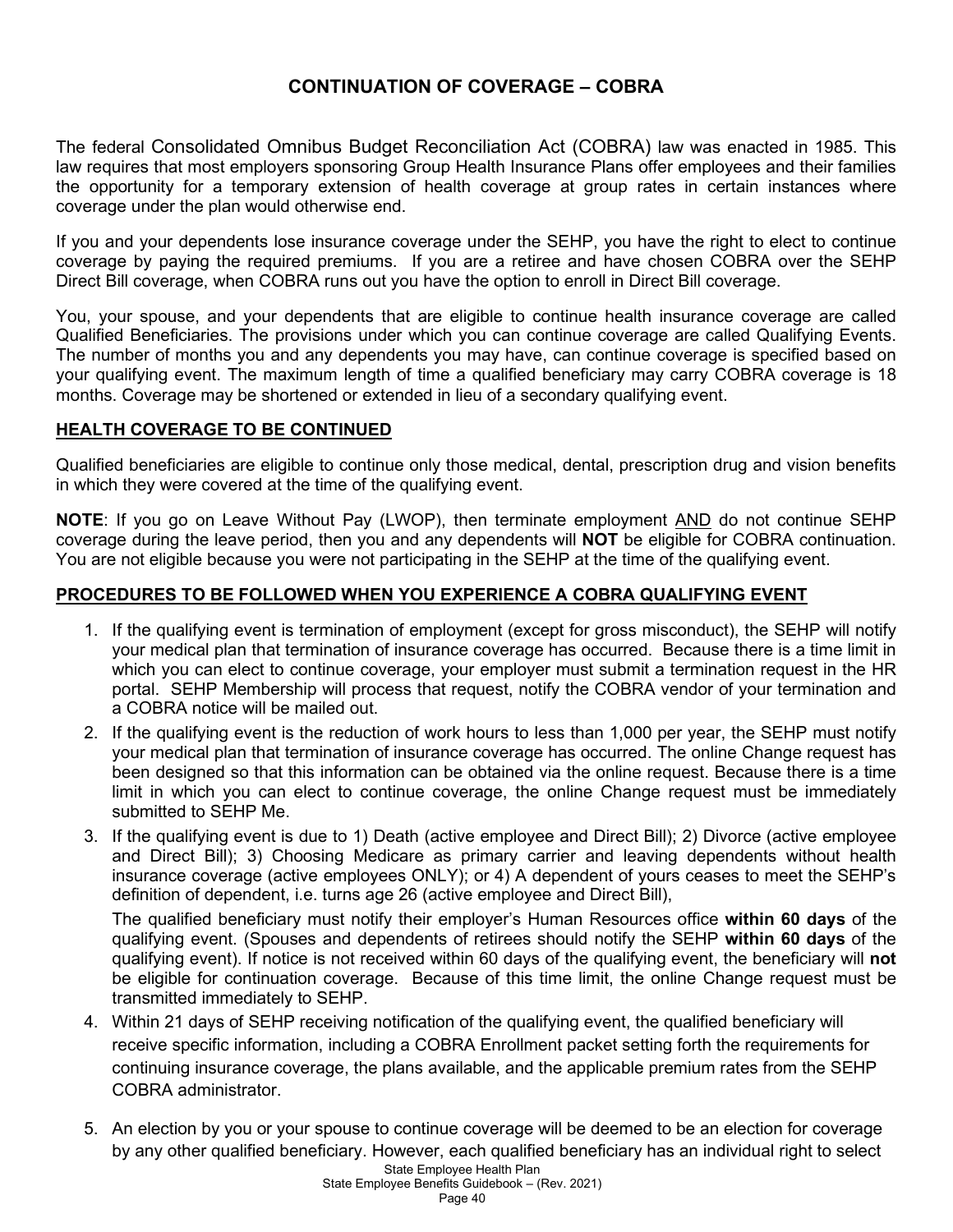# CONTINUATION OF COVERAGE – COBRA

The federal Consolidated Omnibus Budget Reconciliation Act (COBRA) law was enacted in 1985. This law requires that most employers sponsoring Group Health Insurance Plans offer employees and their families the opportunity for a temporary extension of health coverage at group rates in certain instances where coverage under the plan would otherwise end.

If you and your dependents lose insurance coverage under the SEHP, you have the right to elect to continue coverage by paying the required premiums. If you are a retiree and have chosen COBRA over the SEHP Direct Bill coverage, when COBRA runs out you have the option to enroll in Direct Bill coverage.

You, your spouse, and your dependents that are eligible to continue health insurance coverage are called Qualified Beneficiaries. The provisions under which you can continue coverage are called Qualifying Events. The number of months you and any dependents you may have, can continue coverage is specified based on your qualifying event. The maximum length of time a qualified beneficiary may carry COBRA coverage is 18 months. Coverage may be shortened or extended in lieu of a secondary qualifying event.

## HEALTH COVERAGE TO BE CONTINUED

Qualified beneficiaries are eligible to continue only those medical, dental, prescription drug and vision benefits in which they were covered at the time of the qualifying event.

**NOTE**: If you go on Leave Without Pay (LWOP), then terminate employment AND do not continue SEHP coverage during the leave period, then you and any dependents will **NOT** be eligible for COBRA continuation. You are not eligible because you were not participating in the SEHP at the time of the qualifying event.

## PROCEDURES TO BE FOLLOWED WHEN YOU EXPERIENCE A COBRA QUALIFYING EVENT

1. If the qualifying event is termination of employment (except for gross misconduct), the SEHP will notify your medical plan that termination of insurance coverage has occurred. Because there is a time limit in which you can elect to continue coverage, your employer must submit a termination request in the HR portal. SEHP Membership will process that request, notify the COBRA vendor of your termination and a COBRA notice will be mailed out.
2. If the qualifying event is the reduction of work hours to less than 1,000 per year, the SEHP must notify your medical plan that termination of insurance coverage has occurred. The online Change request has been designed so that this information can be obtained via the online request. Because there is a time limit in which you can elect to continue coverage, the online Change request must be immediately submitted to SEHP Me.
3. If the qualifying event is due to 1) Death (active employee and Direct Bill); 2) Divorce (active employee and Direct Bill); 3) Choosing Medicare as primary carrier and leaving dependents without health insurance coverage (active employees ONLY); or 4) A dependent of yours ceases to meet the SEHP's definition of dependent, i.e. turns age 26 (active employee and Direct Bill),

   The qualified beneficiary must notify their employer's Human Resources office **within 60 days** of the qualifying event. (Spouses and dependents of retirees should notify the SEHP **within 60 days** of the qualifying event). If notice is not received within 60 days of the qualifying event, the beneficiary will **not** be eligible for continuation coverage. Because of this time limit, the online Change request must be transmitted immediately to SEHP.
4. Within 21 days of SEHP receiving notification of the qualifying event, the qualified beneficiary will receive specific information, including a COBRA Enrollment packet setting forth the requirements for continuing insurance coverage, the plans available, and the applicable premium rates from the SEHP COBRA administrator.
5. An election by you or your spouse to continue coverage will be deemed to be an election for coverage by any other qualified beneficiary. However, each qualified beneficiary has an individual right to select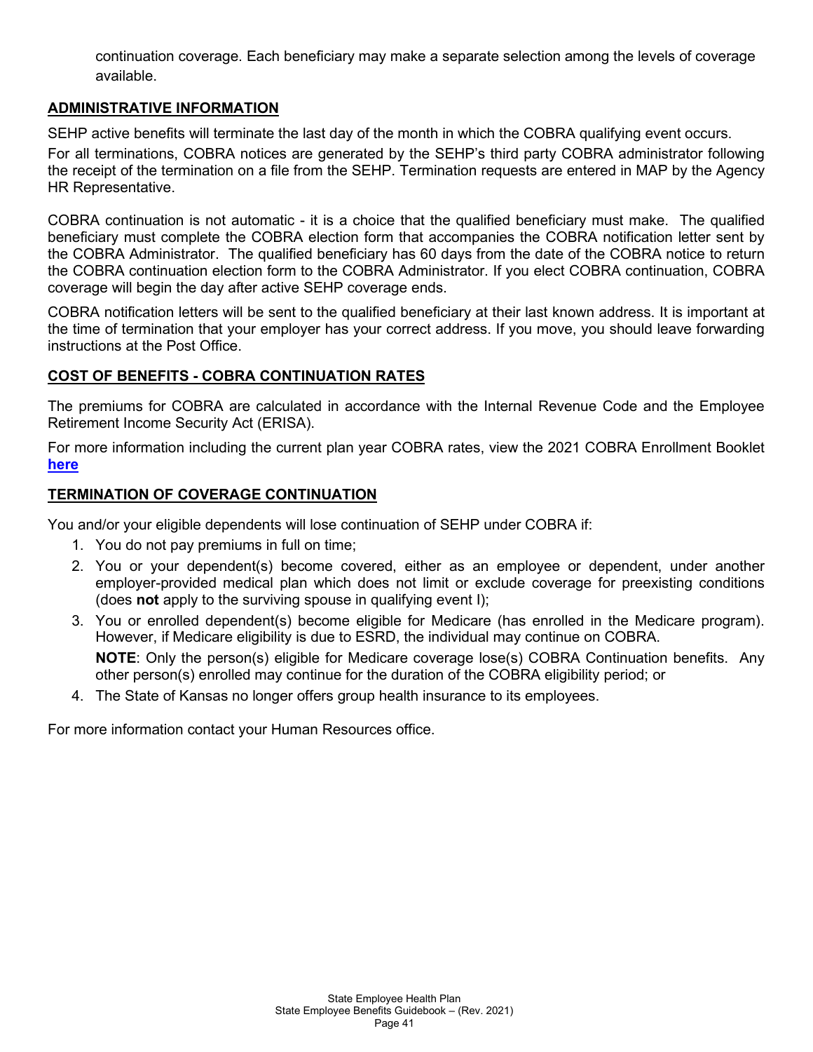continuation coverage. Each beneficiary may make a separate selection among the levels of coverage available.

## ADMINISTRATIVE INFORMATION

SEHP active benefits will terminate the last day of the month in which the COBRA qualifying event occurs.

For all terminations, COBRA notices are generated by the SEHP's third party COBRA administrator following the receipt of the termination on a file from the SEHP. Termination requests are entered in MAP by the Agency HR Representative.

COBRA continuation is not automatic - it is a choice that the qualified beneficiary must make. The qualified beneficiary must complete the COBRA election form that accompanies the COBRA notification letter sent by the COBRA Administrator. The qualified beneficiary has 60 days from the date of the COBRA notice to return the COBRA continuation election form to the COBRA Administrator. If you elect COBRA continuation, COBRA coverage will begin the day after active SEHP coverage ends.

COBRA notification letters will be sent to the qualified beneficiary at their last known address. It is important at the time of termination that your employer has your correct address. If you move, you should leave forwarding instructions at the Post Office.

## COST OF BENEFITS - COBRA CONTINUATION RATES

The premiums for COBRA are calculated in accordance with the Internal Revenue Code and the Employee Retirement Income Security Act (ERISA).

For more information including the current plan year COBRA rates, view the 2021 COBRA Enrollment Booklet **here**

## TERMINATION OF COVERAGE CONTINUATION

You and/or your eligible dependents will lose continuation of SEHP under COBRA if:

1. You do not pay premiums in full on time;
2. You or your dependent(s) become covered, either as an employee or dependent, under another employer-provided medical plan which does not limit or exclude coverage for preexisting conditions (does **not** apply to the surviving spouse in qualifying event I);
3. You or enrolled dependent(s) become eligible for Medicare (has enrolled in the Medicare program). However, if Medicare eligibility is due to ESRD, the individual may continue on COBRA.

   **NOTE**: Only the person(s) eligible for Medicare coverage lose(s) COBRA Continuation benefits. Any other person(s) enrolled may continue for the duration of the COBRA eligibility period; or
4. The State of Kansas no longer offers group health insurance to its employees.

For more information contact your Human Resources office.